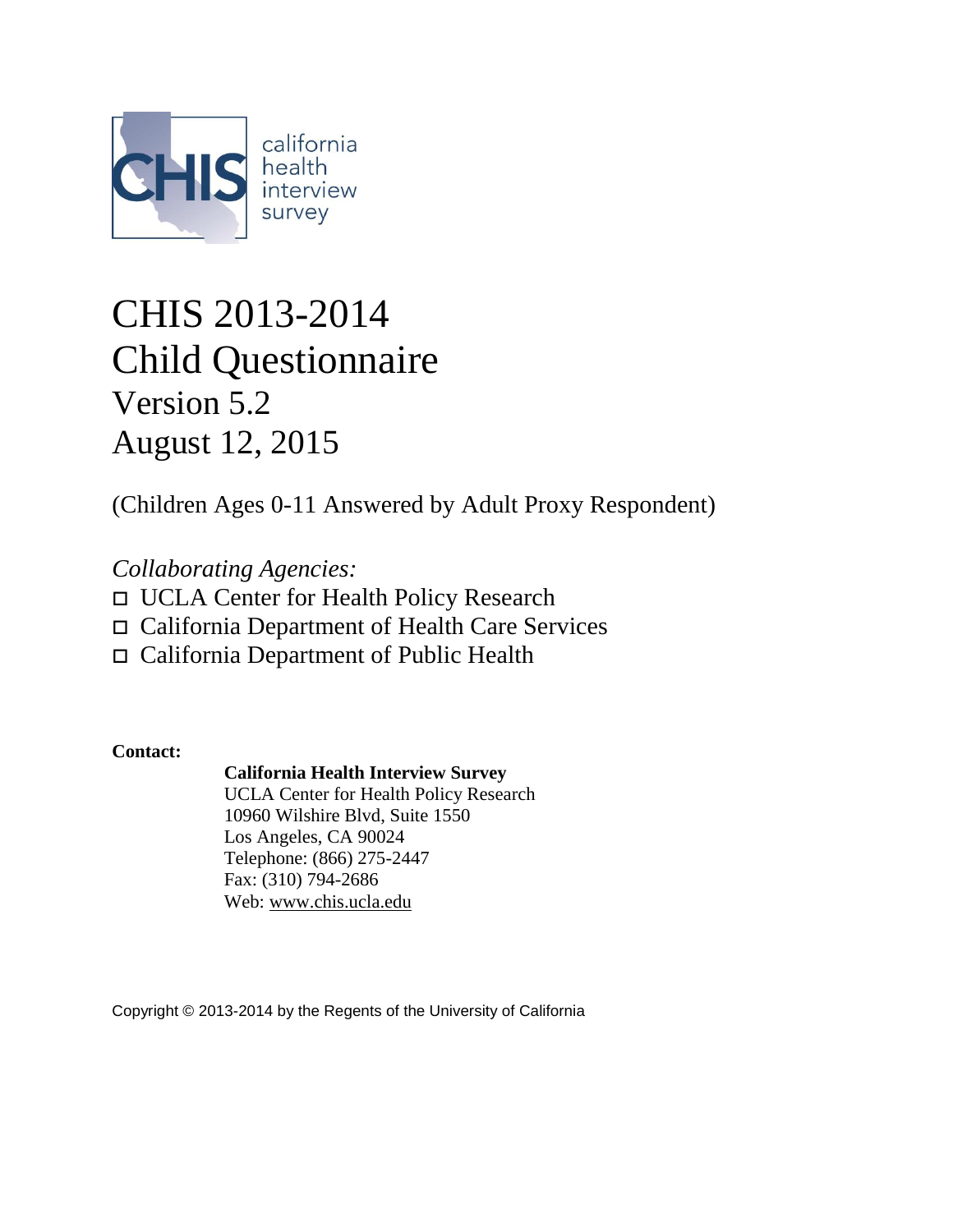CHIS california health interview survey

# CHIS 2013-2014
# Child Questionnaire
## Version 5.2
## August 12, 2015

(Children Ages 0-11 Answered by Adult Proxy Respondent)

*Collaborating Agencies:*

- ◻ UCLA Center for Health Policy Research
- ◻ California Department of Health Care Services
- ◻ California Department of Public Health

**Contact:**

**California Health Interview Survey**
UCLA Center for Health Policy Research
10960 Wilshire Blvd, Suite 1550
Los Angeles, CA 90024
Telephone: (866) 275-2447
Fax: (310) 794-2686
Web: www.chis.ucla.edu

Copyright © 2013-2014 by the Regents of the University of California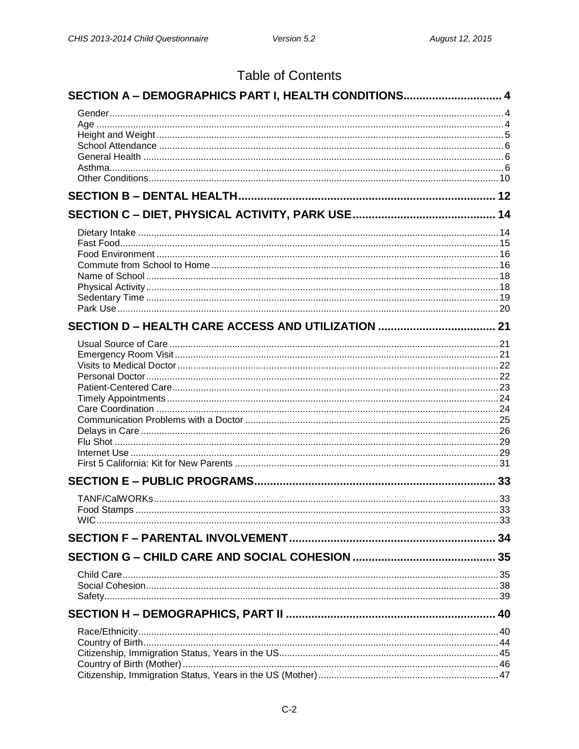# Table of Contents

## SECTION A – DEMOGRAPHICS PART I, HEALTH CONDITIONS .......... 4

- Gender .......... 4
- Age .......... 4
- Height and Weight .......... 5
- School Attendance .......... 6
- General Health .......... 6
- Asthma .......... 6
- Other Conditions .......... 10

## SECTION B – DENTAL HEALTH .......... 12

## SECTION C – DIET, PHYSICAL ACTIVITY, PARK USE .......... 14

- Dietary Intake .......... 14
- Fast Food .......... 15
- Food Environment .......... 16
- Commute from School to Home .......... 16
- Name of School .......... 18
- Physical Activity .......... 18
- Sedentary Time .......... 19
- Park Use .......... 20

## SECTION D – HEALTH CARE ACCESS AND UTILIZATION .......... 21

- Usual Source of Care .......... 21
- Emergency Room Visit .......... 21
- Visits to Medical Doctor .......... 22
- Personal Doctor .......... 22
- Patient-Centered Care .......... 23
- Timely Appointments .......... 24
- Care Coordination .......... 24
- Communication Problems with a Doctor .......... 25
- Delays in Care .......... 26
- Flu Shot .......... 29
- Internet Use .......... 29
- First 5 California: Kit for New Parents .......... 31

## SECTION E – PUBLIC PROGRAMS .......... 33

- TANF/CalWORKs .......... 33
- Food Stamps .......... 33
- WIC .......... 33

## SECTION F – PARENTAL INVOLVEMENT .......... 34

## SECTION G – CHILD CARE AND SOCIAL COHESION .......... 35

- Child Care .......... 35
- Social Cohesion .......... 38
- Safety .......... 39

## SECTION H – DEMOGRAPHICS, PART II .......... 40

- Race/Ethnicity .......... 40
- Country of Birth .......... 44
- Citizenship, Immigration Status, Years in the US .......... 45
- Country of Birth (Mother) .......... 46
- Citizenship, Immigration Status, Years in the US (Mother) .......... 47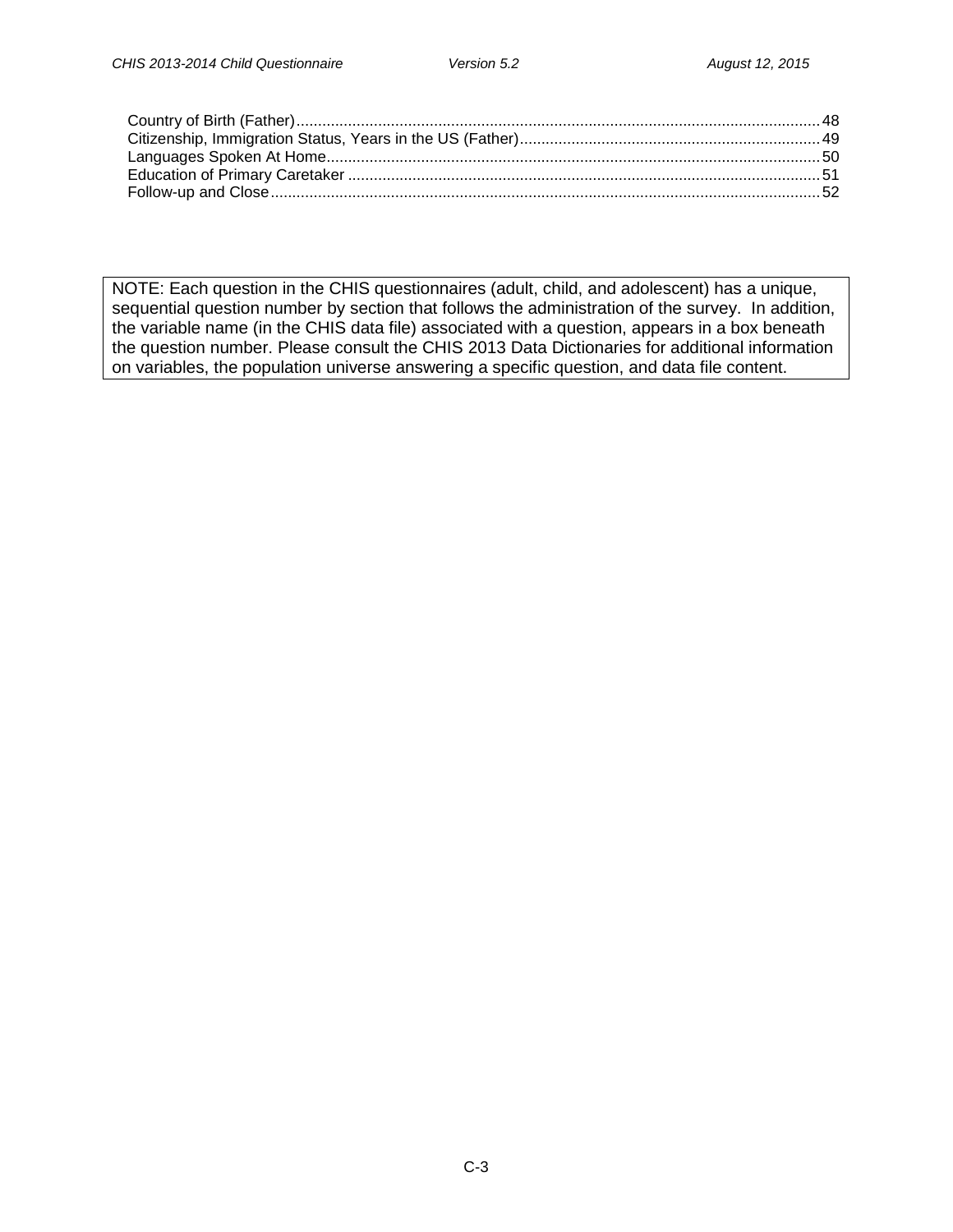Country of Birth (Father) ........................................................................................................................ 48
Citizenship, Immigration Status, Years in the US (Father) ..................................................................... 49
Languages Spoken At Home .................................................................................................................. 50
Education of Primary Caretaker ............................................................................................................. 51
Follow-up and Close ............................................................................................................................... 52

NOTE: Each question in the CHIS questionnaires (adult, child, and adolescent) has a unique, sequential question number by section that follows the administration of the survey. In addition, the variable name (in the CHIS data file) associated with a question, appears in a box beneath the question number. Please consult the CHIS 2013 Data Dictionaries for additional information on variables, the population universe answering a specific question, and data file content.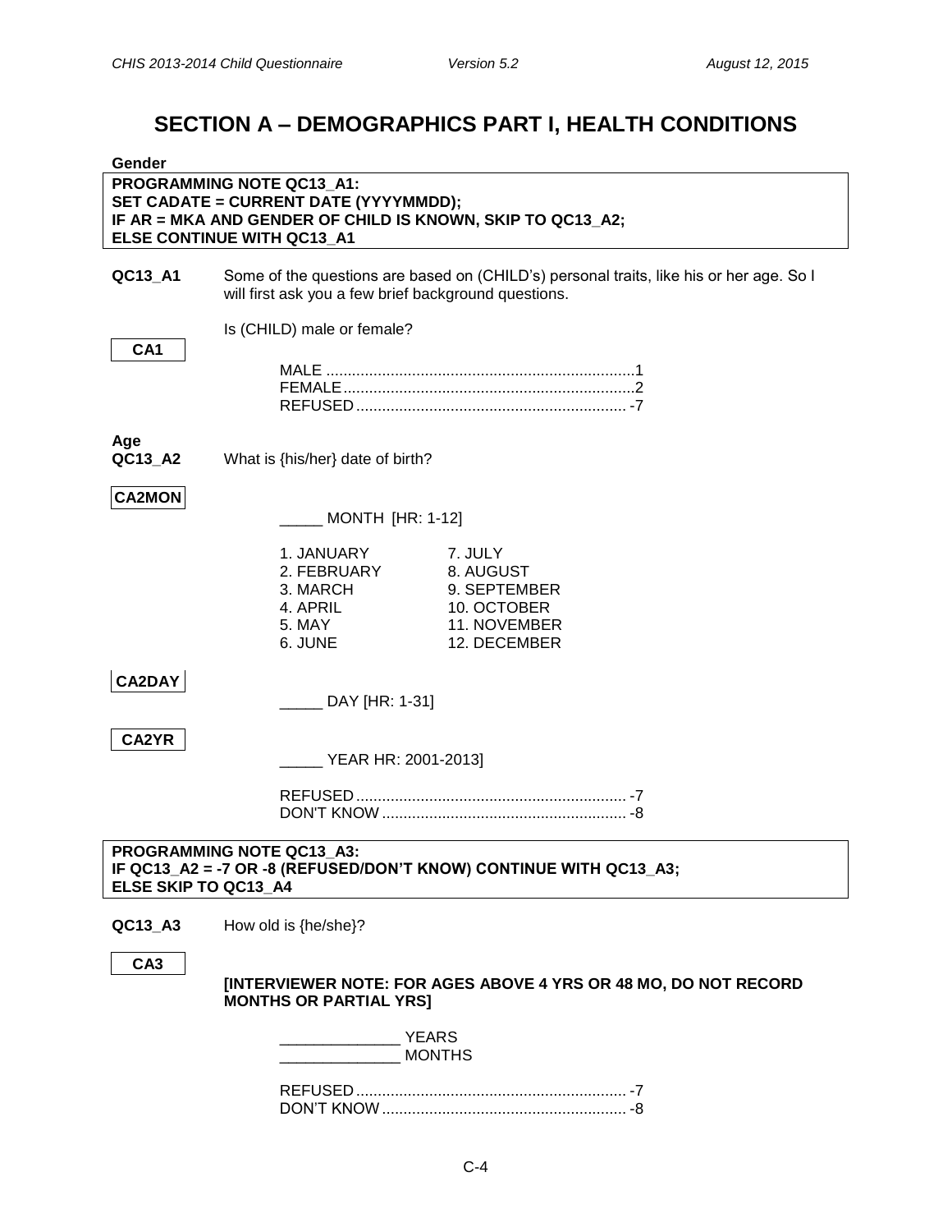# SECTION A – DEMOGRAPHICS PART I, HEALTH CONDITIONS

**Gender**

> **PROGRAMMING NOTE QC13_A1:**
> **SET CADATE = CURRENT DATE (YYYYMMDD);**
> **IF AR = MKA AND GENDER OF CHILD IS KNOWN, SKIP TO QC13_A2;**
> **ELSE CONTINUE WITH QC13_A1**

**QC13_A1** Some of the questions are based on (CHILD's) personal traits, like his or her age. So I will first ask you a few brief background questions.

Is (CHILD) male or female?

**CA1**

MALE ....................................................................... 1
FEMALE.................................................................... 2
REFUSED ............................................................... -7

**Age**

**QC13_A2** What is {his/her} date of birth?

**CA2MON**

_____ MONTH [HR: 1-12]

| | |
|---|---|
| 1. JANUARY | 7. JULY |
| 2. FEBRUARY | 8. AUGUST |
| 3. MARCH | 9. SEPTEMBER |
| 4. APRIL | 10. OCTOBER |
| 5. MAY | 11. NOVEMBER |
| 6. JUNE | 12. DECEMBER |

**CA2DAY**

_____ DAY [HR: 1-31]

**CA2YR**

_____ YEAR HR: 2001-2013]

REFUSED ............................................................... -7
DON'T KNOW ......................................................... -8

> **PROGRAMMING NOTE QC13_A3:**
> **IF QC13_A2 = -7 OR -8 (REFUSED/DON'T KNOW) CONTINUE WITH QC13_A3;**
> **ELSE SKIP TO QC13_A4**

**QC13_A3** How old is {he/she}?

**CA3**

**[INTERVIEWER NOTE: FOR AGES ABOVE 4 YRS OR 48 MO, DO NOT RECORD MONTHS OR PARTIAL YRS]**

______________ YEARS
______________ MONTHS

REFUSED ............................................................... -7
DON'T KNOW ......................................................... -8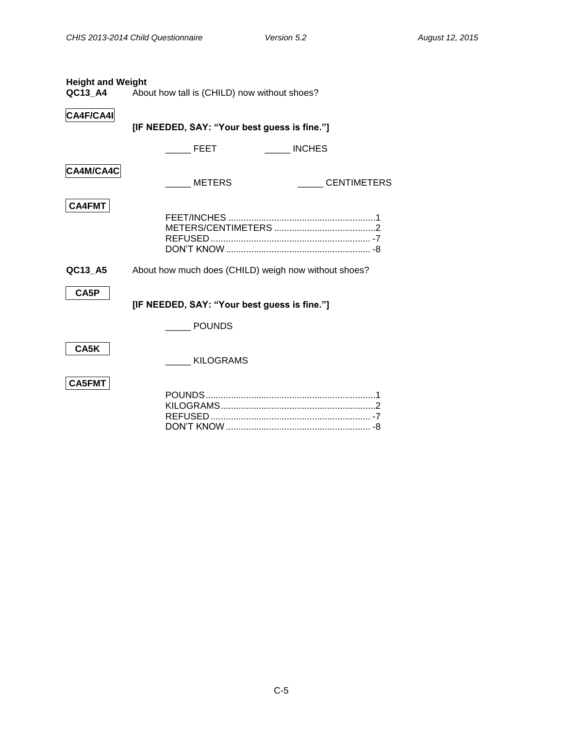**Height and Weight**

**QC13_A4** About how tall is (CHILD) now without shoes?

**CA4F/CA4I**

**[IF NEEDED, SAY: "Your best guess is fine."]**

_____ FEET _____ INCHES

**CA4M/CA4C**

_____ METERS _____ CENTIMETERS

**CA4FMT**

FEET/INCHES .......................................................... 1
METERS/CENTIMETERS ........................................ 2
REFUSED ............................................................... -7
DON'T KNOW ......................................................... -8

**QC13_A5** About how much does (CHILD) weigh now without shoes?

**CA5P**

**[IF NEEDED, SAY: "Your best guess is fine."]**

_____ POUNDS

**CA5K**

_____ KILOGRAMS

**CA5FMT**

POUNDS................................................................... 1
KILOGRAMS............................................................ 2
REFUSED ............................................................... -7
DON'T KNOW ......................................................... -8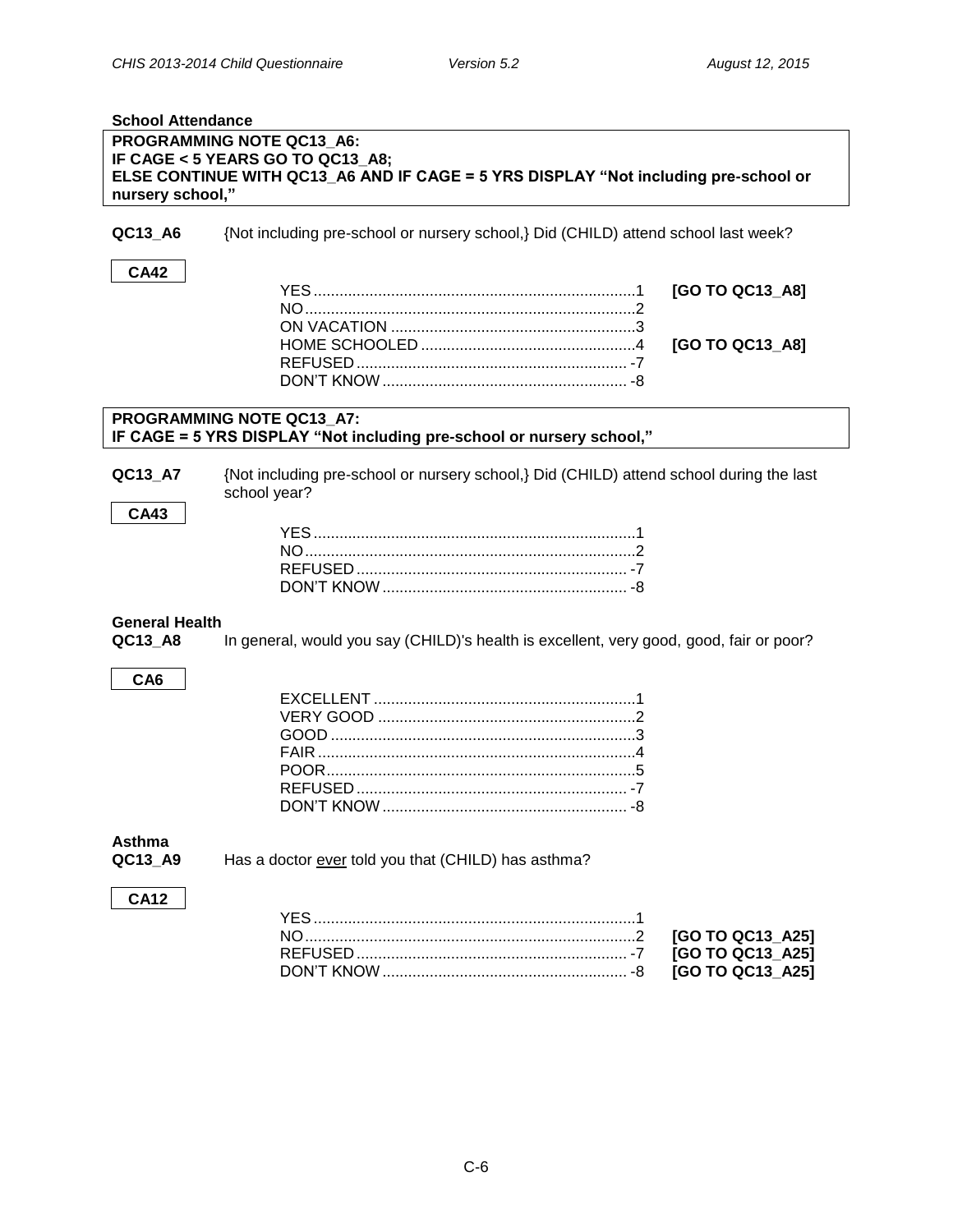**School Attendance**

**PROGRAMMING NOTE QC13_A6:**
**IF CAGE < 5 YEARS GO TO QC13_A8;**
**ELSE CONTINUE WITH QC13_A6 AND IF CAGE = 5 YRS DISPLAY "Not including pre-school or nursery school,"**

**QC13_A6** {Not including pre-school or nursery school,} Did (CHILD) attend school last week?

**CA42**

| | | |
|---|---|---|
| YES | 1 | **[GO TO QC13_A8]** |
| NO | 2 | |
| ON VACATION | 3 | |
| HOME SCHOOLED | 4 | **[GO TO QC13_A8]** |
| REFUSED | -7 | |
| DON'T KNOW | -8 | |

**PROGRAMMING NOTE QC13_A7:**
**IF CAGE = 5 YRS DISPLAY "Not including pre-school or nursery school,"**

**QC13_A7** {Not including pre-school or nursery school,} Did (CHILD) attend school during the last school year?

**CA43**

| | |
|---|---|
| YES | 1 |
| NO | 2 |
| REFUSED | -7 |
| DON'T KNOW | -8 |

**General Health**

**QC13_A8** In general, would you say (CHILD)'s health is excellent, very good, good, fair or poor?

**CA6**

| | |
|---|---|
| EXCELLENT | 1 |
| VERY GOOD | 2 |
| GOOD | 3 |
| FAIR | 4 |
| POOR | 5 |
| REFUSED | -7 |
| DON'T KNOW | -8 |

**Asthma**

**QC13_A9** Has a doctor ever told you that (CHILD) has asthma?

**CA12**

| | | |
|---|---|---|
| YES | 1 | |
| NO | 2 | **[GO TO QC13_A25]** |
| REFUSED | -7 | **[GO TO QC13_A25]** |
| DON'T KNOW | -8 | **[GO TO QC13_A25]** |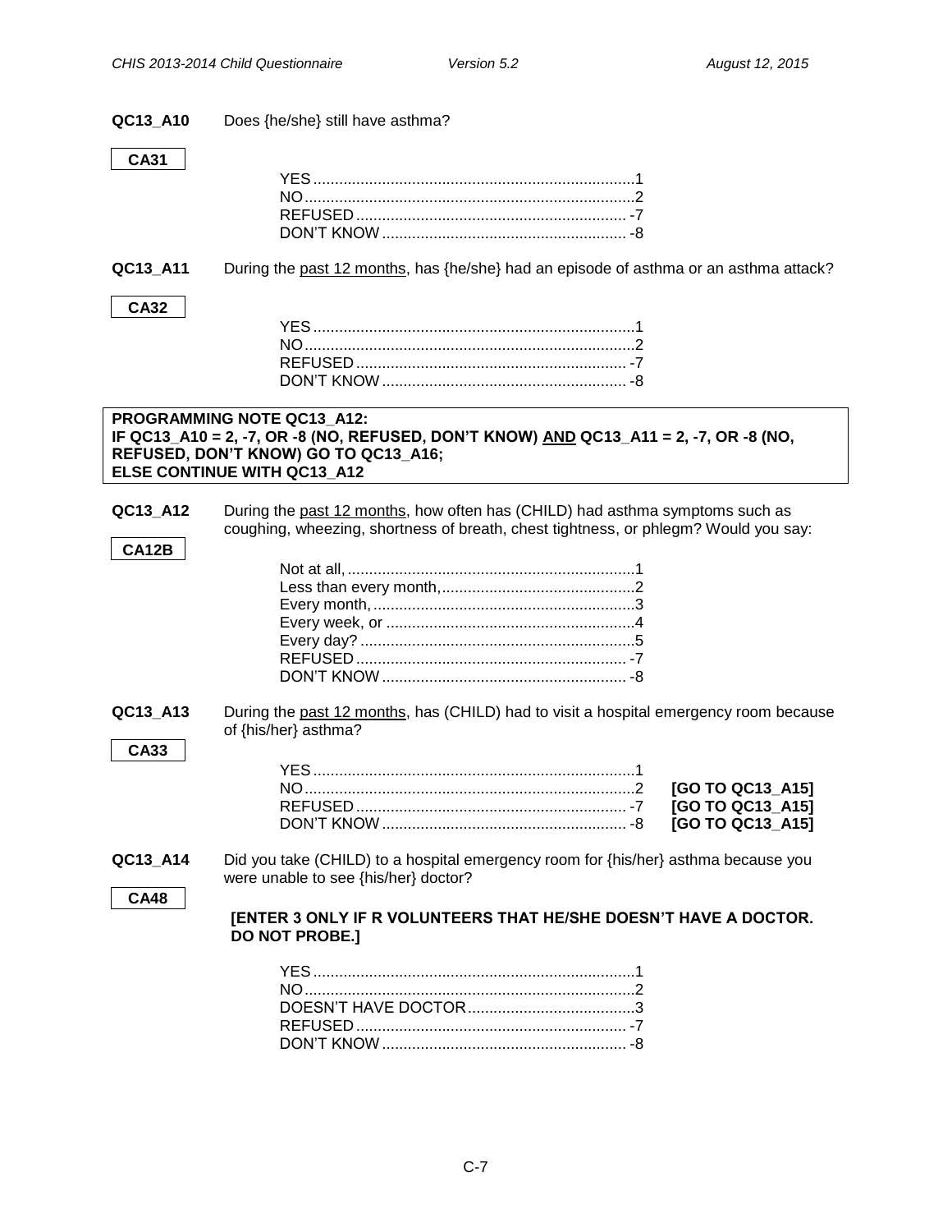**QC13_A10** Does {he/she} still have asthma?

**CA31**

| | |
|---|---|
| YES | 1 |
| NO | 2 |
| REFUSED | -7 |
| DON'T KNOW | -8 |

**QC13_A11** During the past 12 months, has {he/she} had an episode of asthma or an asthma attack?

**CA32**

| | |
|---|---|
| YES | 1 |
| NO | 2 |
| REFUSED | -7 |
| DON'T KNOW | -8 |

**PROGRAMMING NOTE QC13_A12:**
**IF QC13_A10 = 2, -7, OR -8 (NO, REFUSED, DON'T KNOW) AND QC13_A11 = 2, -7, OR -8 (NO, REFUSED, DON'T KNOW) GO TO QC13_A16;**
**ELSE CONTINUE WITH QC13_A12**

**QC13_A12** During the past 12 months, how often has (CHILD) had asthma symptoms such as coughing, wheezing, shortness of breath, chest tightness, or phlegm? Would you say:

**CA12B**

| | |
|---|---|
| Not at all, | 1 |
| Less than every month, | 2 |
| Every month, | 3 |
| Every week, or | 4 |
| Every day? | 5 |
| REFUSED | -7 |
| DON'T KNOW | -8 |

**QC13_A13** During the past 12 months, has (CHILD) had to visit a hospital emergency room because of {his/her} asthma?

**CA33**

| | | |
|---|---|---|
| YES | 1 | |
| NO | 2 | **[GO TO QC13_A15]** |
| REFUSED | -7 | **[GO TO QC13_A15]** |
| DON'T KNOW | -8 | **[GO TO QC13_A15]** |

**QC13_A14** Did you take (CHILD) to a hospital emergency room for {his/her} asthma because you were unable to see {his/her} doctor?

**CA48**

**[ENTER 3 ONLY IF R VOLUNTEERS THAT HE/SHE DOESN'T HAVE A DOCTOR. DO NOT PROBE.]**

| | |
|---|---|
| YES | 1 |
| NO | 2 |
| DOESN'T HAVE DOCTOR | 3 |
| REFUSED | -7 |
| DON'T KNOW | -8 |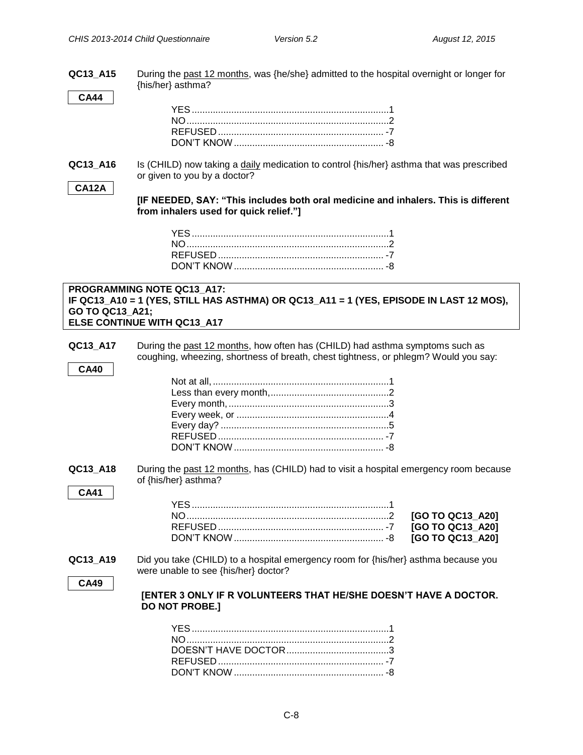**QC13_A15** During the past 12 months, was {he/she} admitted to the hospital overnight or longer for {his/her} asthma?

**CA44**

| | |
|---|---|
| YES | 1 |
| NO | 2 |
| REFUSED | -7 |
| DON'T KNOW | -8 |

**QC13_A16** Is (CHILD) now taking a daily medication to control {his/her} asthma that was prescribed or given to you by a doctor?

**CA12A**

**[IF NEEDED, SAY: "This includes both oral medicine and inhalers. This is different from inhalers used for quick relief."]**

| | |
|---|---|
| YES | 1 |
| NO | 2 |
| REFUSED | -7 |
| DON'T KNOW | -8 |

**PROGRAMMING NOTE QC13_A17:**
**IF QC13_A10 = 1 (YES, STILL HAS ASTHMA) OR QC13_A11 = 1 (YES, EPISODE IN LAST 12 MOS), GO TO QC13_A21;**
**ELSE CONTINUE WITH QC13_A17**

**QC13_A17** During the past 12 months, how often has (CHILD) had asthma symptoms such as coughing, wheezing, shortness of breath, chest tightness, or phlegm? Would you say:

**CA40**

| | |
|---|---|
| Not at all, | 1 |
| Less than every month, | 2 |
| Every month, | 3 |
| Every week, or | 4 |
| Every day? | 5 |
| REFUSED | -7 |
| DON'T KNOW | -8 |

**QC13_A18** During the past 12 months, has (CHILD) had to visit a hospital emergency room because of {his/her} asthma?

**CA41**

| | | |
|---|---|---|
| YES | 1 | |
| NO | 2 | **[GO TO QC13_A20]** |
| REFUSED | -7 | **[GO TO QC13_A20]** |
| DON'T KNOW | -8 | **[GO TO QC13_A20]** |

**QC13_A19** Did you take (CHILD) to a hospital emergency room for {his/her} asthma because you were unable to see {his/her} doctor?

**CA49**

**[ENTER 3 ONLY IF R VOLUNTEERS THAT HE/SHE DOESN'T HAVE A DOCTOR. DO NOT PROBE.]**

| | |
|---|---|
| YES | 1 |
| NO | 2 |
| DOESN'T HAVE DOCTOR | 3 |
| REFUSED | -7 |
| DON'T KNOW | -8 |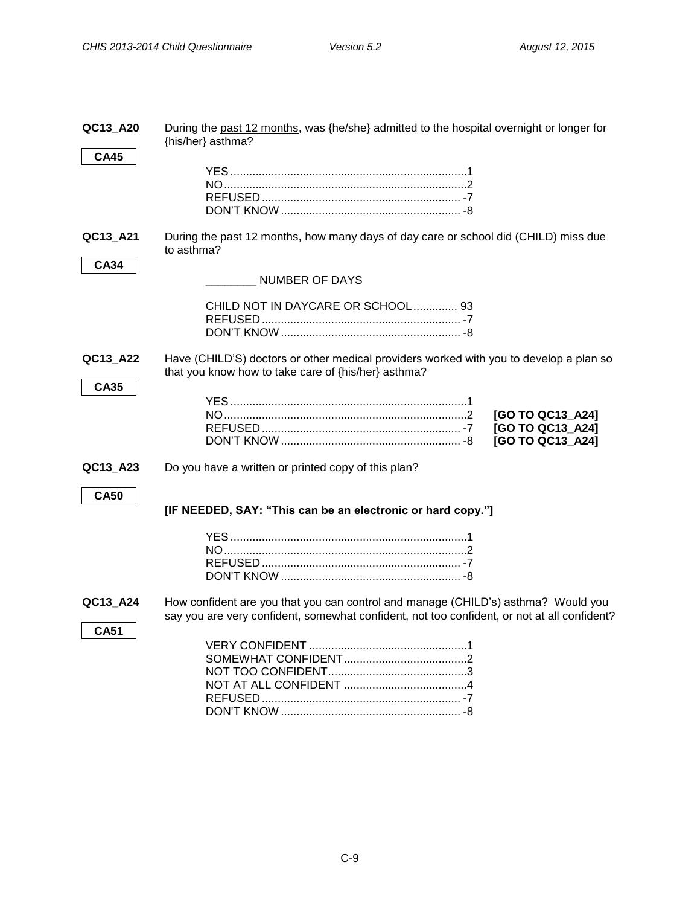**QC13_A20** **CA45**

During the past 12 months, was {he/she} admitted to the hospital overnight or longer for {his/her} asthma?

| | | |
|---|---|---|
| YES | 1 | |
| NO | 2 | |
| REFUSED | -7 | |
| DON'T KNOW | -8 | |

**QC13_A21** **CA34**

During the past 12 months, how many days of day care or school did (CHILD) miss due to asthma?

________ NUMBER OF DAYS

| | | |
|---|---|---|
| CHILD NOT IN DAYCARE OR SCHOOL | 93 | |
| REFUSED | -7 | |
| DON'T KNOW | -8 | |

**QC13_A22** **CA35**

Have (CHILD'S) doctors or other medical providers worked with you to develop a plan so that you know how to take care of {his/her} asthma?

| | | |
|---|---|---|
| YES | 1 | |
| NO | 2 | **[GO TO QC13_A24]** |
| REFUSED | -7 | **[GO TO QC13_A24]** |
| DON'T KNOW | -8 | **[GO TO QC13_A24]** |

**QC13_A23** **CA50**

Do you have a written or printed copy of this plan?

**[IF NEEDED, SAY: "This can be an electronic or hard copy."]**

| | | |
|---|---|---|
| YES | 1 | |
| NO | 2 | |
| REFUSED | -7 | |
| DON'T KNOW | -8 | |

**QC13_A24** **CA51**

How confident are you that you can control and manage (CHILD's) asthma? Would you say you are very confident, somewhat confident, not too confident, or not at all confident?

| | | |
|---|---|---|
| VERY CONFIDENT | 1 | |
| SOMEWHAT CONFIDENT | 2 | |
| NOT TOO CONFIDENT | 3 | |
| NOT AT ALL CONFIDENT | 4 | |
| REFUSED | -7 | |
| DON'T KNOW | -8 | |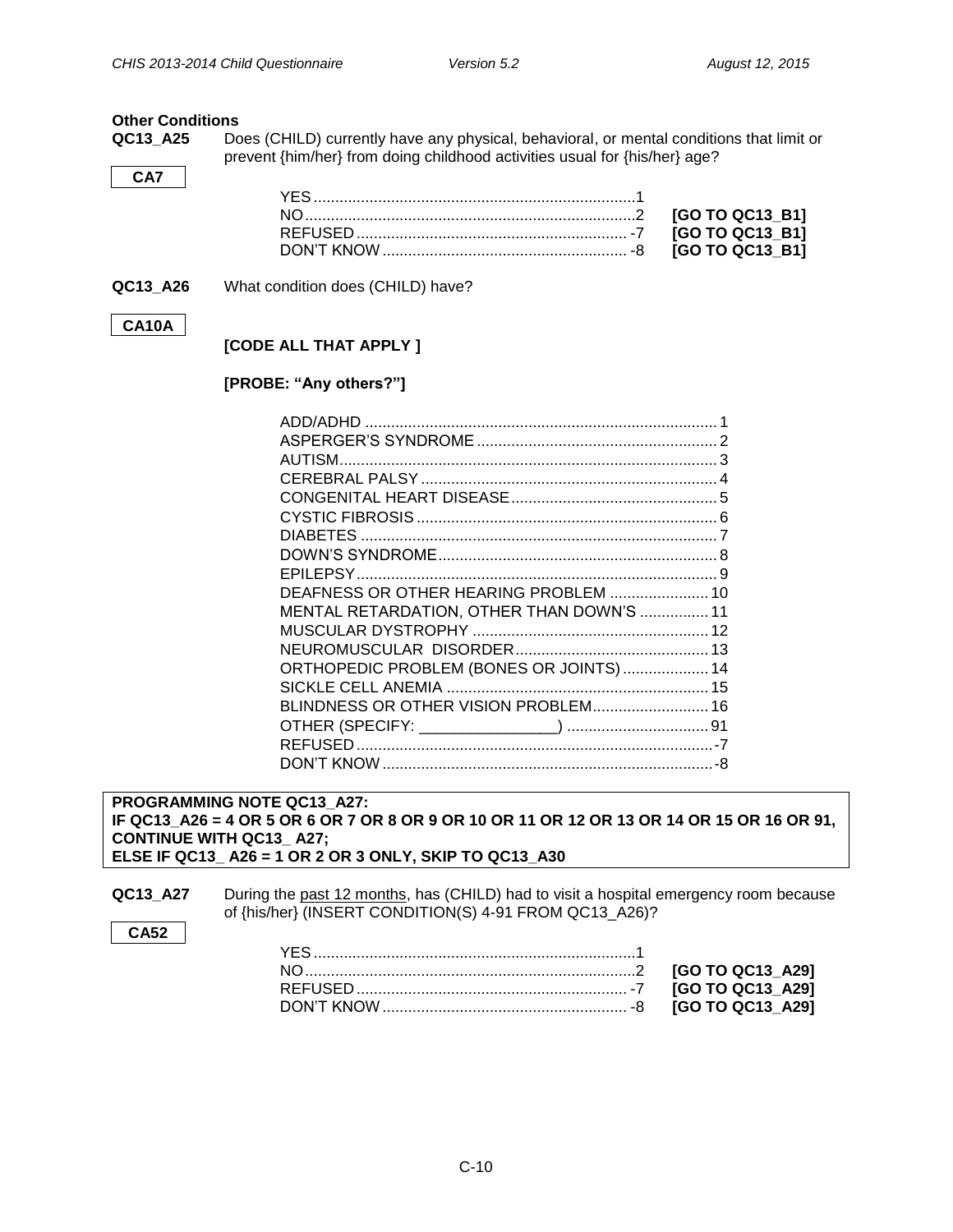**Other Conditions**

**QC13_A25** Does (CHILD) currently have any physical, behavioral, or mental conditions that limit or prevent {him/her} from doing childhood activities usual for {his/her} age?

**CA7**

| | | |
|---|---|---|
| YES | 1 | |
| NO | 2 | **[GO TO QC13_B1]** |
| REFUSED | -7 | **[GO TO QC13_B1]** |
| DON'T KNOW | -8 | **[GO TO QC13_B1]** |

**QC13_A26** What condition does (CHILD) have?

**CA10A**

**[CODE ALL THAT APPLY ]**

**[PROBE: "Any others?"]**

| | |
|---|---|
| ADD/ADHD | 1 |
| ASPERGER'S SYNDROME | 2 |
| AUTISM | 3 |
| CEREBRAL PALSY | 4 |
| CONGENITAL HEART DISEASE | 5 |
| CYSTIC FIBROSIS | 6 |
| DIABETES | 7 |
| DOWN'S SYNDROME | 8 |
| EPILEPSY | 9 |
| DEAFNESS OR OTHER HEARING PROBLEM | 10 |
| MENTAL RETARDATION, OTHER THAN DOWN'S | 11 |
| MUSCULAR DYSTROPHY | 12 |
| NEUROMUSCULAR DISORDER | 13 |
| ORTHOPEDIC PROBLEM (BONES OR JOINTS) | 14 |
| SICKLE CELL ANEMIA | 15 |
| BLINDNESS OR OTHER VISION PROBLEM | 16 |
| OTHER (SPECIFY: _______________) | 91 |
| REFUSED | -7 |
| DON'T KNOW | -8 |

**PROGRAMMING NOTE QC13_A27:**
**IF QC13_A26 = 4 OR 5 OR 6 OR 7 OR 8 OR 9 OR 10 OR 11 OR 12 OR 13 OR 14 OR 15 OR 16 OR 91, CONTINUE WITH QC13_ A27;**
**ELSE IF QC13_ A26 = 1 OR 2 OR 3 ONLY, SKIP TO QC13_A30**

**QC13_A27** During the past 12 months, has (CHILD) had to visit a hospital emergency room because of {his/her} (INSERT CONDITION(S) 4-91 FROM QC13_A26)?

**CA52**

| | | |
|---|---|---|
| YES | 1 | |
| NO | 2 | **[GO TO QC13_A29]** |
| REFUSED | -7 | **[GO TO QC13_A29]** |
| DON'T KNOW | -8 | **[GO TO QC13_A29]** |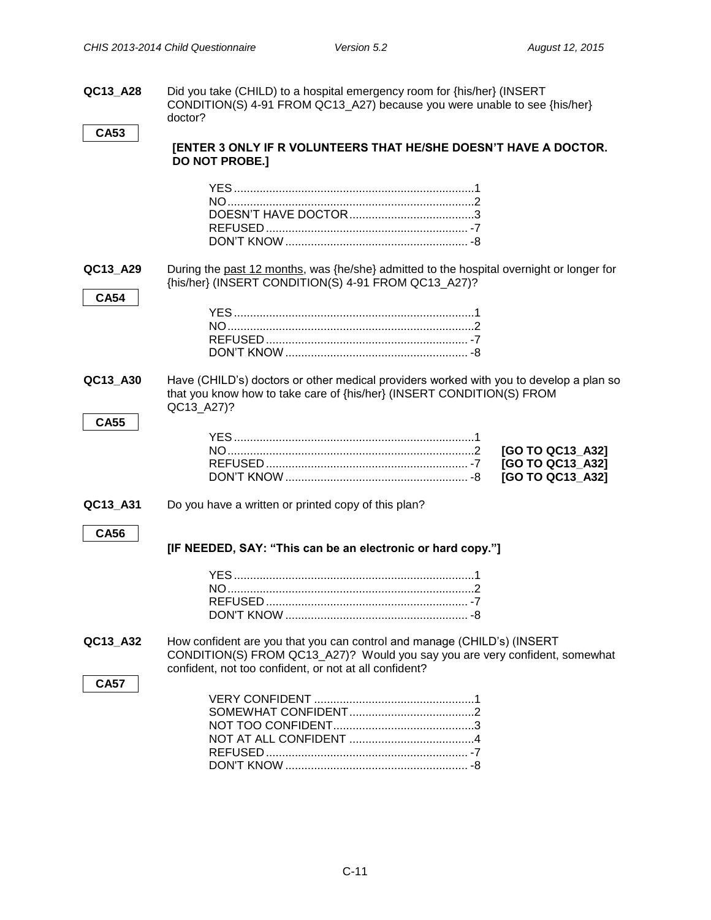**QC13_A28** Did you take (CHILD) to a hospital emergency room for {his/her} (INSERT CONDITION(S) 4-91 FROM QC13_A27) because you were unable to see {his/her} doctor?

**CA53**

**[ENTER 3 ONLY IF R VOLUNTEERS THAT HE/SHE DOESN'T HAVE A DOCTOR. DO NOT PROBE.]**

YES.......................................................................1
NO.........................................................................2
DOESN'T HAVE DOCTOR......................................3
REFUSED............................................................-7
DON'T KNOW......................................................-8

**QC13_A29** During the past 12 months, was {he/she} admitted to the hospital overnight or longer for {his/her} (INSERT CONDITION(S) 4-91 FROM QC13_A27)?

**CA54**

YES.......................................................................1
NO.........................................................................2
REFUSED............................................................-7
DON'T KNOW......................................................-8

**QC13_A30** Have (CHILD's) doctors or other medical providers worked with you to develop a plan so that you know how to take care of {his/her} (INSERT CONDITION(S) FROM QC13_A27)?

**CA55**

YES.......................................................................1
NO.........................................................................2 **[GO TO QC13_A32]**
REFUSED............................................................-7 **[GO TO QC13_A32]**
DON'T KNOW......................................................-8 **[GO TO QC13_A32]**

**QC13_A31** Do you have a written or printed copy of this plan?

**CA56**

**[IF NEEDED, SAY: "This can be an electronic or hard copy."]**

YES.......................................................................1
NO.........................................................................2
REFUSED............................................................-7
DON'T KNOW......................................................-8

**QC13_A32** How confident are you that you can control and manage (CHILD's) (INSERT CONDITION(S) FROM QC13_A27)? Would you say you are very confident, somewhat confident, not too confident, or not at all confident?

**CA57**

VERY CONFIDENT...............................................1
SOMEWHAT CONFIDENT......................................2
NOT TOO CONFIDENT..........................................3
NOT AT ALL CONFIDENT ......................................4
REFUSED............................................................-7
DON'T KNOW......................................................-8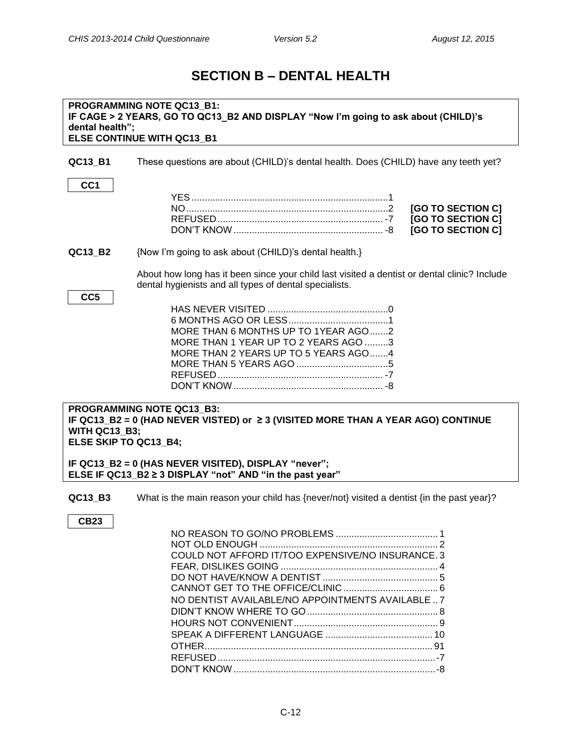# SECTION B – DENTAL HEALTH

**PROGRAMMING NOTE QC13_B1:**
**IF CAGE > 2 YEARS, GO TO QC13_B2 AND DISPLAY "Now I'm going to ask about (CHILD)'s dental health";**
**ELSE CONTINUE WITH QC13_B1**

**QC13_B1** These questions are about (CHILD)'s dental health. Does (CHILD) have any teeth yet?

**CC1**

| | | |
|---|---|---|
| YES | 1 | |
| NO | 2 | **[GO TO SECTION C]** |
| REFUSED | -7 | **[GO TO SECTION C]** |
| DON'T KNOW | -8 | **[GO TO SECTION C]** |

**QC13_B2** {Now I'm going to ask about (CHILD)'s dental health.}

About how long has it been since your child last visited a dentist or dental clinic? Include dental hygienists and all types of dental specialists.

**CC5**

| | |
|---|---|
| HAS NEVER VISITED | 0 |
| 6 MONTHS AGO OR LESS | 1 |
| MORE THAN 6 MONTHS UP TO 1YEAR AGO | 2 |
| MORE THAN 1 YEAR UP TO 2 YEARS AGO | 3 |
| MORE THAN 2 YEARS UP TO 5 YEARS AGO | 4 |
| MORE THAN 5 YEARS AGO | 5 |
| REFUSED | -7 |
| DON'T KNOW | -8 |

**PROGRAMMING NOTE QC13_B3:**
**IF QC13_B2 = 0 (HAD NEVER VISTED) or ≥ 3 (VISITED MORE THAN A YEAR AGO) CONTINUE WITH QC13_B3;**
**ELSE SKIP TO QC13_B4;**

**IF QC13_B2 = 0 (HAS NEVER VISITED), DISPLAY "never";**
**ELSE IF QC13_B2 ≥ 3 DISPLAY "not" AND "in the past year"**

**QC13_B3** What is the main reason your child has {never/not} visited a dentist {in the past year}?

**CB23**

| | |
|---|---|
| NO REASON TO GO/NO PROBLEMS | 1 |
| NOT OLD ENOUGH | 2 |
| COULD NOT AFFORD IT/TOO EXPENSIVE/NO INSURANCE | 3 |
| FEAR, DISLIKES GOING | 4 |
| DO NOT HAVE/KNOW A DENTIST | 5 |
| CANNOT GET TO THE OFFICE/CLINIC | 6 |
| NO DENTIST AVAILABLE/NO APPOINTMENTS AVAILABLE | 7 |
| DIDN'T KNOW WHERE TO GO | 8 |
| HOURS NOT CONVENIENT | 9 |
| SPEAK A DIFFERENT LANGUAGE | 10 |
| OTHER | 91 |
| REFUSED | -7 |
| DON'T KNOW | -8 |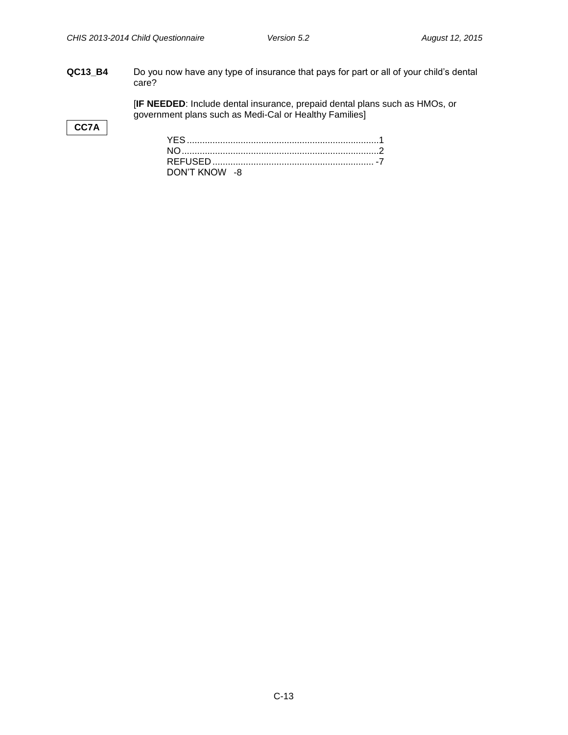**QC13_B4** Do you now have any type of insurance that pays for part or all of your child's dental care?

[**IF NEEDED**: Include dental insurance, prepaid dental plans such as HMOs, or government plans such as Medi-Cal or Healthy Families]

**CC7A**

YES ........................................................................... 1
NO ............................................................................. 2
REFUSED ................................................................ -7
DON'T KNOW -8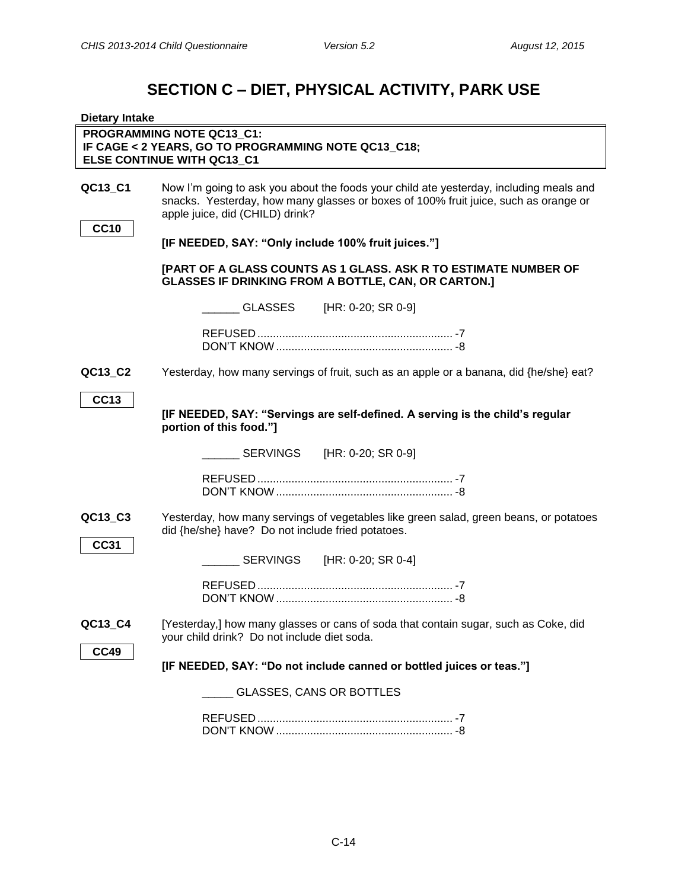# SECTION C – DIET, PHYSICAL ACTIVITY, PARK USE

**Dietary Intake**

**PROGRAMMING NOTE QC13_C1:**
**IF CAGE < 2 YEARS, GO TO PROGRAMMING NOTE QC13_C18;**
**ELSE CONTINUE WITH QC13_C1**

**QC13_C1** Now I'm going to ask you about the foods your child ate yesterday, including meals and snacks. Yesterday, how many glasses or boxes of 100% fruit juice, such as orange or apple juice, did (CHILD) drink?

**CC10**

**[IF NEEDED, SAY: "Only include 100% fruit juices."]**

**[PART OF A GLASS COUNTS AS 1 GLASS. ASK R TO ESTIMATE NUMBER OF GLASSES IF DRINKING FROM A BOTTLE, CAN, OR CARTON.]**

______ GLASSES [HR: 0-20; SR 0-9]

REFUSED ............................................................... -7
DON'T KNOW ......................................................... -8

**QC13_C2** Yesterday, how many servings of fruit, such as an apple or a banana, did {he/she} eat?

**CC13**

**[IF NEEDED, SAY: "Servings are self-defined. A serving is the child's regular portion of this food."]**

______ SERVINGS [HR: 0-20; SR 0-9]

REFUSED ............................................................... -7
DON'T KNOW ......................................................... -8

**QC13_C3** Yesterday, how many servings of vegetables like green salad, green beans, or potatoes did {he/she} have? Do not include fried potatoes.

**CC31**

______ SERVINGS [HR: 0-20; SR 0-4]

REFUSED ............................................................... -7
DON'T KNOW ......................................................... -8

**QC13_C4** [Yesterday,] how many glasses or cans of soda that contain sugar, such as Coke, did your child drink? Do not include diet soda.

**CC49**

**[IF NEEDED, SAY: "Do not include canned or bottled juices or teas."]**

_____ GLASSES, CANS OR BOTTLES

REFUSED ............................................................... -7
DON'T KNOW ......................................................... -8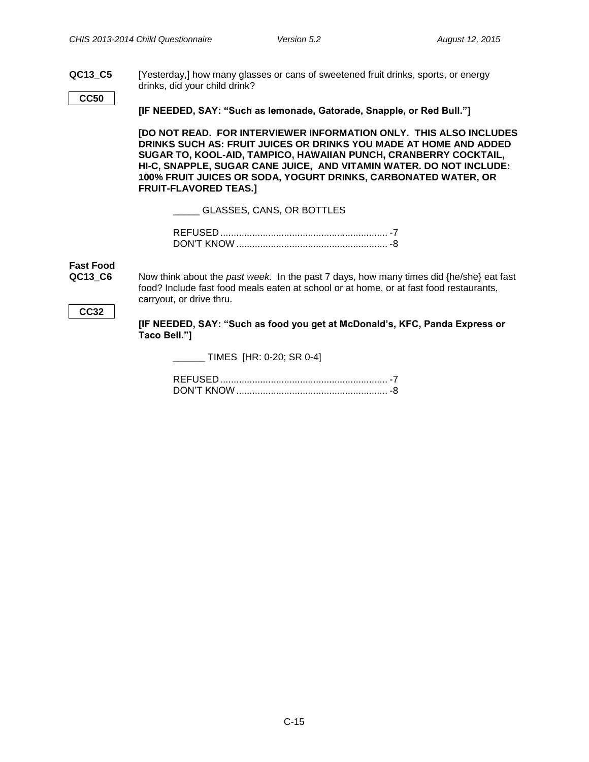**QC13_C5** [Yesterday,] how many glasses or cans of sweetened fruit drinks, sports, or energy drinks, did your child drink?

**CC50**

**[IF NEEDED, SAY: "Such as lemonade, Gatorade, Snapple, or Red Bull."]**

**[DO NOT READ. FOR INTERVIEWER INFORMATION ONLY. THIS ALSO INCLUDES DRINKS SUCH AS: FRUIT JUICES OR DRINKS YOU MADE AT HOME AND ADDED SUGAR TO, KOOL-AID, TAMPICO, HAWAIIAN PUNCH, CRANBERRY COCKTAIL, HI-C, SNAPPLE, SUGAR CANE JUICE, AND VITAMIN WATER. DO NOT INCLUDE: 100% FRUIT JUICES OR SODA, YOGURT DRINKS, CARBONATED WATER, OR FRUIT-FLAVORED TEAS.]**

_____ GLASSES, CANS, OR BOTTLES

REFUSED ............................................................... -7
DON'T KNOW ......................................................... -8

**Fast Food**
**QC13_C6** Now think about the *past week.* In the past 7 days, how many times did {he/she} eat fast food? Include fast food meals eaten at school or at home, or at fast food restaurants, carryout, or drive thru.

**CC32**

**[IF NEEDED, SAY: "Such as food you get at McDonald's, KFC, Panda Express or Taco Bell."]**

______ TIMES [HR: 0-20; SR 0-4]

REFUSED ............................................................... -7
DON'T KNOW ......................................................... -8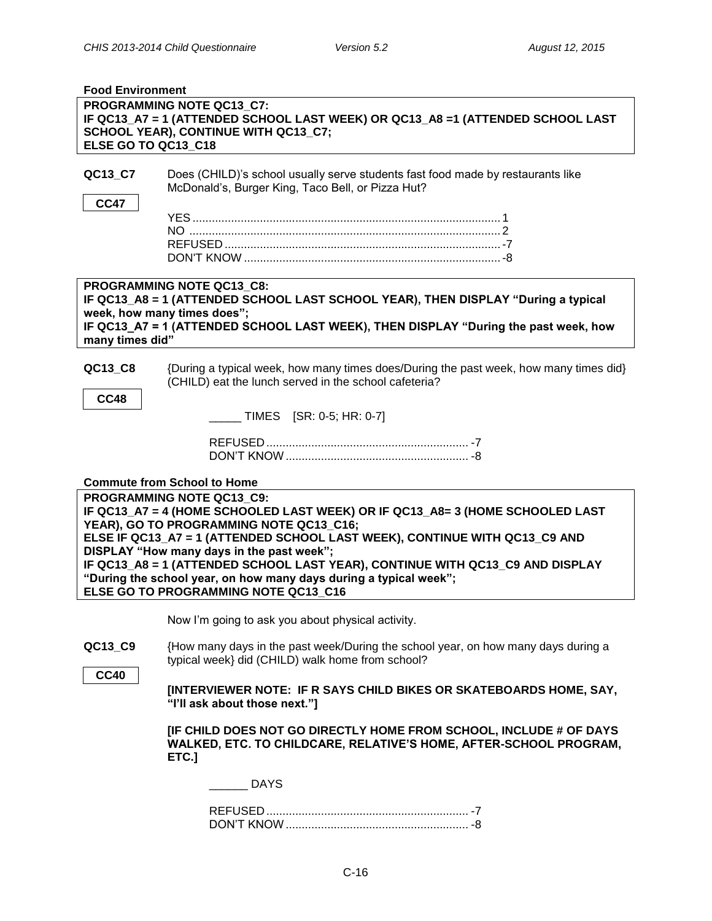**Food Environment**

**PROGRAMMING NOTE QC13_C7:**
**IF QC13_A7 = 1 (ATTENDED SCHOOL LAST WEEK) OR QC13_A8 =1 (ATTENDED SCHOOL LAST SCHOOL YEAR), CONTINUE WITH QC13_C7;**
**ELSE GO TO QC13_C18**

**QC13_C7** Does (CHILD)'s school usually serve students fast food made by restaurants like McDonald's, Burger King, Taco Bell, or Pizza Hut?

CC47

YES ............................................................................................ 1
NO ............................................................................................. 2
REFUSED .................................................................................. -7
DON'T KNOW ............................................................................ -8

**PROGRAMMING NOTE QC13_C8:**
**IF QC13_A8 = 1 (ATTENDED SCHOOL LAST SCHOOL YEAR), THEN DISPLAY "During a typical week, how many times does";**
**IF QC13_A7 = 1 (ATTENDED SCHOOL LAST WEEK), THEN DISPLAY "During the past week, how many times did"**

**QC13_C8** {During a typical week, how many times does/During the past week, how many times did} (CHILD) eat the lunch served in the school cafeteria?

CC48

_____ TIMES [SR: 0-5; HR: 0-7]

REFUSED ............................................................... -7
DON'T KNOW ......................................................... -8

**Commute from School to Home**

**PROGRAMMING NOTE QC13_C9:**
**IF QC13_A7 = 4 (HOME SCHOOLED LAST WEEK) OR IF QC13_A8= 3 (HOME SCHOOLED LAST YEAR), GO TO PROGRAMMING NOTE QC13_C16;**
**ELSE IF QC13_A7 = 1 (ATTENDED SCHOOL LAST WEEK), CONTINUE WITH QC13_C9 AND DISPLAY "How many days in the past week";**
**IF QC13_A8 = 1 (ATTENDED SCHOOL LAST YEAR), CONTINUE WITH QC13_C9 AND DISPLAY "During the school year, on how many days during a typical week";**
**ELSE GO TO PROGRAMMING NOTE QC13_C16**

Now I'm going to ask you about physical activity.

**QC13_C9** {How many days in the past week/During the school year, on how many days during a typical week} did (CHILD) walk home from school?

CC40

**[INTERVIEWER NOTE: IF R SAYS CHILD BIKES OR SKATEBOARDS HOME, SAY, "I'll ask about those next."]**

**[IF CHILD DOES NOT GO DIRECTLY HOME FROM SCHOOL, INCLUDE # OF DAYS WALKED, ETC. TO CHILDCARE, RELATIVE'S HOME, AFTER-SCHOOL PROGRAM, ETC.]**

______ DAYS

REFUSED ............................................................... -7
DON'T KNOW ......................................................... -8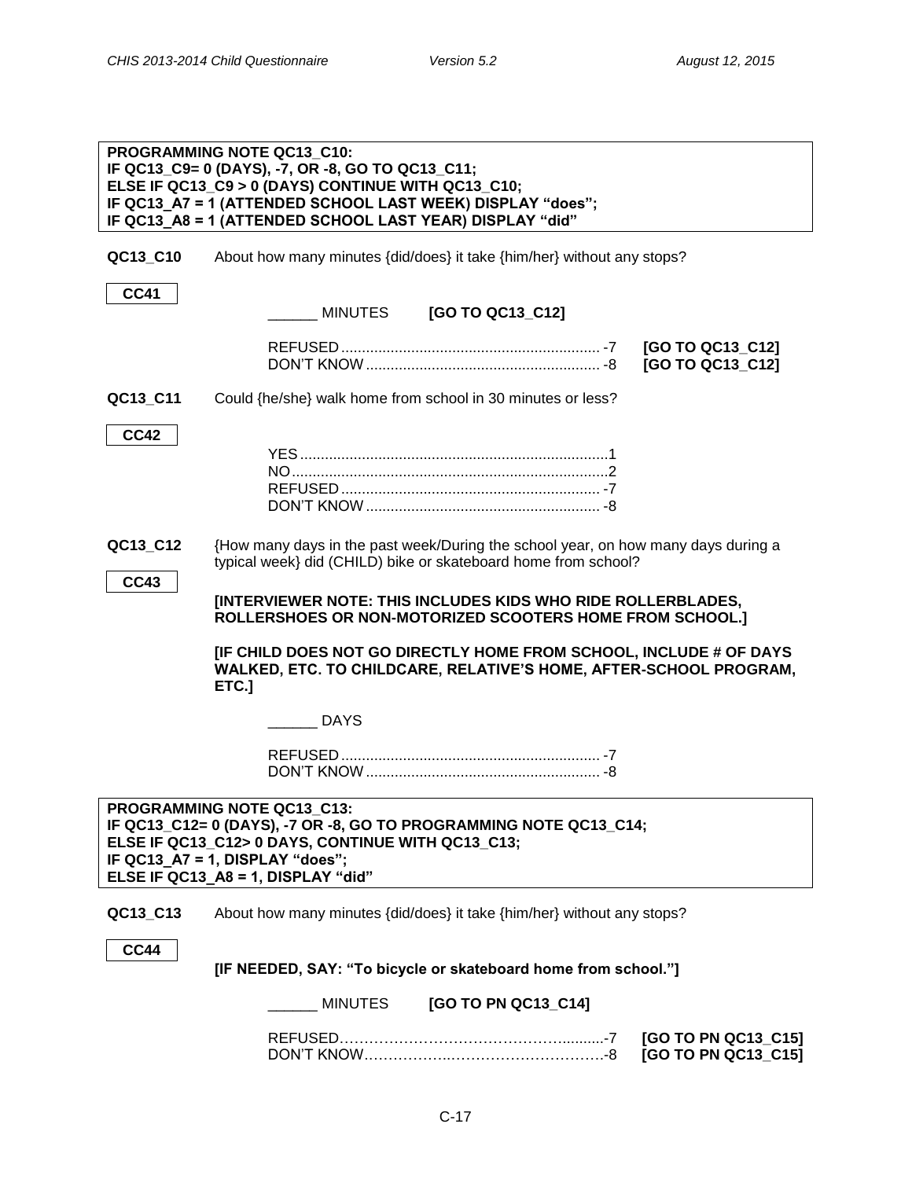**PROGRAMMING NOTE QC13_C10:**
**IF QC13_C9= 0 (DAYS), -7, OR -8, GO TO QC13_C11;**
**ELSE IF QC13_C9 > 0 (DAYS) CONTINUE WITH QC13_C10;**
**IF QC13_A7 = 1 (ATTENDED SCHOOL LAST WEEK) DISPLAY "does";**
**IF QC13_A8 = 1 (ATTENDED SCHOOL LAST YEAR) DISPLAY "did"**

**QC13_C10** About how many minutes {did/does} it take {him/her} without any stops?

**CC41**

______ MINUTES **[GO TO QC13_C12]**

REFUSED............................................................... -7 **[GO TO QC13_C12]**
DON'T KNOW......................................................... -8 **[GO TO QC13_C12]**

**QC13_C11** Could {he/she} walk home from school in 30 minutes or less?

**CC42**

YES...........................................................................1
NO............................................................................2
REFUSED............................................................... -7
DON'T KNOW......................................................... -8

**QC13_C12** {How many days in the past week/During the school year, on how many days during a typical week} did (CHILD) bike or skateboard home from school?

**CC43**

**[INTERVIEWER NOTE: THIS INCLUDES KIDS WHO RIDE ROLLERBLADES, ROLLERSHOES OR NON-MOTORIZED SCOOTERS HOME FROM SCHOOL.]**

**[IF CHILD DOES NOT GO DIRECTLY HOME FROM SCHOOL, INCLUDE # OF DAYS WALKED, ETC. TO CHILDCARE, RELATIVE'S HOME, AFTER-SCHOOL PROGRAM, ETC.]**

______ DAYS

REFUSED............................................................... -7
DON'T KNOW......................................................... -8

**PROGRAMMING NOTE QC13_C13:**
**IF QC13_C12= 0 (DAYS), -7 OR -8, GO TO PROGRAMMING NOTE QC13_C14;**
**ELSE IF QC13_C12> 0 DAYS, CONTINUE WITH QC13_C13;**
**IF QC13_A7 = 1, DISPLAY "does";**
**ELSE IF QC13_A8 = 1, DISPLAY "did"**

**QC13_C13** About how many minutes {did/does} it take {him/her} without any stops?

**CC44**

**[IF NEEDED, SAY: "To bicycle or skateboard home from school."]**

______ MINUTES **[GO TO PN QC13_C14]**

REFUSED……………………………………….........-7 **[GO TO PN QC13_C15]**
DON'T KNOW……………..………………………….-8 **[GO TO PN QC13_C15]**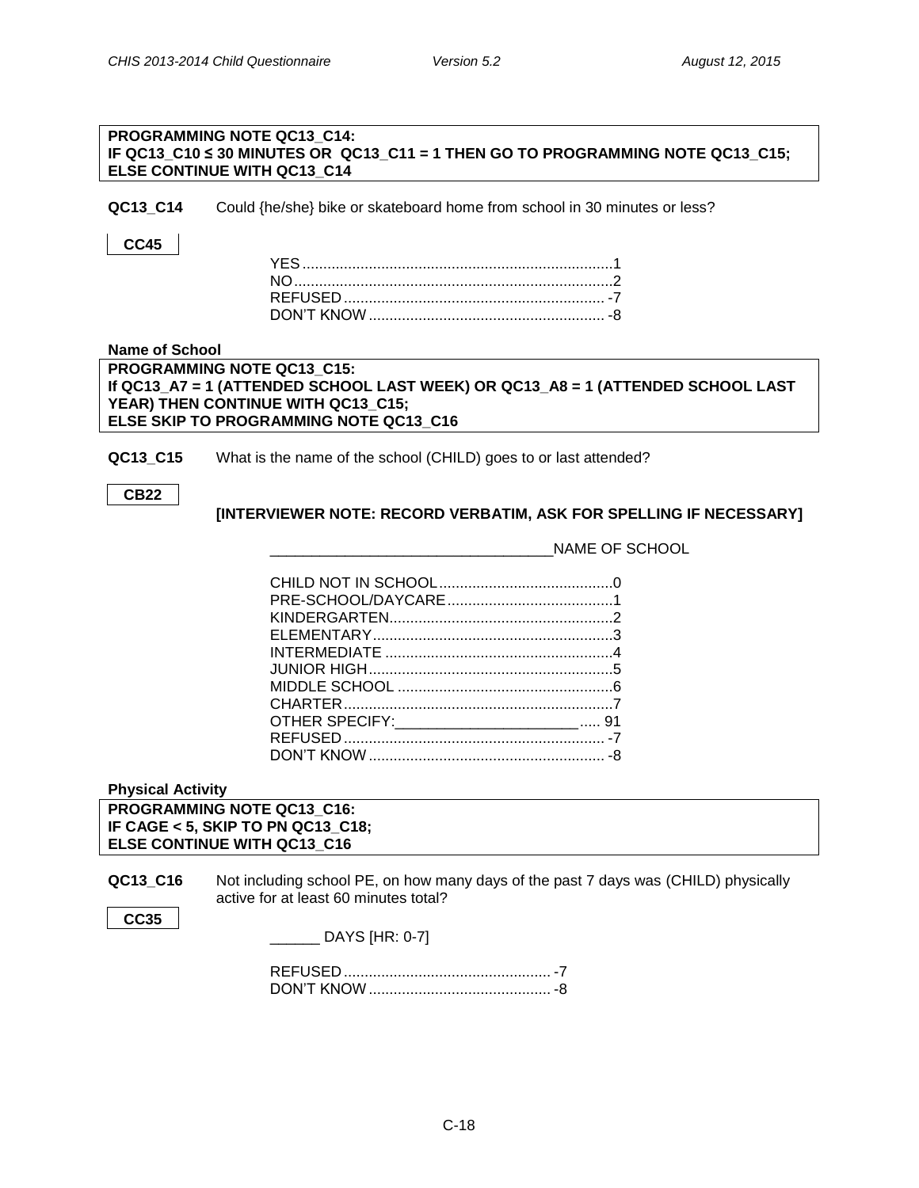**PROGRAMMING NOTE QC13_C14:**
**IF QC13_C10 ≤ 30 MINUTES OR QC13_C11 = 1 THEN GO TO PROGRAMMING NOTE QC13_C15;**
**ELSE CONTINUE WITH QC13_C14**

**QC13_C14** Could {he/she} bike or skateboard home from school in 30 minutes or less?

**CC45**

YES....................................................................1
NO......................................................................2
REFUSED.............................................................-7
DON'T KNOW.......................................................-8

**Name of School**

**PROGRAMMING NOTE QC13_C15:**
**If QC13_A7 = 1 (ATTENDED SCHOOL LAST WEEK) OR QC13_A8 = 1 (ATTENDED SCHOOL LAST YEAR) THEN CONTINUE WITH QC13_C15;**
**ELSE SKIP TO PROGRAMMING NOTE QC13_C16**

**QC13_C15** What is the name of the school (CHILD) goes to or last attended?

**CB22**

**[INTERVIEWER NOTE: RECORD VERBATIM, ASK FOR SPELLING IF NECESSARY]**

_________________________________NAME OF SCHOOL

CHILD NOT IN SCHOOL.........................................0
PRE-SCHOOL/DAYCARE........................................1
KINDERGARTEN.....................................................2
ELEMENTARY.........................................................3
INTERMEDIATE ......................................................4
JUNIOR HIGH..........................................................5
MIDDLE SCHOOL ...................................................6
CHARTER................................................................7
OTHER SPECIFY:______________________ ..... 91
REFUSED...............................................................-7
DON'T KNOW.........................................................-8

**Physical Activity**

**PROGRAMMING NOTE QC13_C16:**
**IF CAGE < 5, SKIP TO PN QC13_C18;**
**ELSE CONTINUE WITH QC13_C16**

**QC13_C16** Not including school PE, on how many days of the past 7 days was (CHILD) physically active for at least 60 minutes total?

**CC35**

______ DAYS [HR: 0-7]

REFUSED.................................................-7
DON'T KNOW...........................................-8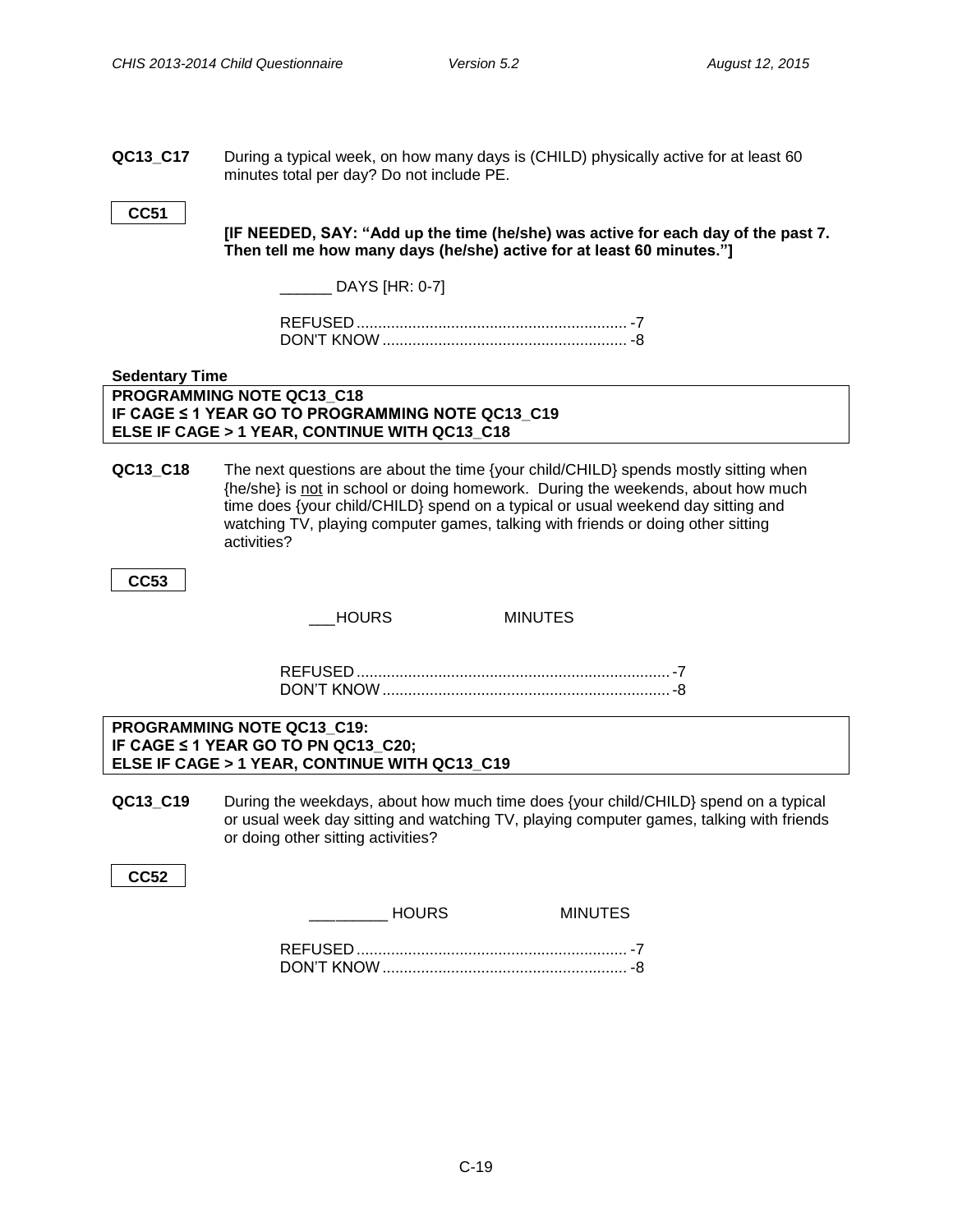**QC13_C17** During a typical week, on how many days is (CHILD) physically active for at least 60 minutes total per day? Do not include PE.

**CC51**

**[IF NEEDED, SAY: "Add up the time (he/she) was active for each day of the past 7. Then tell me how many days (he/she) active for at least 60 minutes."]**

______ DAYS [HR: 0-7]

REFUSED .............................................................. -7
DON'T KNOW ......................................................... -8

**Sedentary Time**

**PROGRAMMING NOTE QC13_C18**
**IF CAGE ≤ 1 YEAR GO TO PROGRAMMING NOTE QC13_C19**
**ELSE IF CAGE > 1 YEAR, CONTINUE WITH QC13_C18**

**QC13_C18** The next questions are about the time {your child/CHILD} spends mostly sitting when {he/she} is not in school or doing homework. During the weekends, about how much time does {your child/CHILD} spend on a typical or usual weekend day sitting and watching TV, playing computer games, talking with friends or doing other sitting activities?

**CC53**

___HOURS MINUTES

REFUSED ......................................................................... -7
DON'T KNOW .................................................................. -8

**PROGRAMMING NOTE QC13_C19:**
**IF CAGE ≤ 1 YEAR GO TO PN QC13_C20;**
**ELSE IF CAGE > 1 YEAR, CONTINUE WITH QC13_C19**

**QC13_C19** During the weekdays, about how much time does {your child/CHILD} spend on a typical or usual week day sitting and watching TV, playing computer games, talking with friends or doing other sitting activities?

**CC52**

_________ HOURS MINUTES

REFUSED .............................................................. -7
DON'T KNOW ......................................................... -8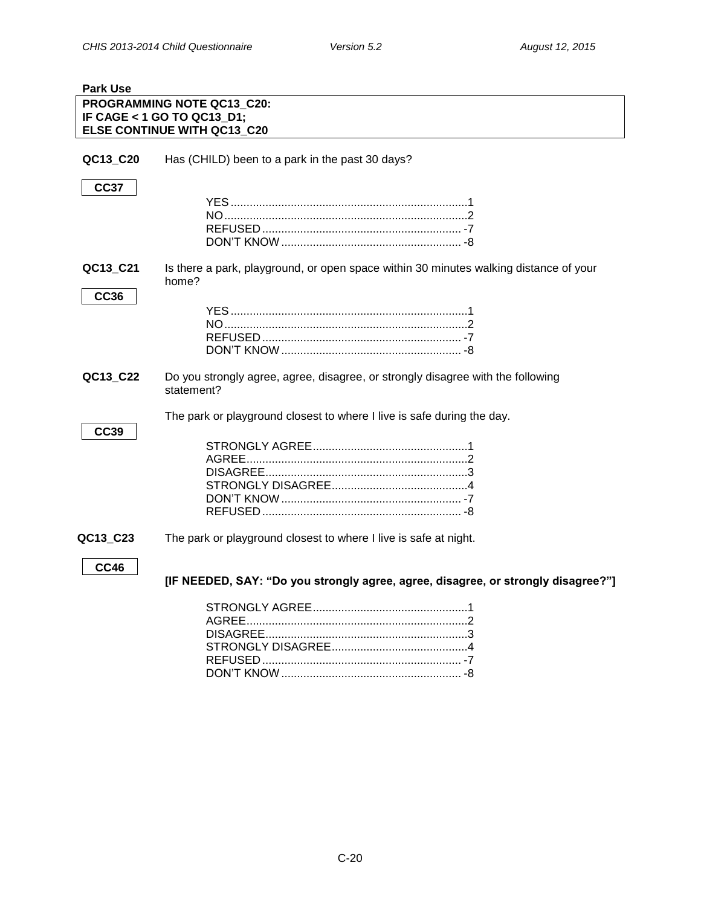**Park Use**

**PROGRAMMING NOTE QC13_C20:**
**IF CAGE < 1 GO TO QC13_D1;**
**ELSE CONTINUE WITH QC13_C20**

**QC13_C20** Has (CHILD) been to a park in the past 30 days?

**CC37**

YES .......... 1
NO .......... 2
REFUSED .......... -7
DON'T KNOW .......... -8

**QC13_C21** Is there a park, playground, or open space within 30 minutes walking distance of your home?

**CC36**

YES .......... 1
NO .......... 2
REFUSED .......... -7
DON'T KNOW .......... -8

**QC13_C22** Do you strongly agree, agree, disagree, or strongly disagree with the following statement?

The park or playground closest to where I live is safe during the day.

**CC39**

STRONGLY AGREE .......... 1
AGREE .......... 2
DISAGREE .......... 3
STRONGLY DISAGREE .......... 4
DON'T KNOW .......... -7
REFUSED .......... -8

**QC13_C23** The park or playground closest to where I live is safe at night.

**CC46**

**[IF NEEDED, SAY: "Do you strongly agree, agree, disagree, or strongly disagree?"]**

STRONGLY AGREE .......... 1
AGREE .......... 2
DISAGREE .......... 3
STRONGLY DISAGREE .......... 4
REFUSED .......... -7
DON'T KNOW .......... -8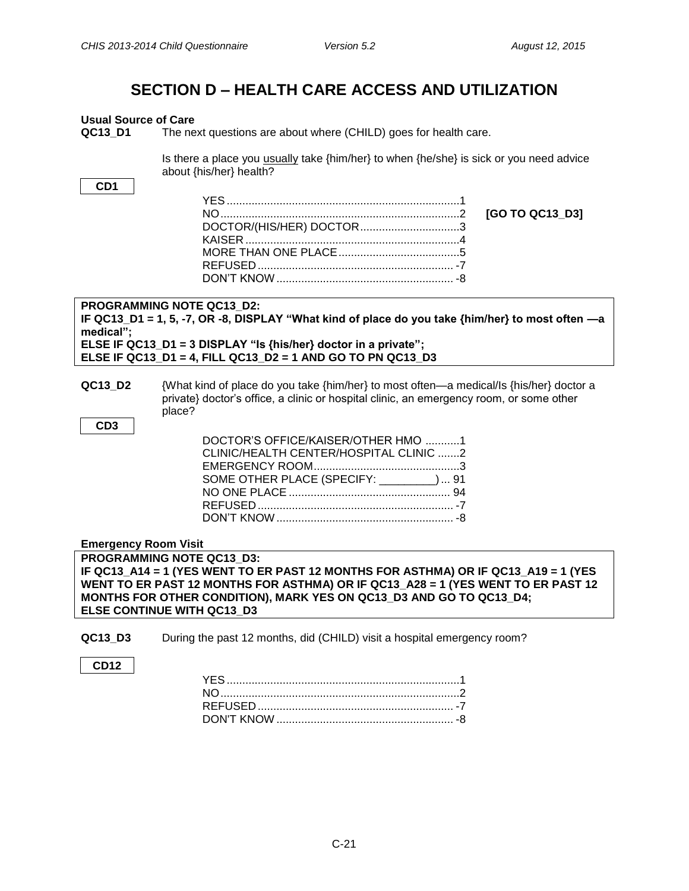# SECTION D – HEALTH CARE ACCESS AND UTILIZATION

**Usual Source of Care**

**QC13_D1** The next questions are about where (CHILD) goes for health care.

Is there a place you usually take {him/her} to when {he/she} is sick or you need advice about {his/her} health?

**CD1**

| | | |
|---|---|---|
| YES | 1 | |
| NO | 2 | **[GO TO QC13_D3]** |
| DOCTOR/(HIS/HER) DOCTOR | 3 | |
| KAISER | 4 | |
| MORE THAN ONE PLACE | 5 | |
| REFUSED | -7 | |
| DON'T KNOW | -8 | |

**PROGRAMMING NOTE QC13_D2:**
**IF QC13_D1 = 1, 5, -7, OR -8, DISPLAY "What kind of place do you take {him/her} to most often —a medical";**
**ELSE IF QC13_D1 = 3 DISPLAY "Is {his/her} doctor in a private";**
**ELSE IF QC13_D1 = 4, FILL QC13_D2 = 1 AND GO TO PN QC13_D3**

**QC13_D2** {What kind of place do you take {him/her} to most often—a medical/Is {his/her} doctor a private} doctor's office, a clinic or hospital clinic, an emergency room, or some other place?

**CD3**

| | |
|---|---|
| DOCTOR'S OFFICE/KAISER/OTHER HMO | 1 |
| CLINIC/HEALTH CENTER/HOSPITAL CLINIC | 2 |
| EMERGENCY ROOM | 3 |
| SOME OTHER PLACE (SPECIFY: _________) | 91 |
| NO ONE PLACE | 94 |
| REFUSED | -7 |
| DON'T KNOW | -8 |

**Emergency Room Visit**

**PROGRAMMING NOTE QC13_D3:**
**IF QC13_A14 = 1 (YES WENT TO ER PAST 12 MONTHS FOR ASTHMA) OR IF QC13_A19 = 1 (YES WENT TO ER PAST 12 MONTHS FOR ASTHMA) OR IF QC13_A28 = 1 (YES WENT TO ER PAST 12 MONTHS FOR OTHER CONDITION), MARK YES ON QC13_D3 AND GO TO QC13_D4;**
**ELSE CONTINUE WITH QC13_D3**

**QC13_D3** During the past 12 months, did (CHILD) visit a hospital emergency room?

**CD12**

| | |
|---|---|
| YES | 1 |
| NO | 2 |
| REFUSED | -7 |
| DON'T KNOW | -8 |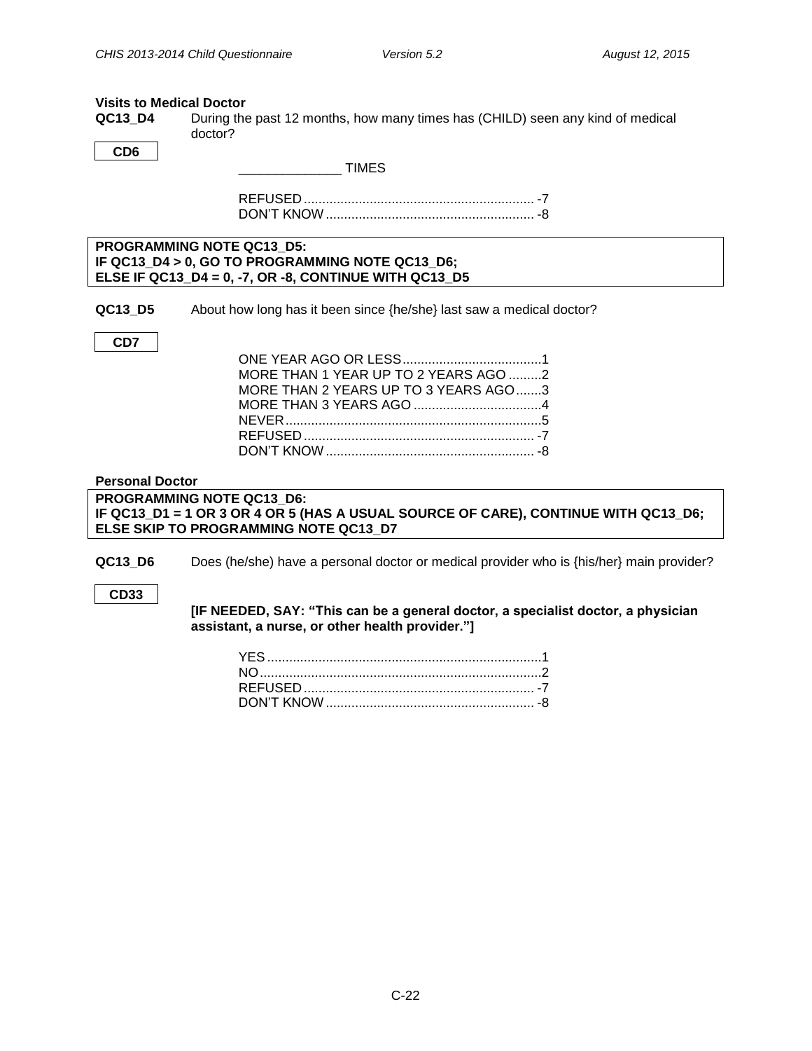**Visits to Medical Doctor**

**QC13_D4** During the past 12 months, how many times has (CHILD) seen any kind of medical doctor?

**CD6**

_____________ TIMES

REFUSED ............................................................. -7
DON'T KNOW ....................................................... -8

**PROGRAMMING NOTE QC13_D5:**
**IF QC13_D4 > 0, GO TO PROGRAMMING NOTE QC13_D6;**
**ELSE IF QC13_D4 = 0, -7, OR -8, CONTINUE WITH QC13_D5**

**QC13_D5** About how long has it been since {he/she} last saw a medical doctor?

**CD7**

ONE YEAR AGO OR LESS......................................1
MORE THAN 1 YEAR UP TO 2 YEARS AGO .........2
MORE THAN 2 YEARS UP TO 3 YEARS AGO.......3
MORE THAN 3 YEARS AGO ...................................4
NEVER.....................................................................5
REFUSED ............................................................. -7
DON'T KNOW ....................................................... -8

**Personal Doctor**

**PROGRAMMING NOTE QC13_D6:**
**IF QC13_D1 = 1 OR 3 OR 4 OR 5 (HAS A USUAL SOURCE OF CARE), CONTINUE WITH QC13_D6;**
**ELSE SKIP TO PROGRAMMING NOTE QC13_D7**

**QC13_D6** Does (he/she) have a personal doctor or medical provider who is {his/her} main provider?

**CD33**

**[IF NEEDED, SAY: "This can be a general doctor, a specialist doctor, a physician assistant, a nurse, or other health provider."]**

YES ..........................................................................1
NO............................................................................2
REFUSED ............................................................. -7
DON'T KNOW ....................................................... -8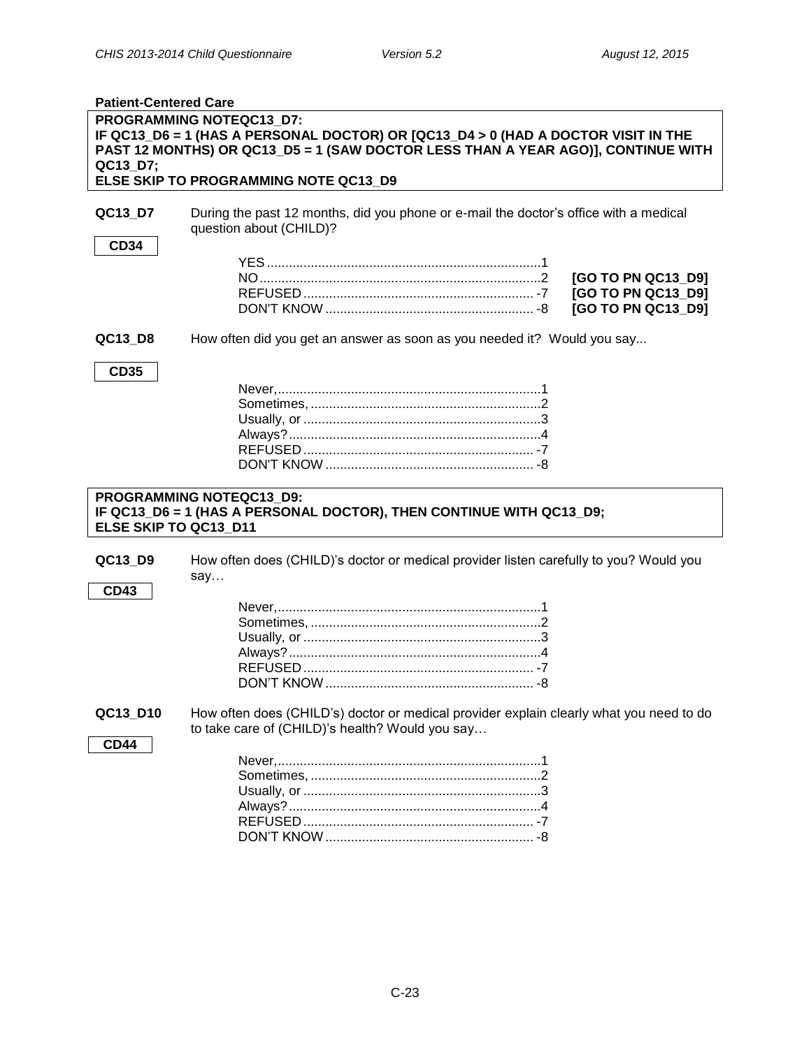**Patient-Centered Care**

**PROGRAMMING NOTEQC13_D7:**
**IF QC13_D6 = 1 (HAS A PERSONAL DOCTOR) OR [QC13_D4 > 0 (HAD A DOCTOR VISIT IN THE PAST 12 MONTHS) OR QC13_D5 = 1 (SAW DOCTOR LESS THAN A YEAR AGO)], CONTINUE WITH QC13_D7;**
**ELSE SKIP TO PROGRAMMING NOTE QC13_D9**

**QC13_D7** During the past 12 months, did you phone or e-mail the doctor's office with a medical question about (CHILD)?

**CD34**

| | | |
|---|---|---|
| YES | 1 | |
| NO | 2 | **[GO TO PN QC13_D9]** |
| REFUSED | -7 | **[GO TO PN QC13_D9]** |
| DON'T KNOW | -8 | **[GO TO PN QC13_D9]** |

**QC13_D8** How often did you get an answer as soon as you needed it? Would you say...

**CD35**

| | |
|---|---|
| Never, | 1 |
| Sometimes, | 2 |
| Usually, or | 3 |
| Always? | 4 |
| REFUSED | -7 |
| DON'T KNOW | -8 |

**PROGRAMMING NOTEQC13_D9:**
**IF QC13_D6 = 1 (HAS A PERSONAL DOCTOR), THEN CONTINUE WITH QC13_D9;**
**ELSE SKIP TO QC13_D11**

**QC13_D9** How often does (CHILD)'s doctor or medical provider listen carefully to you? Would you say…

**CD43**

| | |
|---|---|
| Never, | 1 |
| Sometimes, | 2 |
| Usually, or | 3 |
| Always? | 4 |
| REFUSED | -7 |
| DON'T KNOW | -8 |

**QC13_D10** How often does (CHILD's) doctor or medical provider explain clearly what you need to do to take care of (CHILD)'s health? Would you say…

**CD44**

| | |
|---|---|
| Never, | 1 |
| Sometimes, | 2 |
| Usually, or | 3 |
| Always? | 4 |
| REFUSED | -7 |
| DON'T KNOW | -8 |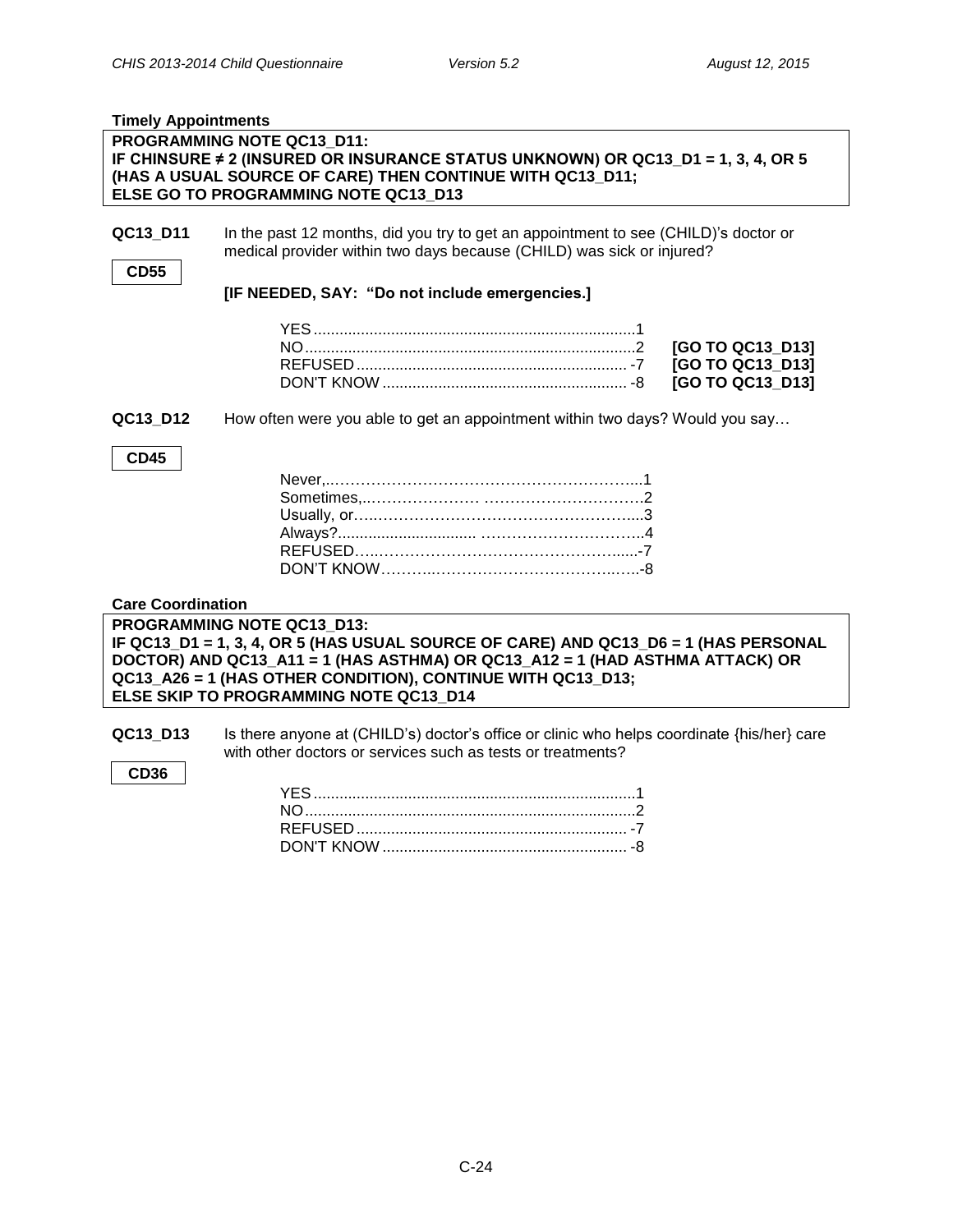**Timely Appointments**

**PROGRAMMING NOTE QC13_D11:**
**IF CHINSURE ≠ 2 (INSURED OR INSURANCE STATUS UNKNOWN) OR QC13_D1 = 1, 3, 4, OR 5 (HAS A USUAL SOURCE OF CARE) THEN CONTINUE WITH QC13_D11;**
**ELSE GO TO PROGRAMMING NOTE QC13_D13**

**QC13_D11** In the past 12 months, did you try to get an appointment to see (CHILD)'s doctor or medical provider within two days because (CHILD) was sick or injured?

**CD55**

**[IF NEEDED, SAY: "Do not include emergencies.]**

YES..........................................................................1
NO............................................................................2 **[GO TO QC13_D13]**
REFUSED.............................................................. -7 **[GO TO QC13_D13]**
DON'T KNOW........................................................ -8 **[GO TO QC13_D13]**

**QC13_D12** How often were you able to get an appointment within two days? Would you say…

**CD45**

Never,…………………………………………………...1
Sometimes,..………………… …………………………2
Usually, or….……………………………………………...3
Always?............................... …………………………..4
REFUSED…..…………………………………………....-7
DON'T KNOW………..………………………………..…..-8

**Care Coordination**

**PROGRAMMING NOTE QC13_D13:**
**IF QC13_D1 = 1, 3, 4, OR 5 (HAS USUAL SOURCE OF CARE) AND QC13_D6 = 1 (HAS PERSONAL DOCTOR) AND QC13_A11 = 1 (HAS ASTHMA) OR QC13_A12 = 1 (HAD ASTHMA ATTACK) OR QC13_A26 = 1 (HAS OTHER CONDITION), CONTINUE WITH QC13_D13;**
**ELSE SKIP TO PROGRAMMING NOTE QC13_D14**

**QC13_D13** Is there anyone at (CHILD's) doctor's office or clinic who helps coordinate {his/her} care with other doctors or services such as tests or treatments?

**CD36**

YES..........................................................................1
NO............................................................................2
REFUSED.............................................................. -7
DON'T KNOW........................................................ -8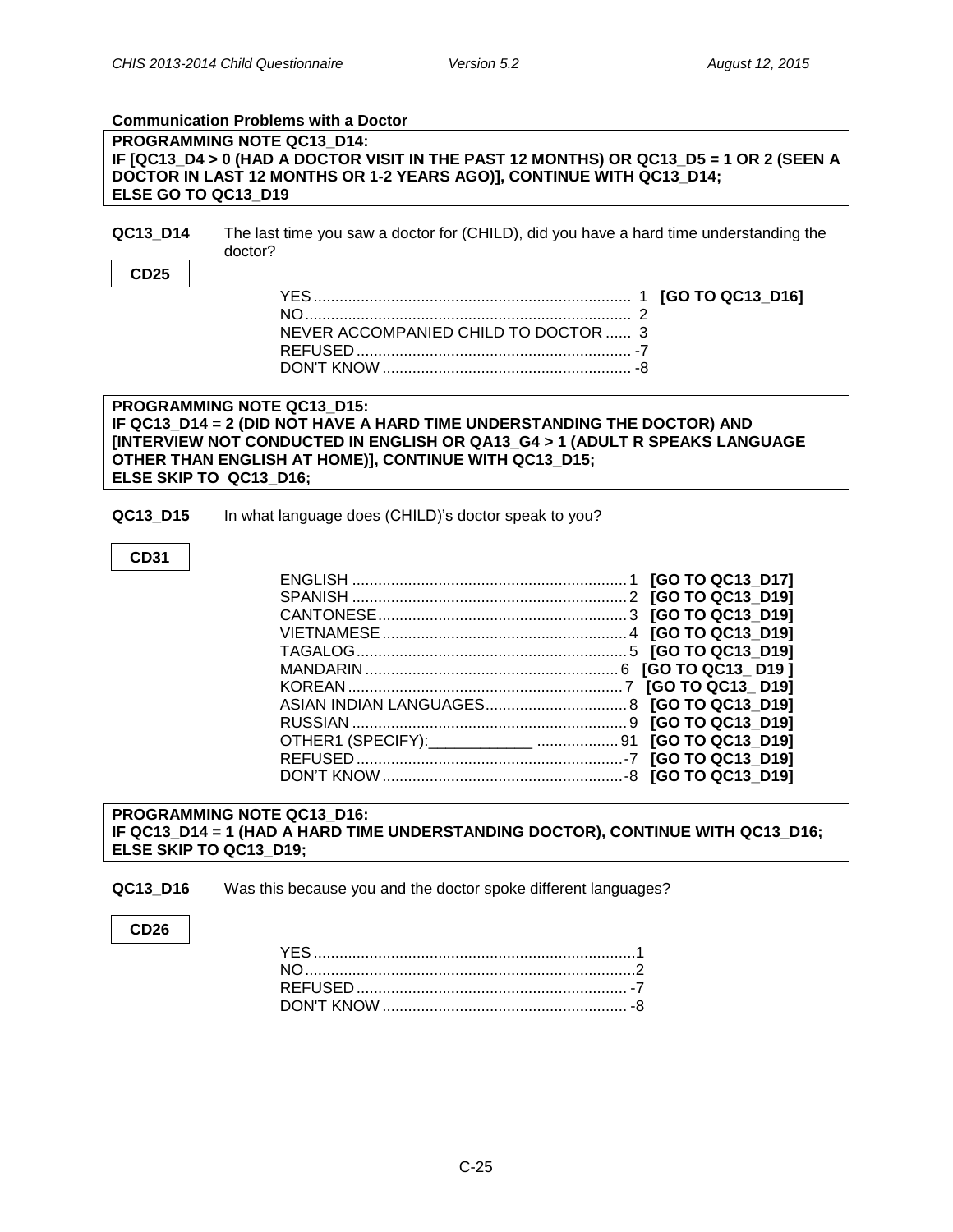**Communication Problems with a Doctor**

**PROGRAMMING NOTE QC13_D14:**
**IF [QC13_D4 > 0 (HAD A DOCTOR VISIT IN THE PAST 12 MONTHS) OR QC13_D5 = 1 OR 2 (SEEN A DOCTOR IN LAST 12 MONTHS OR 1-2 YEARS AGO)], CONTINUE WITH QC13_D14;**
**ELSE GO TO QC13_D19**

**QC13_D14** The last time you saw a doctor for (CHILD), did you have a hard time understanding the doctor?

**CD25**

| | | |
|---|---|---|
| YES | 1 | **[GO TO QC13_D16]** |
| NO | 2 | |
| NEVER ACCOMPANIED CHILD TO DOCTOR | 3 | |
| REFUSED | -7 | |
| DON'T KNOW | -8 | |

**PROGRAMMING NOTE QC13_D15:**
**IF QC13_D14 = 2 (DID NOT HAVE A HARD TIME UNDERSTANDING THE DOCTOR) AND [INTERVIEW NOT CONDUCTED IN ENGLISH OR QA13_G4 > 1 (ADULT R SPEAKS LANGUAGE OTHER THAN ENGLISH AT HOME)], CONTINUE WITH QC13_D15;**
**ELSE SKIP TO QC13_D16;**

**QC13_D15** In what language does (CHILD)'s doctor speak to you?

**CD31**

| | | |
|---|---|---|
| ENGLISH | 1 | **[GO TO QC13_D17]** |
| SPANISH | 2 | **[GO TO QC13_D19]** |
| CANTONESE | 3 | **[GO TO QC13_D19]** |
| VIETNAMESE | 4 | **[GO TO QC13_D19]** |
| TAGALOG | 5 | **[GO TO QC13_D19]** |
| MANDARIN | 6 | **[GO TO QC13_ D19 ]** |
| KOREAN | 7 | **[GO TO QC13_ D19]** |
| ASIAN INDIAN LANGUAGES | 8 | **[GO TO QC13_D19]** |
| RUSSIAN | 9 | **[GO TO QC13_D19]** |
| OTHER1 (SPECIFY):____________ | 91 | **[GO TO QC13_D19]** |
| REFUSED | -7 | **[GO TO QC13_D19]** |
| DON'T KNOW | -8 | **[GO TO QC13_D19]** |

**PROGRAMMING NOTE QC13_D16:**
**IF QC13_D14 = 1 (HAD A HARD TIME UNDERSTANDING DOCTOR), CONTINUE WITH QC13_D16;**
**ELSE SKIP TO QC13_D19;**

**QC13_D16** Was this because you and the doctor spoke different languages?

**CD26**

| | |
|---|---|
| YES | 1 |
| NO | 2 |
| REFUSED | -7 |
| DON'T KNOW | -8 |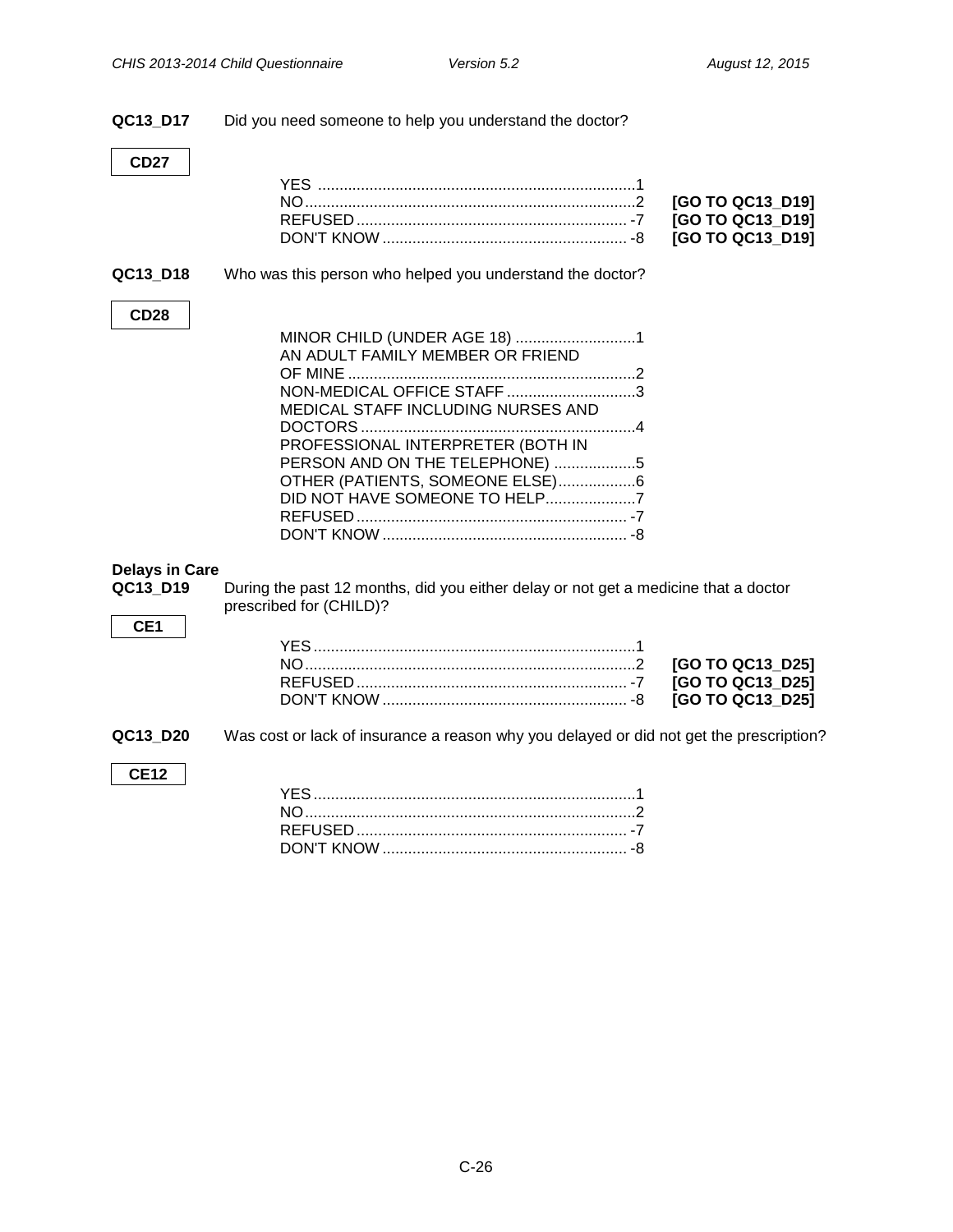**QC13_D17** Did you need someone to help you understand the doctor?

**CD27**

| | | |
|---|---|---|
| YES | 1 | |
| NO | 2 | **[GO TO QC13_D19]** |
| REFUSED | -7 | **[GO TO QC13_D19]** |
| DON'T KNOW | -8 | **[GO TO QC13_D19]** |

**QC13_D18** Who was this person who helped you understand the doctor?

**CD28**

| | |
|---|---|
| MINOR CHILD (UNDER AGE 18) | 1 |
| AN ADULT FAMILY MEMBER OR FRIEND OF MINE | 2 |
| NON-MEDICAL OFFICE STAFF | 3 |
| MEDICAL STAFF INCLUDING NURSES AND DOCTORS | 4 |
| PROFESSIONAL INTERPRETER (BOTH IN PERSON AND ON THE TELEPHONE) | 5 |
| OTHER (PATIENTS, SOMEONE ELSE) | 6 |
| DID NOT HAVE SOMEONE TO HELP | 7 |
| REFUSED | -7 |
| DON'T KNOW | -8 |

**Delays in Care**

**QC13_D19** During the past 12 months, did you either delay or not get a medicine that a doctor prescribed for (CHILD)?

**CE1**

| | | |
|---|---|---|
| YES | 1 | |
| NO | 2 | **[GO TO QC13_D25]** |
| REFUSED | -7 | **[GO TO QC13_D25]** |
| DON'T KNOW | -8 | **[GO TO QC13_D25]** |

**QC13_D20** Was cost or lack of insurance a reason why you delayed or did not get the prescription?

**CE12**

| | |
|---|---|
| YES | 1 |
| NO | 2 |
| REFUSED | -7 |
| DON'T KNOW | -8 |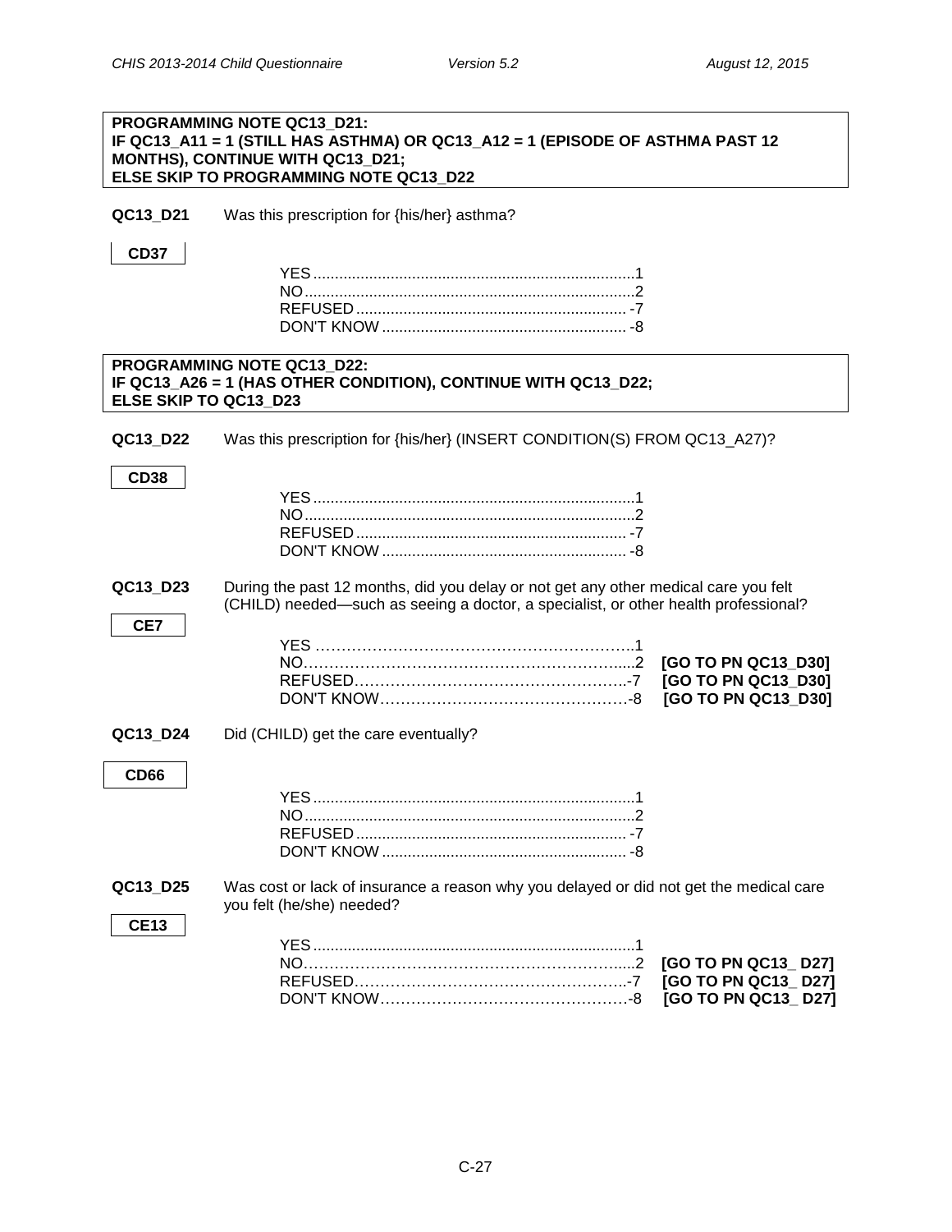**PROGRAMMING NOTE QC13_D21:**
**IF QC13_A11 = 1 (STILL HAS ASTHMA) OR QC13_A12 = 1 (EPISODE OF ASTHMA PAST 12 MONTHS), CONTINUE WITH QC13_D21;**
**ELSE SKIP TO PROGRAMMING NOTE QC13_D22**

**QC13_D21** Was this prescription for {his/her} asthma?

**CD37**

YES ............................................................................1
NO..............................................................................2
REFUSED ................................................................ -7
DON'T KNOW .......................................................... -8

**PROGRAMMING NOTE QC13_D22:**
**IF QC13_A26 = 1 (HAS OTHER CONDITION), CONTINUE WITH QC13_D22;**
**ELSE SKIP TO QC13_D23**

**QC13_D22** Was this prescription for {his/her} (INSERT CONDITION(S) FROM QC13_A27)?

**CD38**

YES ............................................................................1
NO..............................................................................2
REFUSED ................................................................ -7
DON'T KNOW .......................................................... -8

**QC13_D23** During the past 12 months, did you delay or not get any other medical care you felt (CHILD) needed—such as seeing a doctor, a specialist, or other health professional?

**CE7**

YES ……………………………………………………..1
NO………………………………………………………....2 **[GO TO PN QC13_D30]**
REFUSED……………………………………………..-7 **[GO TO PN QC13_D30]**
DON'T KNOW…………………………………………-8 **[GO TO PN QC13_D30]**

**QC13_D24** Did (CHILD) get the care eventually?

**CD66**

YES ............................................................................1
NO..............................................................................2
REFUSED ................................................................ -7
DON'T KNOW .......................................................... -8

**QC13_D25** Was cost or lack of insurance a reason why you delayed or did not get the medical care you felt (he/she) needed?

**CE13**

YES ............................................................................1
NO………………………………………………………....2 **[GO TO PN QC13_ D27]**
REFUSED……………………………………………..-7 **[GO TO PN QC13_ D27]**
DON'T KNOW…………………………………………-8 **[GO TO PN QC13_ D27]**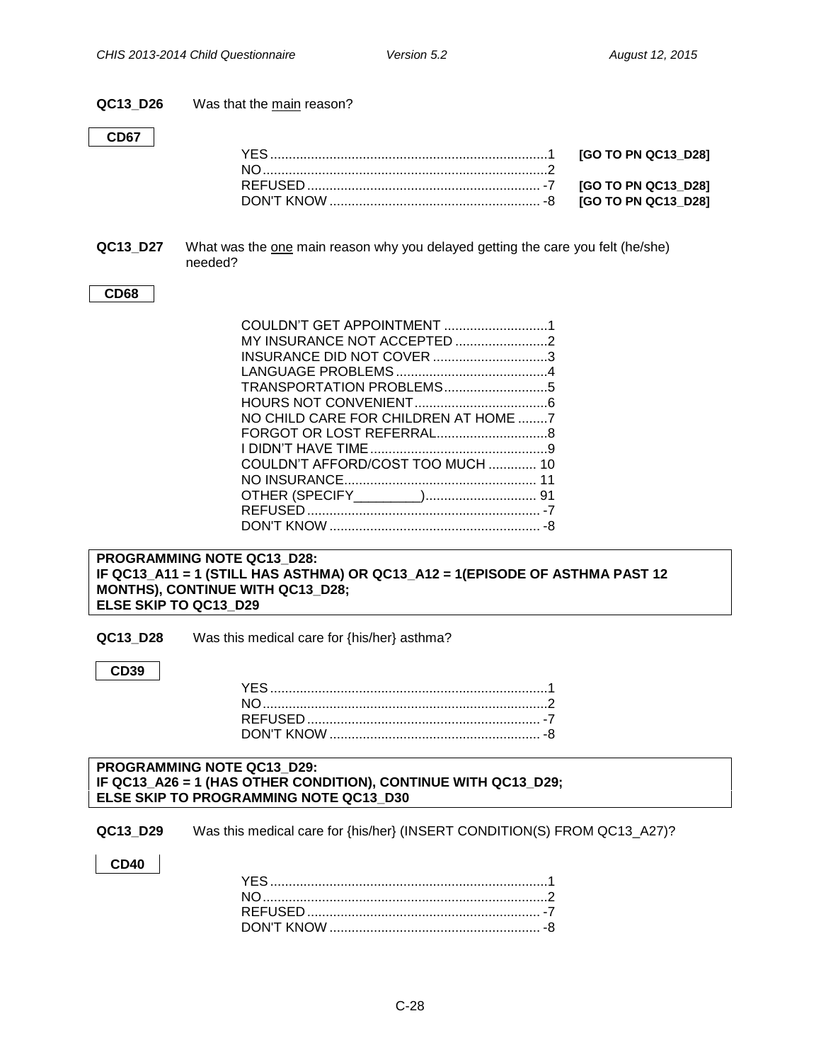**QC13_D26** Was that the main reason?

**CD67**

| | | |
|---|---|---|
| YES | 1 | **[GO TO PN QC13_D28]** |
| NO | 2 | |
| REFUSED | -7 | **[GO TO PN QC13_D28]** |
| DON'T KNOW | -8 | **[GO TO PN QC13_D28]** |

**QC13_D27** What was the one main reason why you delayed getting the care you felt (he/she) needed?

**CD68**

| | |
|---|---|
| COULDN'T GET APPOINTMENT | 1 |
| MY INSURANCE NOT ACCEPTED | 2 |
| INSURANCE DID NOT COVER | 3 |
| LANGUAGE PROBLEMS | 4 |
| TRANSPORTATION PROBLEMS | 5 |
| HOURS NOT CONVENIENT | 6 |
| NO CHILD CARE FOR CHILDREN AT HOME | 7 |
| FORGOT OR LOST REFERRAL | 8 |
| I DIDN'T HAVE TIME | 9 |
| COULDN'T AFFORD/COST TOO MUCH | 10 |
| NO INSURANCE | 11 |
| OTHER (SPECIFY_________) | 91 |
| REFUSED | -7 |
| DON'T KNOW | -8 |

**PROGRAMMING NOTE QC13_D28:**
**IF QC13_A11 = 1 (STILL HAS ASTHMA) OR QC13_A12 = 1(EPISODE OF ASTHMA PAST 12 MONTHS), CONTINUE WITH QC13_D28;**
**ELSE SKIP TO QC13_D29**

**QC13_D28** Was this medical care for {his/her} asthma?

**CD39**

| | |
|---|---|
| YES | 1 |
| NO | 2 |
| REFUSED | -7 |
| DON'T KNOW | -8 |

**PROGRAMMING NOTE QC13_D29:**
**IF QC13_A26 = 1 (HAS OTHER CONDITION), CONTINUE WITH QC13_D29;**
**ELSE SKIP TO PROGRAMMING NOTE QC13_D30**

**QC13_D29** Was this medical care for {his/her} (INSERT CONDITION(S) FROM QC13_A27)?

**CD40**

| | |
|---|---|
| YES | 1 |
| NO | 2 |
| REFUSED | -7 |
| DON'T KNOW | -8 |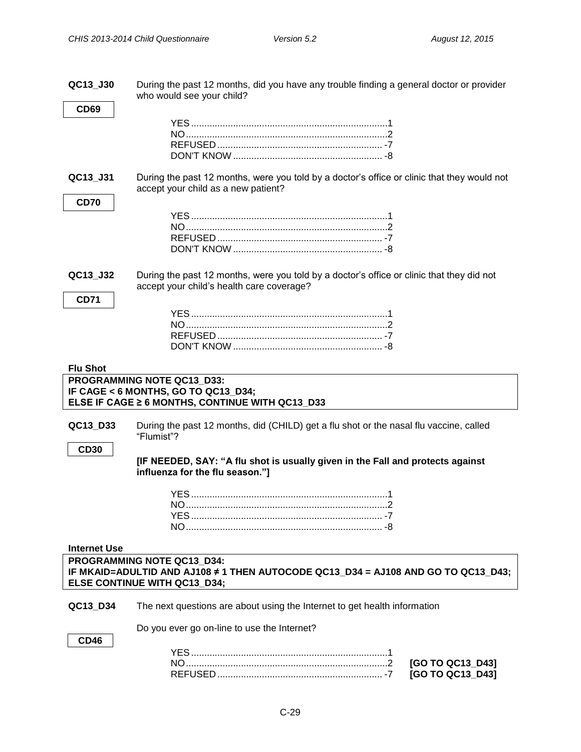**QC13_J30** During the past 12 months, did you have any trouble finding a general doctor or provider who would see your child?

**CD69**

YES .......... 1
NO .......... 2
REFUSED .......... -7
DON'T KNOW .......... -8

**QC13_J31** During the past 12 months, were you told by a doctor's office or clinic that they would not accept your child as a new patient?

**CD70**

YES .......... 1
NO .......... 2
REFUSED .......... -7
DON'T KNOW .......... -8

**QC13_J32** During the past 12 months, were you told by a doctor's office or clinic that they did not accept your child's health care coverage?

**CD71**

YES .......... 1
NO .......... 2
REFUSED .......... -7
DON'T KNOW .......... -8

**Flu Shot**

**PROGRAMMING NOTE QC13_D33:**
**IF CAGE < 6 MONTHS, GO TO QC13_D34;**
**ELSE IF CAGE ≥ 6 MONTHS, CONTINUE WITH QC13_D33**

**QC13_D33** During the past 12 months, did (CHILD) get a flu shot or the nasal flu vaccine, called "Flumist"?

**CD30**

**[IF NEEDED, SAY: "A flu shot is usually given in the Fall and protects against influenza for the flu season."]**

YES .......... 1
NO .......... 2
YES .......... -7
NO .......... -8

**Internet Use**

**PROGRAMMING NOTE QC13_D34:**
**IF MKAID=ADULTID AND AJ108 ≠ 1 THEN AUTOCODE QC13_D34 = AJ108 AND GO TO QC13_D43;**
**ELSE CONTINUE WITH QC13_D34;**

**QC13_D34** The next questions are about using the Internet to get health information

Do you ever go on-line to use the Internet?

**CD46**

YES .......... 1
NO .......... 2 **[GO TO QC13_D43]**
REFUSED .......... -7 **[GO TO QC13_D43]**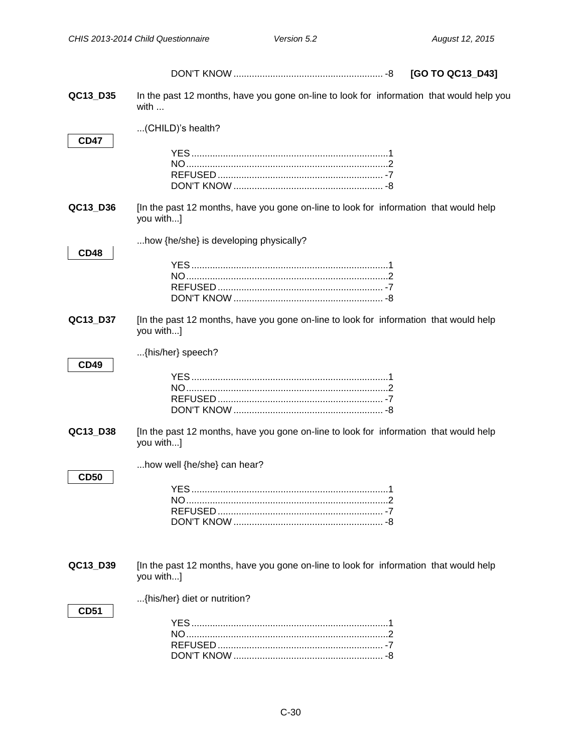DON'T KNOW ........................................................ -8 **[GO TO QC13_D43]**

**QC13_D35** In the past 12 months, have you gone on-line to look for information that would help you with ...

...(CHILD)'s health?

**CD47**

YES ..........................................................................1
NO ............................................................................2
REFUSED .............................................................. -7
DON'T KNOW ........................................................ -8

**QC13_D36** [In the past 12 months, have you gone on-line to look for information that would help you with...]

...how {he/she} is developing physically?

**CD48**

YES ..........................................................................1
NO ............................................................................2
REFUSED .............................................................. -7
DON'T KNOW ........................................................ -8

**QC13_D37** [In the past 12 months, have you gone on-line to look for information that would help you with...]

...{his/her} speech?

**CD49**

YES ..........................................................................1
NO ............................................................................2
REFUSED .............................................................. -7
DON'T KNOW ........................................................ -8

**QC13_D38** [In the past 12 months, have you gone on-line to look for information that would help you with...]

...how well {he/she} can hear?

**CD50**

YES ..........................................................................1
NO ............................................................................2
REFUSED .............................................................. -7
DON'T KNOW ........................................................ -8

**QC13_D39** [In the past 12 months, have you gone on-line to look for information that would help you with...]

...{his/her} diet or nutrition?

**CD51**

YES ..........................................................................1
NO ............................................................................2
REFUSED .............................................................. -7
DON'T KNOW ........................................................ -8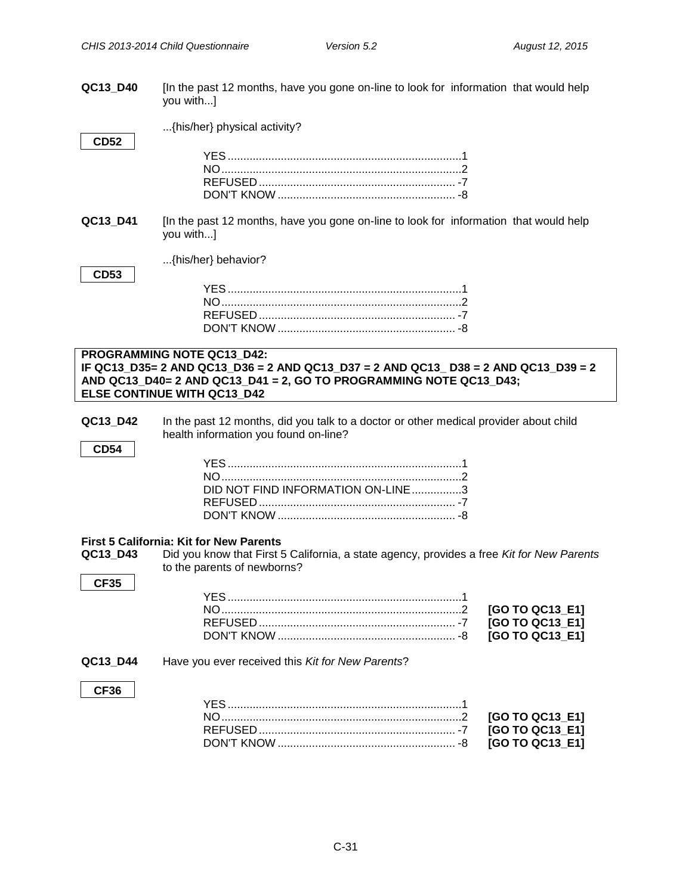**QC13_D40** [In the past 12 months, have you gone on-line to look for information that would help you with...]

...{his/her} physical activity?

CD52

YES....................................................................1
NO......................................................................2
REFUSED.......................................................... -7
DON'T KNOW.................................................... -8

**QC13_D41** [In the past 12 months, have you gone on-line to look for information that would help you with...]

...{his/her} behavior?

CD53

YES....................................................................1
NO......................................................................2
REFUSED.......................................................... -7
DON'T KNOW.................................................... -8

**PROGRAMMING NOTE QC13_D42:**
**IF QC13_D35= 2 AND QC13_D36 = 2 AND QC13_D37 = 2 AND QC13_ D38 = 2 AND QC13_D39 = 2 AND QC13_D40= 2 AND QC13_D41 = 2, GO TO PROGRAMMING NOTE QC13_D43;**
**ELSE CONTINUE WITH QC13_D42**

**QC13_D42** In the past 12 months, did you talk to a doctor or other medical provider about child health information you found on-line?

CD54

YES....................................................................1
NO......................................................................2
DID NOT FIND INFORMATION ON-LINE................3
REFUSED.......................................................... -7
DON'T KNOW.................................................... -8

**First 5 California: Kit for New Parents**

**QC13_D43** Did you know that First 5 California, a state agency, provides a free *Kit for New Parents* to the parents of newborns?

CF35

YES....................................................................1
NO......................................................................2 **[GO TO QC13_E1]**
REFUSED.......................................................... -7 **[GO TO QC13_E1]**
DON'T KNOW.................................................... -8 **[GO TO QC13_E1]**

**QC13_D44** Have you ever received this *Kit for New Parents*?

CF36

YES....................................................................1
NO......................................................................2 **[GO TO QC13_E1]**
REFUSED.......................................................... -7 **[GO TO QC13_E1]**
DON'T KNOW.................................................... -8 **[GO TO QC13_E1]**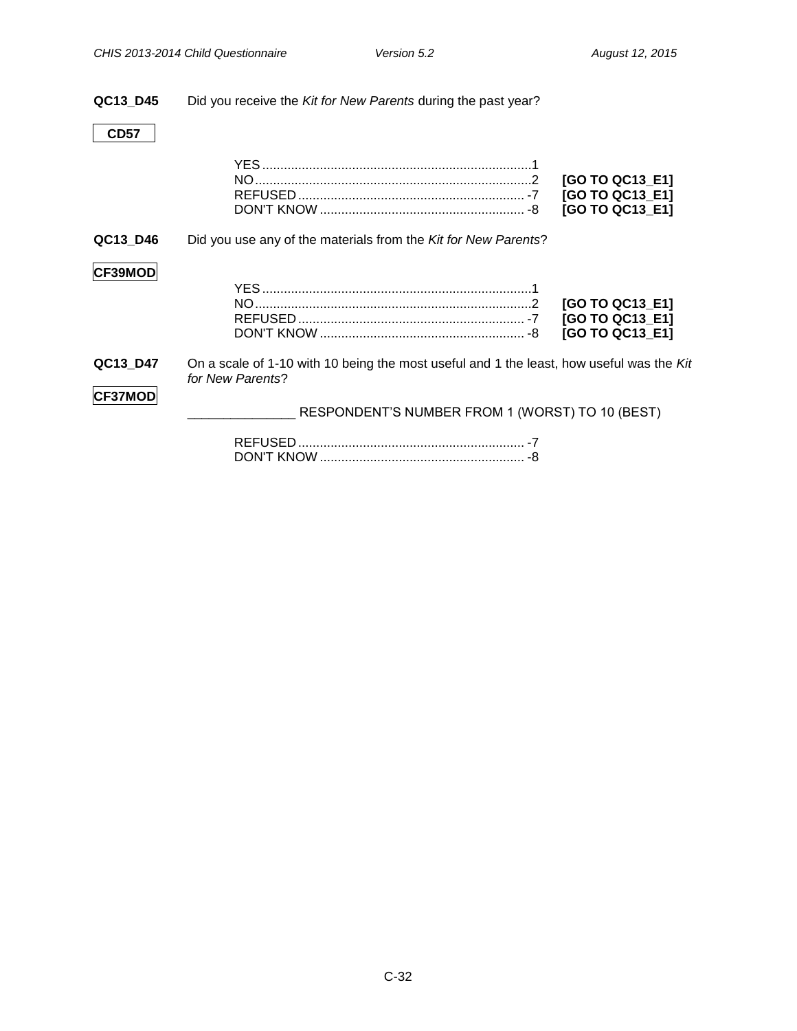**QC13_D45** Did you receive the *Kit for New Parents* during the past year?

**CD57**

YES ........................................................................... 1
NO ............................................................................. 2 **[GO TO QC13_E1]**
REFUSED ................................................................ -7 **[GO TO QC13_E1]**
DON'T KNOW .......................................................... -8 **[GO TO QC13_E1]**

**QC13_D46** Did you use any of the materials from the *Kit for New Parents*?

**CF39MOD**

YES ........................................................................... 1
NO ............................................................................. 2 **[GO TO QC13_E1]**
REFUSED ................................................................ -7 **[GO TO QC13_E1]**
DON'T KNOW .......................................................... -8 **[GO TO QC13_E1]**

**QC13_D47** On a scale of 1-10 with 10 being the most useful and 1 the least, how useful was the *Kit for New Parents*?

**CF37MOD**

_______________ RESPONDENT'S NUMBER FROM 1 (WORST) TO 10 (BEST)

REFUSED ................................................................ -7
DON'T KNOW .......................................................... -8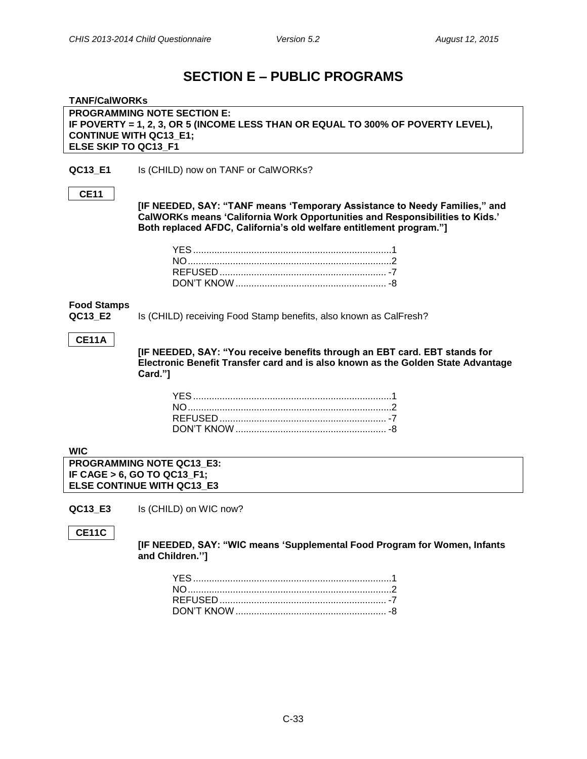# SECTION E – PUBLIC PROGRAMS

**TANF/CalWORKs**

**PROGRAMMING NOTE SECTION E:**
**IF POVERTY = 1, 2, 3, OR 5 (INCOME LESS THAN OR EQUAL TO 300% OF POVERTY LEVEL), CONTINUE WITH QC13_E1;**
**ELSE SKIP TO QC13_F1**

**QC13_E1** Is (CHILD) now on TANF or CalWORKs?

**CE11**

**[IF NEEDED, SAY: "TANF means 'Temporary Assistance to Needy Families," and CalWORKs means 'California Work Opportunities and Responsibilities to Kids.' Both replaced AFDC, California's old welfare entitlement program."]**

YES.......................................................................1
NO........................................................................2
REFUSED.............................................................-7
DON'T KNOW.......................................................-8

**Food Stamps**

**QC13_E2** Is (CHILD) receiving Food Stamp benefits, also known as CalFresh?

**CE11A**

**[IF NEEDED, SAY: "You receive benefits through an EBT card. EBT stands for Electronic Benefit Transfer card and is also known as the Golden State Advantage Card."]**

YES.......................................................................1
NO........................................................................2
REFUSED.............................................................-7
DON'T KNOW.......................................................-8

**WIC**

**PROGRAMMING NOTE QC13_E3:**
**IF CAGE > 6, GO TO QC13_F1;**
**ELSE CONTINUE WITH QC13_E3**

**QC13_E3** Is (CHILD) on WIC now?

**CE11C**

**[IF NEEDED, SAY: "WIC means 'Supplemental Food Program for Women, Infants and Children.''"]**

YES.......................................................................1
NO........................................................................2
REFUSED.............................................................-7
DON'T KNOW.......................................................-8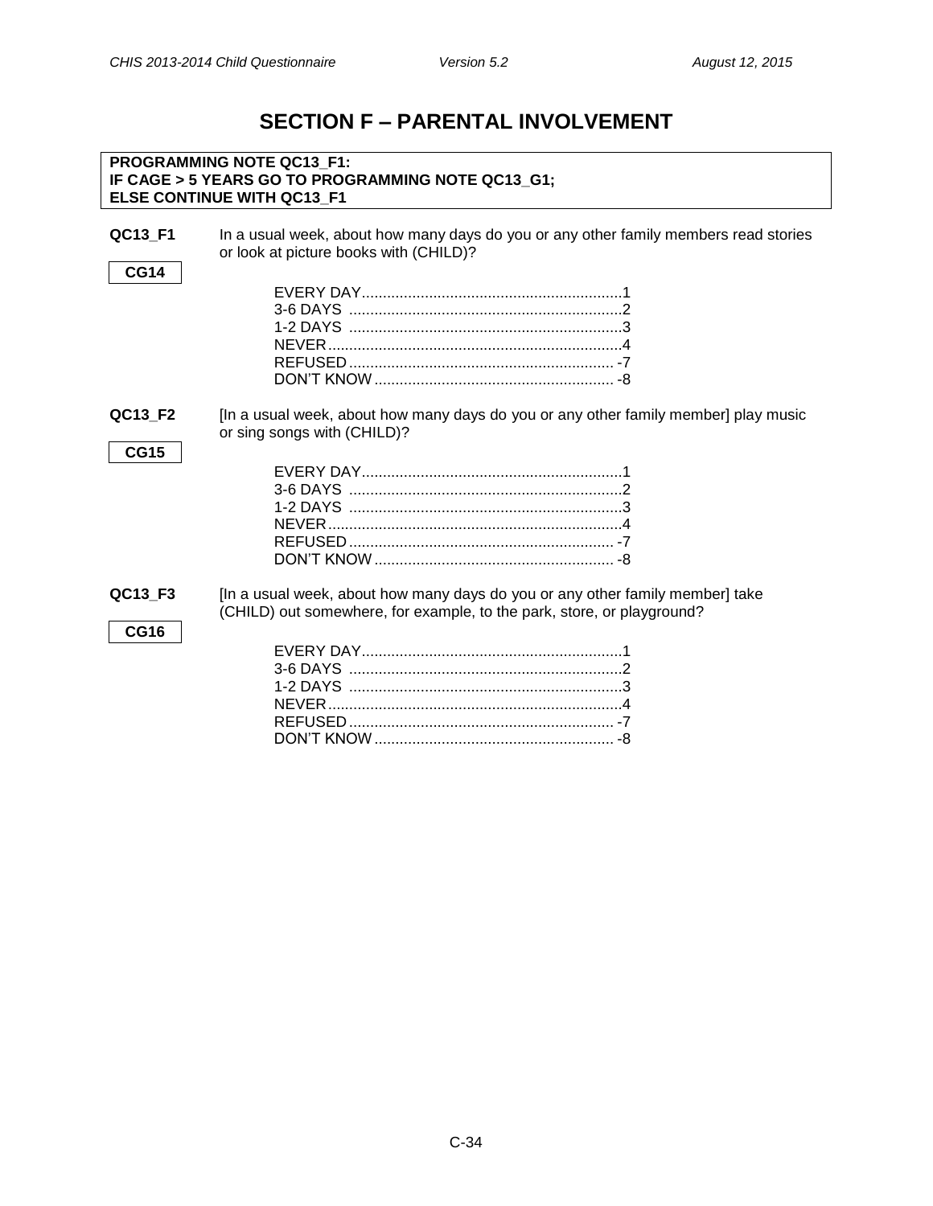# SECTION F – PARENTAL INVOLVEMENT

**PROGRAMMING NOTE QC13_F1:**
**IF CAGE > 5 YEARS GO TO PROGRAMMING NOTE QC13_G1;**
**ELSE CONTINUE WITH QC13_F1**

**QC13_F1** In a usual week, about how many days do you or any other family members read stories or look at picture books with (CHILD)?

**CG14**

EVERY DAY............................................................1
3-6 DAYS ...............................................................2
1-2 DAYS ...............................................................3
NEVER....................................................................4
REFUSED.............................................................. -7
DON'T KNOW ........................................................ -8

**QC13_F2** [In a usual week, about how many days do you or any other family member] play music or sing songs with (CHILD)?

**CG15**

EVERY DAY............................................................1
3-6 DAYS ...............................................................2
1-2 DAYS ...............................................................3
NEVER....................................................................4
REFUSED.............................................................. -7
DON'T KNOW ........................................................ -8

**QC13_F3** [In a usual week, about how many days do you or any other family member] take (CHILD) out somewhere, for example, to the park, store, or playground?

**CG16**

EVERY DAY............................................................1
3-6 DAYS ...............................................................2
1-2 DAYS ...............................................................3
NEVER....................................................................4
REFUSED.............................................................. -7
DON'T KNOW ........................................................ -8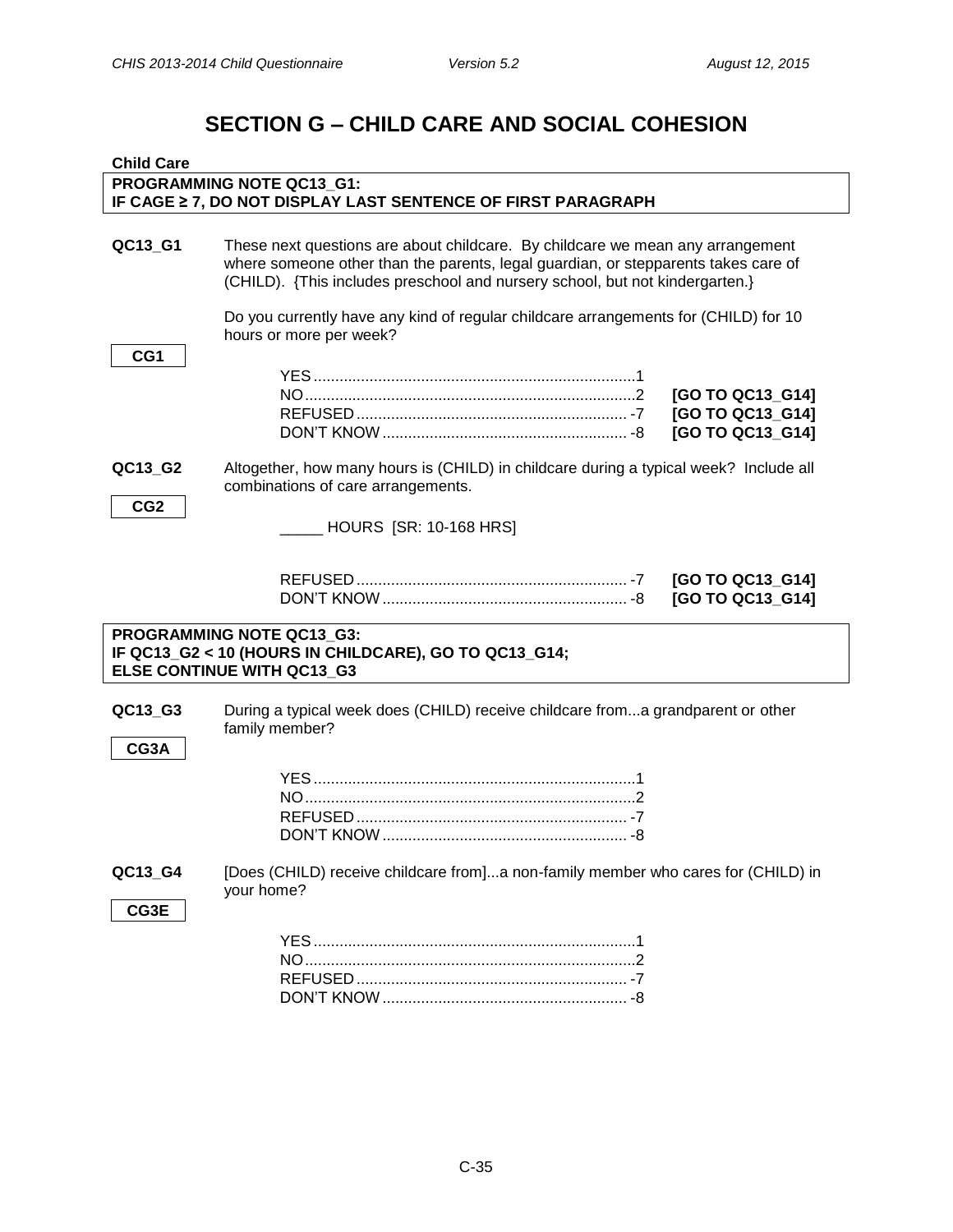# SECTION G – CHILD CARE AND SOCIAL COHESION

**Child Care**

**PROGRAMMING NOTE QC13_G1:**
**IF CAGE ≥ 7, DO NOT DISPLAY LAST SENTENCE OF FIRST PARAGRAPH**

**QC13_G1** These next questions are about childcare. By childcare we mean any arrangement where someone other than the parents, legal guardian, or stepparents takes care of (CHILD). {This includes preschool and nursery school, but not kindergarten.}

Do you currently have any kind of regular childcare arrangements for (CHILD) for 10 hours or more per week?

**CG1**

| | | |
|---|---|---|
| YES | 1 | |
| NO | 2 | **[GO TO QC13_G14]** |
| REFUSED | -7 | **[GO TO QC13_G14]** |
| DON'T KNOW | -8 | **[GO TO QC13_G14]** |

**QC13_G2** Altogether, how many hours is (CHILD) in childcare during a typical week? Include all combinations of care arrangements.

**CG2**

_____ HOURS [SR: 10-168 HRS]

| | | |
|---|---|---|
| REFUSED | -7 | **[GO TO QC13_G14]** |
| DON'T KNOW | -8 | **[GO TO QC13_G14]** |

**PROGRAMMING NOTE QC13_G3:**
**IF QC13_G2 < 10 (HOURS IN CHILDCARE), GO TO QC13_G14;**
**ELSE CONTINUE WITH QC13_G3**

**QC13_G3** During a typical week does (CHILD) receive childcare from...a grandparent or other family member?

**CG3A**

| | |
|---|---|
| YES | 1 |
| NO | 2 |
| REFUSED | -7 |
| DON'T KNOW | -8 |

**QC13_G4** [Does (CHILD) receive childcare from]...a non-family member who cares for (CHILD) in your home?

**CG3E**

| | |
|---|---|
| YES | 1 |
| NO | 2 |
| REFUSED | -7 |
| DON'T KNOW | -8 |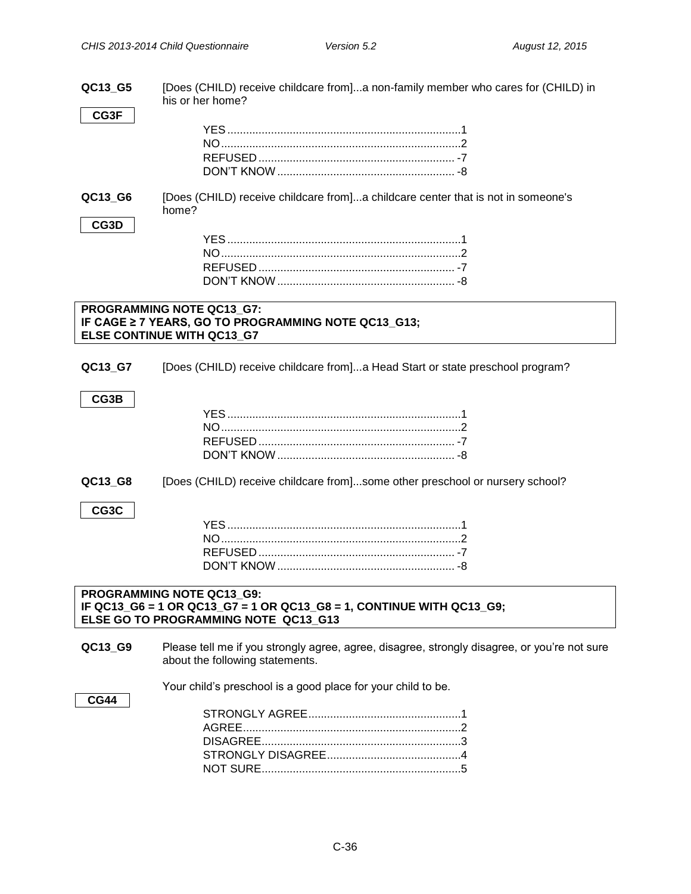**QC13_G5** [Does (CHILD) receive childcare from]...a non-family member who cares for (CHILD) in his or her home?

**CG3F**

YES........................................................................1
NO..........................................................................2
REFUSED.............................................................. -7
DON'T KNOW........................................................ -8

**QC13_G6** [Does (CHILD) receive childcare from]...a childcare center that is not in someone's home?

**CG3D**

YES........................................................................1
NO..........................................................................2
REFUSED.............................................................. -7
DON'T KNOW........................................................ -8

**PROGRAMMING NOTE QC13_G7:**
**IF CAGE ≥ 7 YEARS, GO TO PROGRAMMING NOTE QC13_G13;**
**ELSE CONTINUE WITH QC13_G7**

**QC13_G7** [Does (CHILD) receive childcare from]...a Head Start or state preschool program?

**CG3B**

YES........................................................................1
NO..........................................................................2
REFUSED.............................................................. -7
DON'T KNOW........................................................ -8

**QC13_G8** [Does (CHILD) receive childcare from]...some other preschool or nursery school?

**CG3C**

YES........................................................................1
NO..........................................................................2
REFUSED.............................................................. -7
DON'T KNOW........................................................ -8

**PROGRAMMING NOTE QC13_G9:**
**IF QC13_G6 = 1 OR QC13_G7 = 1 OR QC13_G8 = 1, CONTINUE WITH QC13_G9;**
**ELSE GO TO PROGRAMMING NOTE QC13_G13**

**QC13_G9** Please tell me if you strongly agree, agree, disagree, strongly disagree, or you're not sure about the following statements.

Your child's preschool is a good place for your child to be.

**CG44**

STRONGLY AGREE................................................1
AGREE....................................................................2
DISAGREE..............................................................3
STRONGLY DISAGREE..........................................4
NOT SURE..............................................................5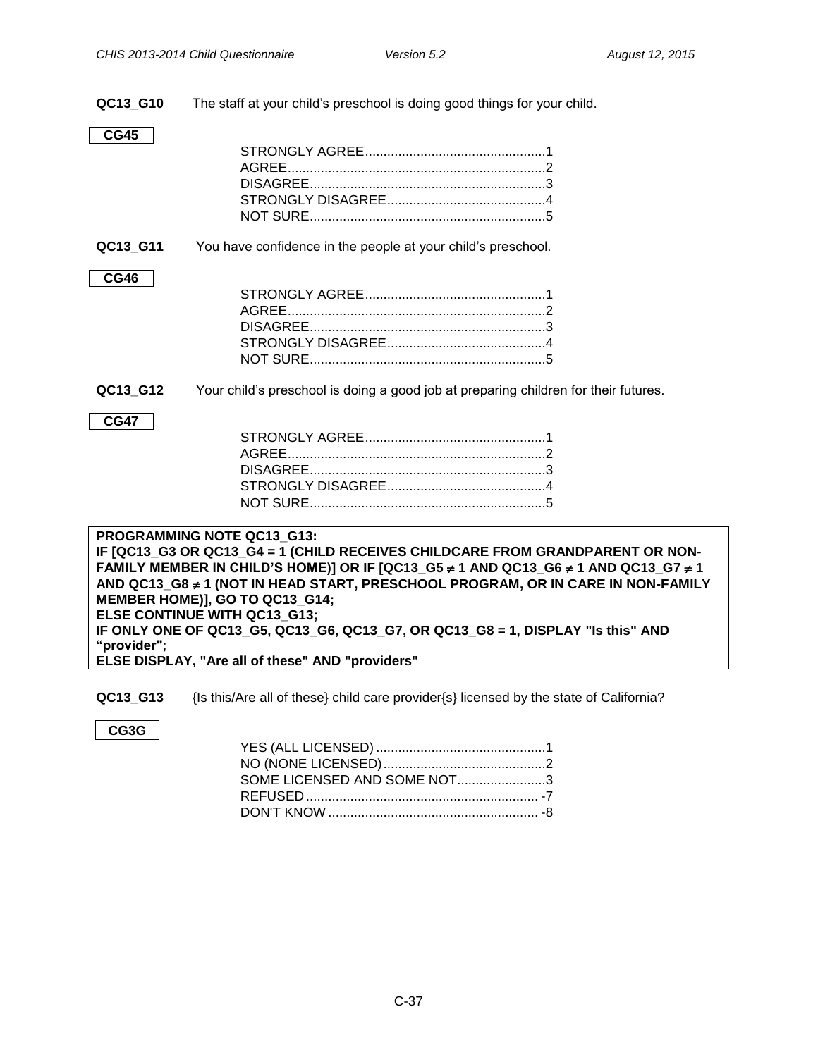**QC13_G10** The staff at your child's preschool is doing good things for your child.

**CG45**

STRONGLY AGREE.................................................1
AGREE.....................................................................2
DISAGREE................................................................3
STRONGLY DISAGREE...........................................4
NOT SURE................................................................5

**QC13_G11** You have confidence in the people at your child's preschool.

**CG46**

STRONGLY AGREE.................................................1
AGREE.....................................................................2
DISAGREE................................................................3
STRONGLY DISAGREE...........................................4
NOT SURE................................................................5

**QC13_G12** Your child's preschool is doing a good job at preparing children for their futures.

**CG47**

STRONGLY AGREE.................................................1
AGREE.....................................................................2
DISAGREE................................................................3
STRONGLY DISAGREE...........................................4
NOT SURE................................................................5

**PROGRAMMING NOTE QC13_G13:**
**IF [QC13_G3 OR QC13_G4 = 1 (CHILD RECEIVES CHILDCARE FROM GRANDPARENT OR NON-FAMILY MEMBER IN CHILD'S HOME)] OR IF [QC13_G5 ≠ 1 AND QC13_G6 ≠ 1 AND QC13_G7 ≠ 1 AND QC13_G8 ≠ 1 (NOT IN HEAD START, PRESCHOOL PROGRAM, OR IN CARE IN NON-FAMILY MEMBER HOME)], GO TO QC13_G14;**
**ELSE CONTINUE WITH QC13_G13;**
**IF ONLY ONE OF QC13_G5, QC13_G6, QC13_G7, OR QC13_G8 = 1, DISPLAY "Is this" AND "provider";**
**ELSE DISPLAY, "Are all of these" AND "providers"**

**QC13_G13** {Is this/Are all of these} child care provider{s} licensed by the state of California?

**CG3G**

YES (ALL LICENSED) .............................................1
NO (NONE LICENSED)............................................2
SOME LICENSED AND SOME NOT........................3
REFUSED............................................................... -7
DON'T KNOW......................................................... -8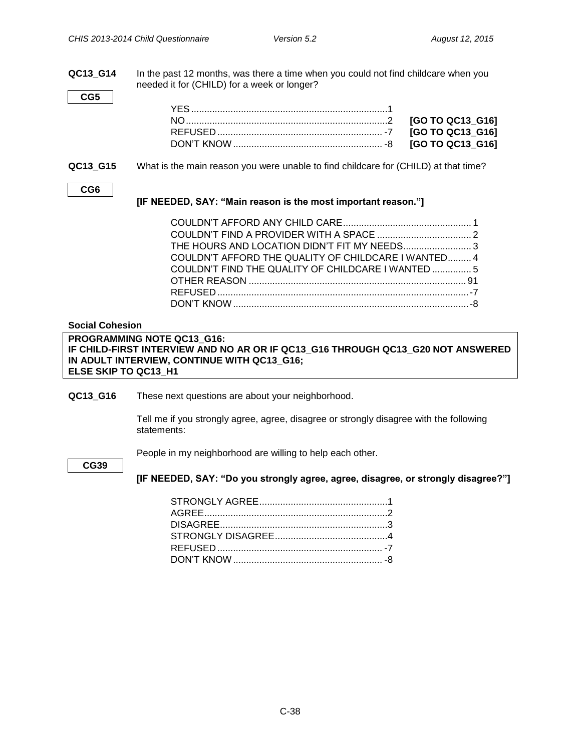**QC13_G14** In the past 12 months, was there a time when you could not find childcare when you needed it for (CHILD) for a week or longer?

CG5

| | | |
|---|---|---|
| YES | 1 | |
| NO | 2 | **[GO TO QC13_G16]** |
| REFUSED | -7 | **[GO TO QC13_G16]** |
| DON'T KNOW | -8 | **[GO TO QC13_G16]** |

**QC13_G15** What is the main reason you were unable to find childcare for (CHILD) at that time?

CG6

**[IF NEEDED, SAY: "Main reason is the most important reason."]**

| | |
|---|---|
| COULDN'T AFFORD ANY CHILD CARE | 1 |
| COULDN'T FIND A PROVIDER WITH A SPACE | 2 |
| THE HOURS AND LOCATION DIDN'T FIT MY NEEDS | 3 |
| COULDN'T AFFORD THE QUALITY OF CHILDCARE I WANTED | 4 |
| COULDN'T FIND THE QUALITY OF CHILDCARE I WANTED | 5 |
| OTHER REASON | 91 |
| REFUSED | -7 |
| DON'T KNOW | -8 |

**Social Cohesion**

**PROGRAMMING NOTE QC13_G16:**
**IF CHILD-FIRST INTERVIEW AND NO AR OR IF QC13_G16 THROUGH QC13_G20 NOT ANSWERED IN ADULT INTERVIEW, CONTINUE WITH QC13_G16;**
**ELSE SKIP TO QC13_H1**

**QC13_G16** These next questions are about your neighborhood.

Tell me if you strongly agree, agree, disagree or strongly disagree with the following statements:

People in my neighborhood are willing to help each other.

CG39

**[IF NEEDED, SAY: "Do you strongly agree, agree, disagree, or strongly disagree?"]**

| | |
|---|---|
| STRONGLY AGREE | 1 |
| AGREE | 2 |
| DISAGREE | 3 |
| STRONGLY DISAGREE | 4 |
| REFUSED | -7 |
| DON'T KNOW | -8 |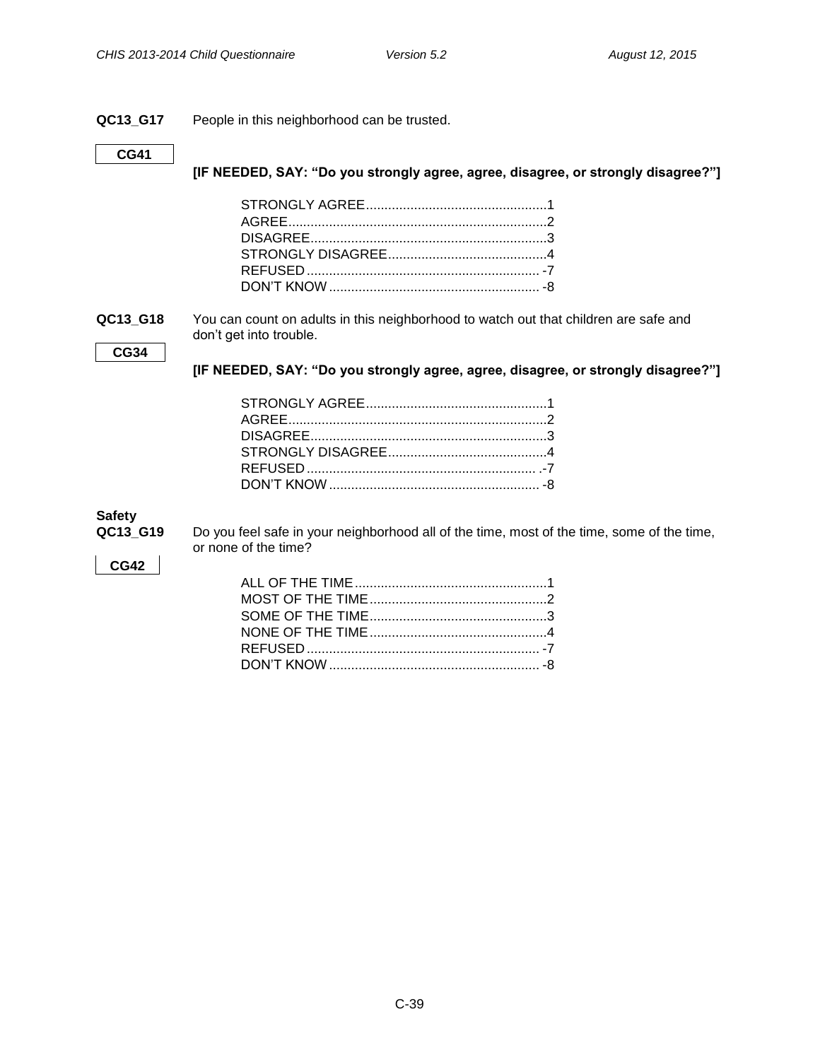**QC13_G17** People in this neighborhood can be trusted.

**CG41**

**[IF NEEDED, SAY: "Do you strongly agree, agree, disagree, or strongly disagree?"]**

STRONGLY AGREE.................................................1
AGREE......................................................................2
DISAGREE................................................................3
STRONGLY DISAGREE...........................................4
REFUSED ............................................................... -7
DON'T KNOW ......................................................... -8

**QC13_G18** You can count on adults in this neighborhood to watch out that children are safe and don't get into trouble.

**CG34**

**[IF NEEDED, SAY: "Do you strongly agree, agree, disagree, or strongly disagree?"]**

STRONGLY AGREE.................................................1
AGREE......................................................................2
DISAGREE................................................................3
STRONGLY DISAGREE...........................................4
REFUSED .............................................................. .-7
DON'T KNOW ......................................................... -8

**Safety**

**QC13_G19** Do you feel safe in your neighborhood all of the time, most of the time, some of the time, or none of the time?

**CG42**

ALL OF THE TIME....................................................1
MOST OF THE TIME................................................2
SOME OF THE TIME................................................3
NONE OF THE TIME................................................4
REFUSED ............................................................... -7
DON'T KNOW ......................................................... -8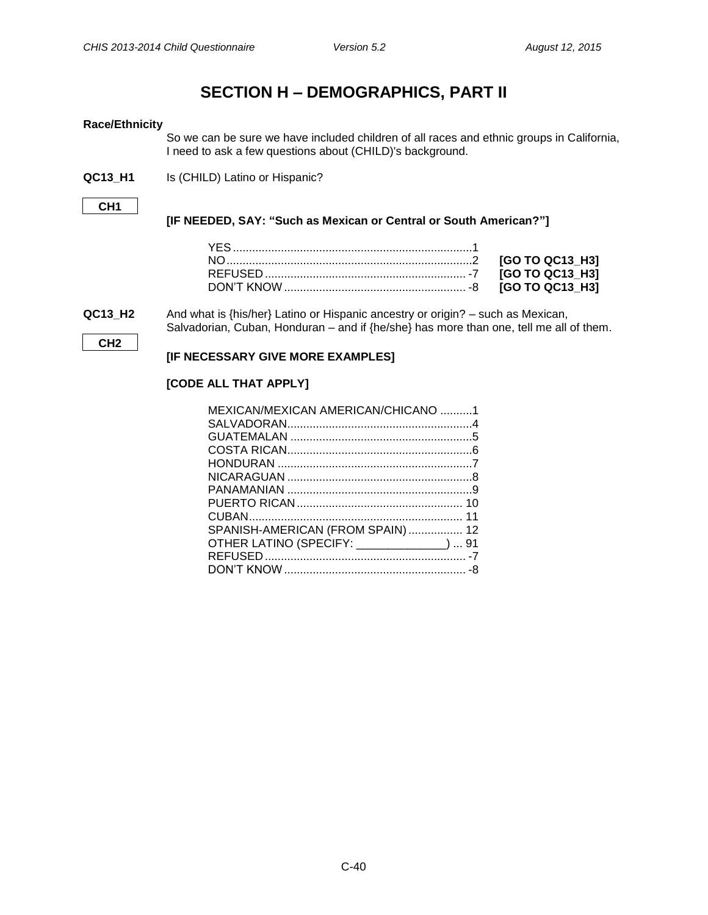# SECTION H – DEMOGRAPHICS, PART II

**Race/Ethnicity**

So we can be sure we have included children of all races and ethnic groups in California, I need to ask a few questions about (CHILD)'s background.

**QC13_H1** Is (CHILD) Latino or Hispanic?

**CH1**

**[IF NEEDED, SAY: "Such as Mexican or Central or South American?"]**

| Response | Code | Skip |
|---|---|---|
| YES | 1 | |
| NO | 2 | **[GO TO QC13_H3]** |
| REFUSED | -7 | **[GO TO QC13_H3]** |
| DON'T KNOW | -8 | **[GO TO QC13_H3]** |

**QC13_H2** And what is {his/her} Latino or Hispanic ancestry or origin? – such as Mexican, Salvadorian, Cuban, Honduran – and if {he/she} has more than one, tell me all of them.

**CH2**

**[IF NECESSARY GIVE MORE EXAMPLES]**

**[CODE ALL THAT APPLY]**

| Response | Code |
|---|---|
| MEXICAN/MEXICAN AMERICAN/CHICANO | 1 |
| SALVADORAN | 4 |
| GUATEMALAN | 5 |
| COSTA RICAN | 6 |
| HONDURAN | 7 |
| NICARAGUAN | 8 |
| PANAMANIAN | 9 |
| PUERTO RICAN | 10 |
| CUBAN | 11 |
| SPANISH-AMERICAN (FROM SPAIN) | 12 |
| OTHER LATINO (SPECIFY: ______________) | 91 |
| REFUSED | -7 |
| DON'T KNOW | -8 |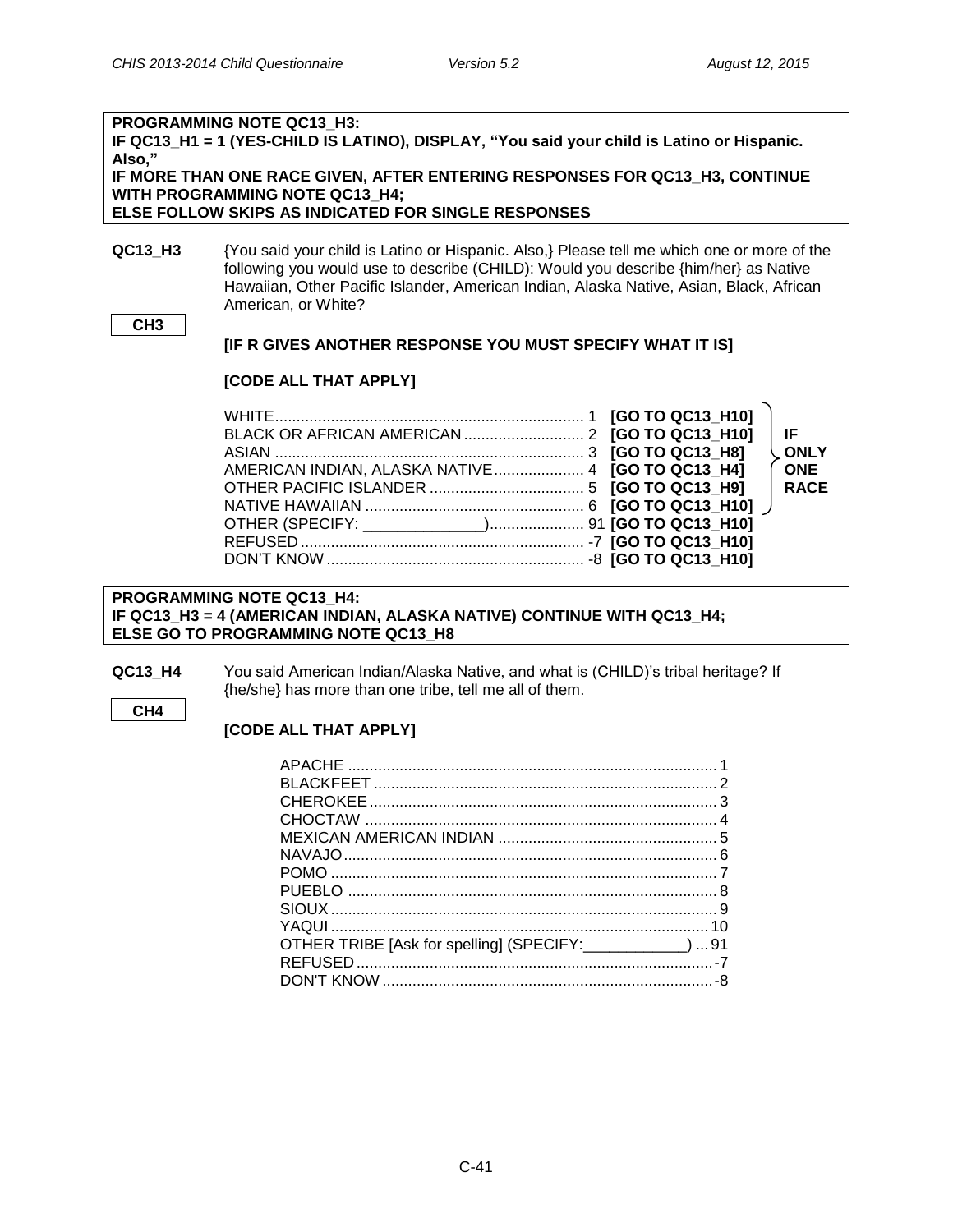**PROGRAMMING NOTE QC13_H3:**
**IF QC13_H1 = 1 (YES-CHILD IS LATINO), DISPLAY, "You said your child is Latino or Hispanic. Also,"**
**IF MORE THAN ONE RACE GIVEN, AFTER ENTERING RESPONSES FOR QC13_H3, CONTINUE WITH PROGRAMMING NOTE QC13_H4;**
**ELSE FOLLOW SKIPS AS INDICATED FOR SINGLE RESPONSES**

**QC13_H3** {You said your child is Latino or Hispanic. Also,} Please tell me which one or more of the following you would use to describe (CHILD): Would you describe {him/her} as Native Hawaiian, Other Pacific Islander, American Indian, Alaska Native, Asian, Black, African American, or White?

**CH3**

**[IF R GIVES ANOTHER RESPONSE YOU MUST SPECIFY WHAT IT IS]**

**[CODE ALL THAT APPLY]**

| Response | Code | Skip | |
|---|---|---|---|
| WHITE | 1 | **[GO TO QC13_H10]** | **IF ONLY ONE RACE** |
| BLACK OR AFRICAN AMERICAN | 2 | **[GO TO QC13_H10]** | |
| ASIAN | 3 | **[GO TO QC13_H8]** | |
| AMERICAN INDIAN, ALASKA NATIVE | 4 | **[GO TO QC13_H4]** | |
| OTHER PACIFIC ISLANDER | 5 | **[GO TO QC13_H9]** | |
| NATIVE HAWAIIAN | 6 | **[GO TO QC13_H10]** | |
| OTHER (SPECIFY: ______________) | 91 | **[GO TO QC13_H10]** | |
| REFUSED | -7 | **[GO TO QC13_H10]** | |
| DON'T KNOW | -8 | **[GO TO QC13_H10]** | |

**PROGRAMMING NOTE QC13_H4:**
**IF QC13_H3 = 4 (AMERICAN INDIAN, ALASKA NATIVE) CONTINUE WITH QC13_H4;**
**ELSE GO TO PROGRAMMING NOTE QC13_H8**

**QC13_H4** You said American Indian/Alaska Native, and what is (CHILD)'s tribal heritage? If {he/she} has more than one tribe, tell me all of them.

**CH4**

**[CODE ALL THAT APPLY]**

| Response | Code |
|---|---|
| APACHE | 1 |
| BLACKFEET | 2 |
| CHEROKEE | 3 |
| CHOCTAW | 4 |
| MEXICAN AMERICAN INDIAN | 5 |
| NAVAJO | 6 |
| POMO | 7 |
| PUEBLO | 8 |
| SIOUX | 9 |
| YAQUI | 10 |
| OTHER TRIBE [Ask for spelling] (SPECIFY:____________) | 91 |
| REFUSED | -7 |
| DON'T KNOW | -8 |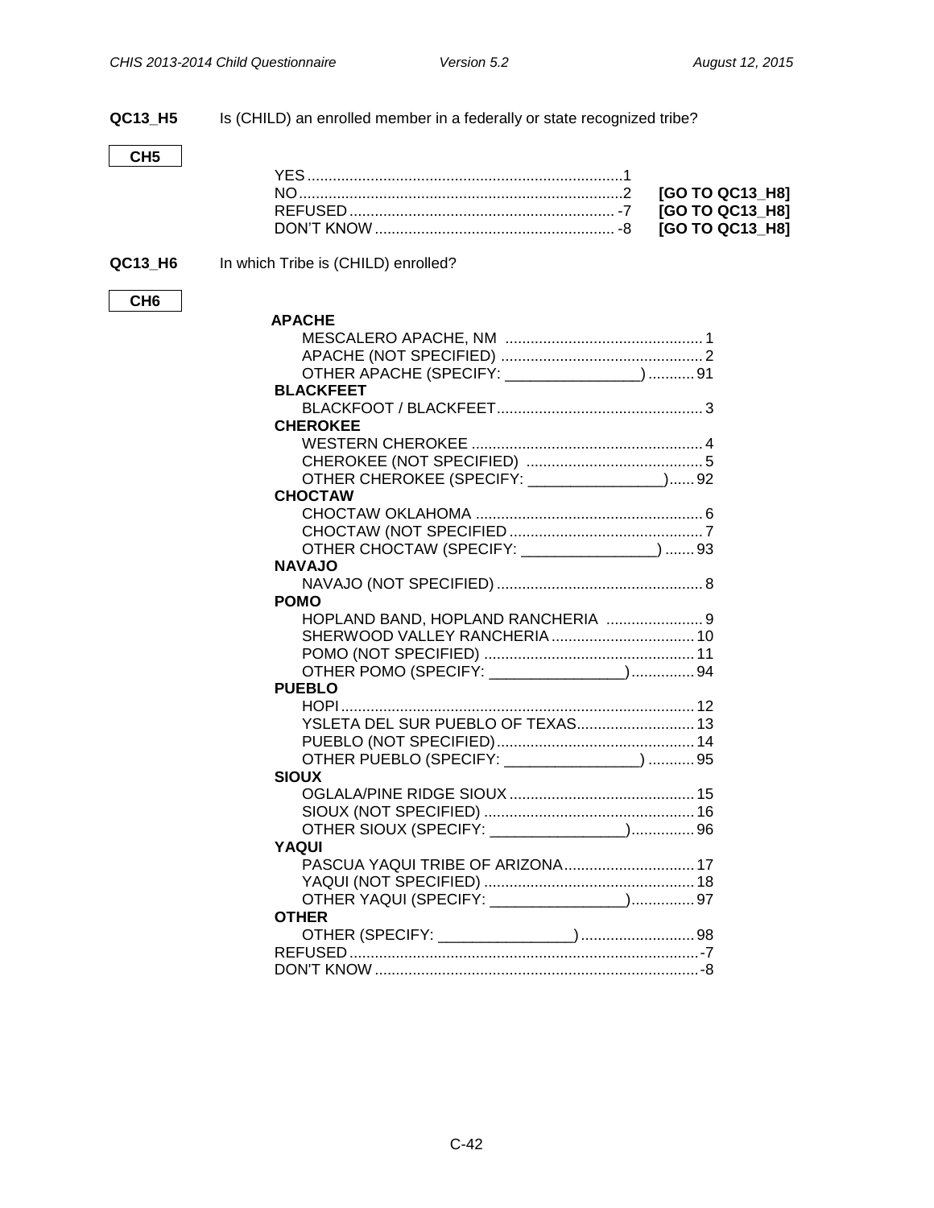**QC13_H5** Is (CHILD) an enrolled member in a federally or state recognized tribe?

**CH5**

YES ........................................................................1
NO ..........................................................................2 **[GO TO QC13_H8]**
REFUSED ............................................................ -7 **[GO TO QC13_H8]**
DON'T KNOW ...................................................... -8 **[GO TO QC13_H8]**

**QC13_H6** In which Tribe is (CHILD) enrolled?

**CH6**

**APACHE**
- MESCALERO APACHE, NM ............................................ 1
- APACHE (NOT SPECIFIED) ............................................ 2
- OTHER APACHE (SPECIFY: ________________) ........... 91

**BLACKFEET**
- BLACKFOOT / BLACKFEET............................................. 3

**CHEROKEE**
- WESTERN CHEROKEE ................................................... 4
- CHEROKEE (NOT SPECIFIED) ...................................... 5
- OTHER CHEROKEE (SPECIFY: ________________)...... 92

**CHOCTAW**
- CHOCTAW OKLAHOMA .................................................. 6
- CHOCTAW (NOT SPECIFIED ........................................... 7
- OTHER CHOCTAW (SPECIFY: ________________) ....... 93

**NAVAJO**
- NAVAJO (NOT SPECIFIED) ............................................. 8

**POMO**
- HOPLAND BAND, HOPLAND RANCHERIA ....................... 9
- SHERWOOD VALLEY RANCHERIA ................................ 10
- POMO (NOT SPECIFIED) ............................................... 11
- OTHER POMO (SPECIFY: ________________)............... 94

**PUEBLO**
- HOPI................................................................................ 12
- YSLETA DEL SUR PUEBLO OF TEXAS.......................... 13
- PUEBLO (NOT SPECIFIED)............................................ 14
- OTHER PUEBLO (SPECIFY: ________________) ........... 95

**SIOUX**
- OGLALA/PINE RIDGE SIOUX .......................................... 15
- SIOUX (NOT SPECIFIED) ............................................... 16
- OTHER SIOUX (SPECIFY: ________________)............... 96

**YAQUI**
- PASCUA YAQUI TRIBE OF ARIZONA............................. 17
- YAQUI (NOT SPECIFIED) ............................................... 18
- OTHER YAQUI (SPECIFY: ________________)............... 97

**OTHER**
- OTHER (SPECIFY: ________________) ........................... 98

REFUSED.................................................................................-7
DON'T KNOW ...........................................................................-8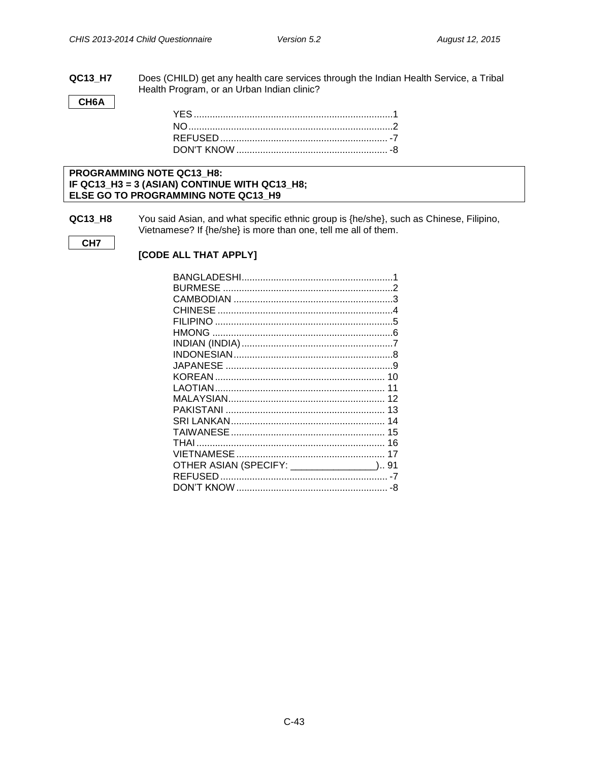**QC13_H7** Does (CHILD) get any health care services through the Indian Health Service, a Tribal Health Program, or an Urban Indian clinic?

**CH6A**

| | |
|---|---|
| YES | 1 |
| NO | 2 |
| REFUSED | -7 |
| DON'T KNOW | -8 |

**PROGRAMMING NOTE QC13_H8:**
**IF QC13_H3 = 3 (ASIAN) CONTINUE WITH QC13_H8;**
**ELSE GO TO PROGRAMMING NOTE QC13_H9**

**QC13_H8** You said Asian, and what specific ethnic group is {he/she}, such as Chinese, Filipino, Vietnamese? If {he/she} is more than one, tell me all of them.

**CH7**

**[CODE ALL THAT APPLY]**

| | |
|---|---|
| BANGLADESHI | 1 |
| BURMESE | 2 |
| CAMBODIAN | 3 |
| CHINESE | 4 |
| FILIPINO | 5 |
| HMONG | 6 |
| INDIAN (INDIA) | 7 |
| INDONESIAN | 8 |
| JAPANESE | 9 |
| KOREAN | 10 |
| LAOTIAN | 11 |
| MALAYSIAN | 12 |
| PAKISTANI | 13 |
| SRI LANKAN | 14 |
| TAIWANESE | 15 |
| THAI | 16 |
| VIETNAMESE | 17 |
| OTHER ASIAN (SPECIFY: _______________) | 91 |
| REFUSED | -7 |
| DON'T KNOW | -8 |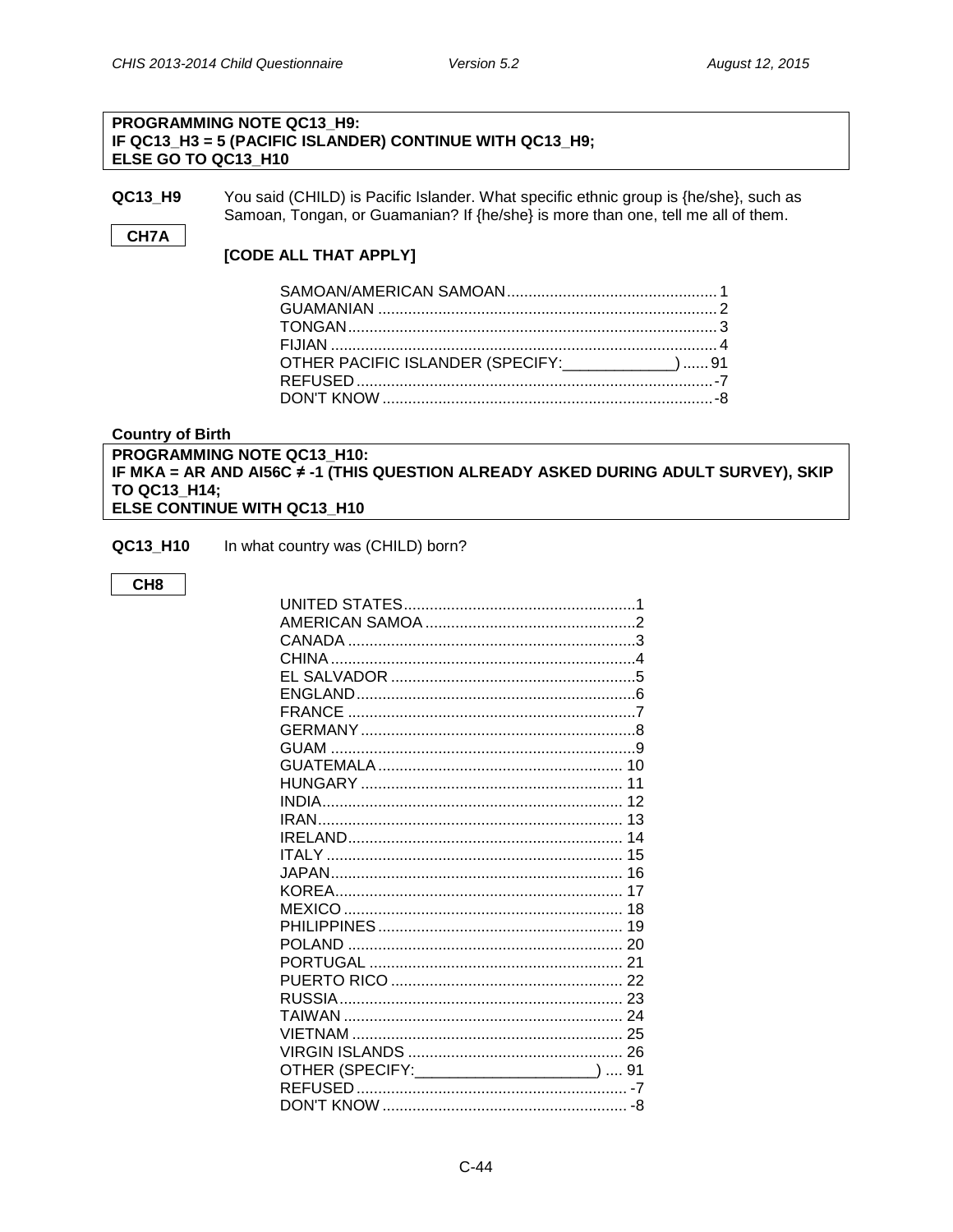**PROGRAMMING NOTE QC13_H9:**
**IF QC13_H3 = 5 (PACIFIC ISLANDER) CONTINUE WITH QC13_H9;**
**ELSE GO TO QC13_H10**

**QC13_H9** You said (CHILD) is Pacific Islander. What specific ethnic group is {he/she}, such as Samoan, Tongan, or Guamanian? If {he/she} is more than one, tell me all of them.

**CH7A**

**[CODE ALL THAT APPLY]**

| | |
|---|---|
| SAMOAN/AMERICAN SAMOAN | 1 |
| GUAMANIAN | 2 |
| TONGAN | 3 |
| FIJIAN | 4 |
| OTHER PACIFIC ISLANDER (SPECIFY:_____________) | 91 |
| REFUSED | -7 |
| DON'T KNOW | -8 |

**Country of Birth**

**PROGRAMMING NOTE QC13_H10:**
**IF MKA = AR AND AI56C ≠ -1 (THIS QUESTION ALREADY ASKED DURING ADULT SURVEY), SKIP TO QC13_H14;**
**ELSE CONTINUE WITH QC13_H10**

**QC13_H10** In what country was (CHILD) born?

**CH8**

| | |
|---|---|
| UNITED STATES | 1 |
| AMERICAN SAMOA | 2 |
| CANADA | 3 |
| CHINA | 4 |
| EL SALVADOR | 5 |
| ENGLAND | 6 |
| FRANCE | 7 |
| GERMANY | 8 |
| GUAM | 9 |
| GUATEMALA | 10 |
| HUNGARY | 11 |
| INDIA | 12 |
| IRAN | 13 |
| IRELAND | 14 |
| ITALY | 15 |
| JAPAN | 16 |
| KOREA | 17 |
| MEXICO | 18 |
| PHILIPPINES | 19 |
| POLAND | 20 |
| PORTUGAL | 21 |
| PUERTO RICO | 22 |
| RUSSIA | 23 |
| TAIWAN | 24 |
| VIETNAM | 25 |
| VIRGIN ISLANDS | 26 |
| OTHER (SPECIFY:_____________________) | 91 |
| REFUSED | -7 |
| DON'T KNOW | -8 |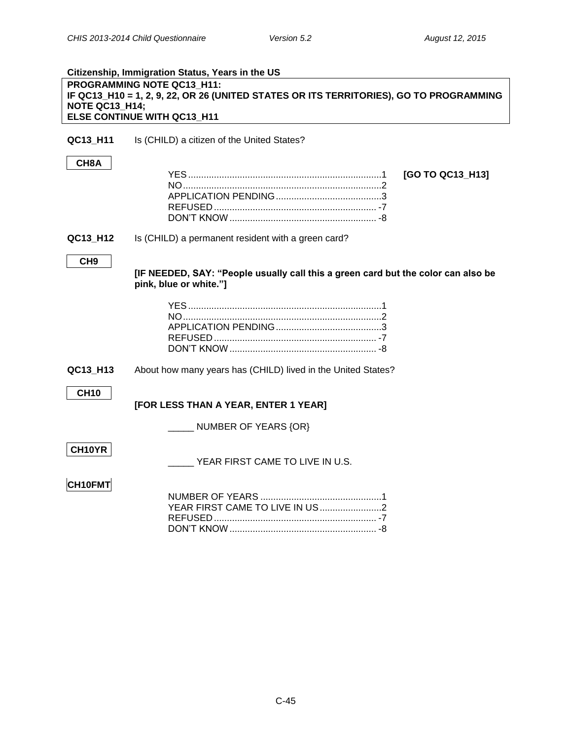**Citizenship, Immigration Status, Years in the US**

> **PROGRAMMING NOTE QC13_H11:**
> **IF QC13_H10 = 1, 2, 9, 22, OR 26 (UNITED STATES OR ITS TERRITORIES), GO TO PROGRAMMING NOTE QC13_H14;**
> **ELSE CONTINUE WITH QC13_H11**

**QC13_H11** Is (CHILD) a citizen of the United States?

**CH8A**

| | | |
|---|---|---|
| YES | 1 | **[GO TO QC13_H13]** |
| NO | 2 | |
| APPLICATION PENDING | 3 | |
| REFUSED | -7 | |
| DON'T KNOW | -8 | |

**QC13_H12** Is (CHILD) a permanent resident with a green card?

**CH9**

**[IF NEEDED, SAY: "People usually call this a green card but the color can also be pink, blue or white."]**

| | |
|---|---|
| YES | 1 |
| NO | 2 |
| APPLICATION PENDING | 3 |
| REFUSED | -7 |
| DON'T KNOW | -8 |

**QC13_H13** About how many years has (CHILD) lived in the United States?

**CH10**

**[FOR LESS THAN A YEAR, ENTER 1 YEAR]**

_____ NUMBER OF YEARS {OR}

**CH10YR**

_____ YEAR FIRST CAME TO LIVE IN U.S.

**CH10FMT**

| | |
|---|---|
| NUMBER OF YEARS | 1 |
| YEAR FIRST CAME TO LIVE IN US | 2 |
| REFUSED | -7 |
| DON'T KNOW | -8 |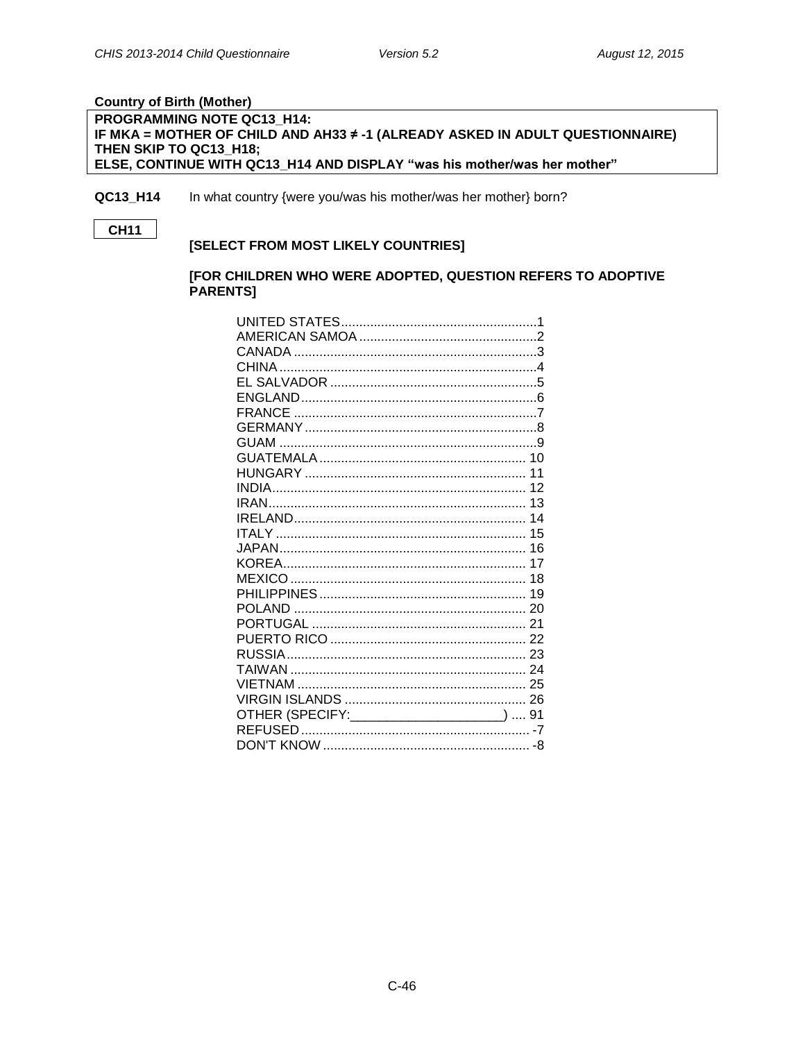**Country of Birth (Mother)**

**PROGRAMMING NOTE QC13_H14:**
**IF MKA = MOTHER OF CHILD AND AH33 ≠ -1 (ALREADY ASKED IN ADULT QUESTIONNAIRE) THEN SKIP TO QC13_H18;**
**ELSE, CONTINUE WITH QC13_H14 AND DISPLAY "was his mother/was her mother"**

**QC13_H14** In what country {were you/was his mother/was her mother} born?

**CH11**

**[SELECT FROM MOST LIKELY COUNTRIES]**

**[FOR CHILDREN WHO WERE ADOPTED, QUESTION REFERS TO ADOPTIVE PARENTS]**

| | |
|---|---|
| UNITED STATES | 1 |
| AMERICAN SAMOA | 2 |
| CANADA | 3 |
| CHINA | 4 |
| EL SALVADOR | 5 |
| ENGLAND | 6 |
| FRANCE | 7 |
| GERMANY | 8 |
| GUAM | 9 |
| GUATEMALA | 10 |
| HUNGARY | 11 |
| INDIA | 12 |
| IRAN | 13 |
| IRELAND | 14 |
| ITALY | 15 |
| JAPAN | 16 |
| KOREA | 17 |
| MEXICO | 18 |
| PHILIPPINES | 19 |
| POLAND | 20 |
| PORTUGAL | 21 |
| PUERTO RICO | 22 |
| RUSSIA | 23 |
| TAIWAN | 24 |
| VIETNAM | 25 |
| VIRGIN ISLANDS | 26 |
| OTHER (SPECIFY:_____________________) | 91 |
| REFUSED | -7 |
| DON'T KNOW | -8 |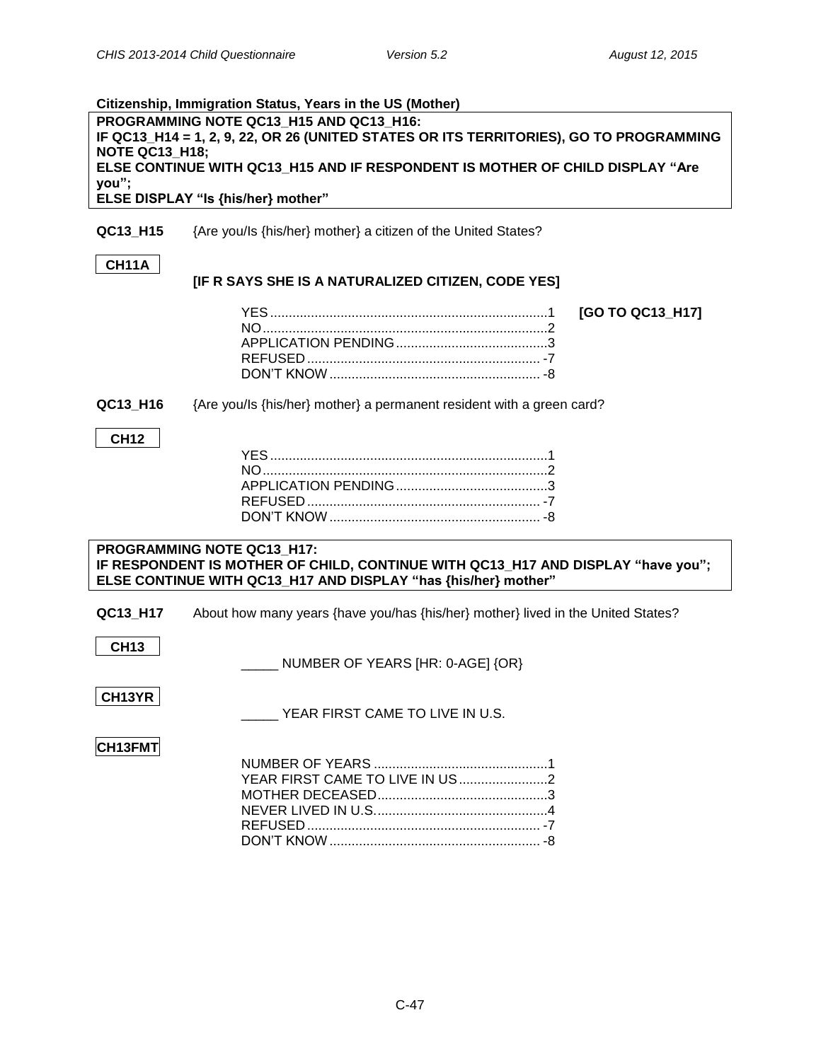**Citizenship, Immigration Status, Years in the US (Mother)**

> **PROGRAMMING NOTE QC13_H15 AND QC13_H16:**
> **IF QC13_H14 = 1, 2, 9, 22, OR 26 (UNITED STATES OR ITS TERRITORIES), GO TO PROGRAMMING NOTE QC13_H18;**
> **ELSE CONTINUE WITH QC13_H15 AND IF RESPONDENT IS MOTHER OF CHILD DISPLAY "Are you";**
> **ELSE DISPLAY "Is {his/her} mother"**

**QC13_H15** {Are you/Is {his/her} mother} a citizen of the United States?

**CH11A**

**[IF R SAYS SHE IS A NATURALIZED CITIZEN, CODE YES]**

YES....................1 **[GO TO QC13_H17]**
NO....................2
APPLICATION PENDING....................3
REFUSED.................... -7
DON'T KNOW.................... -8

**QC13_H16** {Are you/Is {his/her} mother} a permanent resident with a green card?

**CH12**

YES....................1
NO....................2
APPLICATION PENDING....................3
REFUSED.................... -7
DON'T KNOW.................... -8

> **PROGRAMMING NOTE QC13_H17:**
> **IF RESPONDENT IS MOTHER OF CHILD, CONTINUE WITH QC13_H17 AND DISPLAY "have you";**
> **ELSE CONTINUE WITH QC13_H17 AND DISPLAY "has {his/her} mother"**

**QC13_H17** About how many years {have you/has {his/her} mother} lived in the United States?

**CH13**

_____ NUMBER OF YEARS [HR: 0-AGE] {OR}

**CH13YR**

_____ YEAR FIRST CAME TO LIVE IN U.S.

**CH13FMT**

NUMBER OF YEARS....................1
YEAR FIRST CAME TO LIVE IN US....................2
MOTHER DECEASED....................3
NEVER LIVED IN U.S.....................4
REFUSED.................... -7
DON'T KNOW.................... -8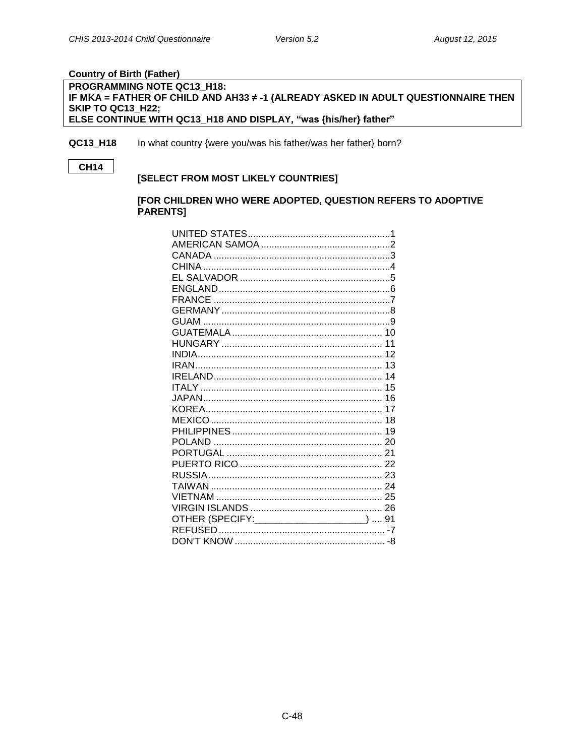**Country of Birth (Father)**

| PROGRAMMING NOTE QC13_H18: |
|---|
| IF MKA = FATHER OF CHILD AND AH33 ≠ -1 (ALREADY ASKED IN ADULT QUESTIONNAIRE THEN SKIP TO QC13_H22; |
| ELSE CONTINUE WITH QC13_H18 AND DISPLAY, "was {his/her} father" |

**QC13_H18** In what country {were you/was his father/was her father} born?

**CH14**

**[SELECT FROM MOST LIKELY COUNTRIES]**

**[FOR CHILDREN WHO WERE ADOPTED, QUESTION REFERS TO ADOPTIVE PARENTS]**

| | |
|---|---|
| UNITED STATES | 1 |
| AMERICAN SAMOA | 2 |
| CANADA | 3 |
| CHINA | 4 |
| EL SALVADOR | 5 |
| ENGLAND | 6 |
| FRANCE | 7 |
| GERMANY | 8 |
| GUAM | 9 |
| GUATEMALA | 10 |
| HUNGARY | 11 |
| INDIA | 12 |
| IRAN | 13 |
| IRELAND | 14 |
| ITALY | 15 |
| JAPAN | 16 |
| KOREA | 17 |
| MEXICO | 18 |
| PHILIPPINES | 19 |
| POLAND | 20 |
| PORTUGAL | 21 |
| PUERTO RICO | 22 |
| RUSSIA | 23 |
| TAIWAN | 24 |
| VIETNAM | 25 |
| VIRGIN ISLANDS | 26 |
| OTHER (SPECIFY:_____________________) | 91 |
| REFUSED | -7 |
| DON'T KNOW | -8 |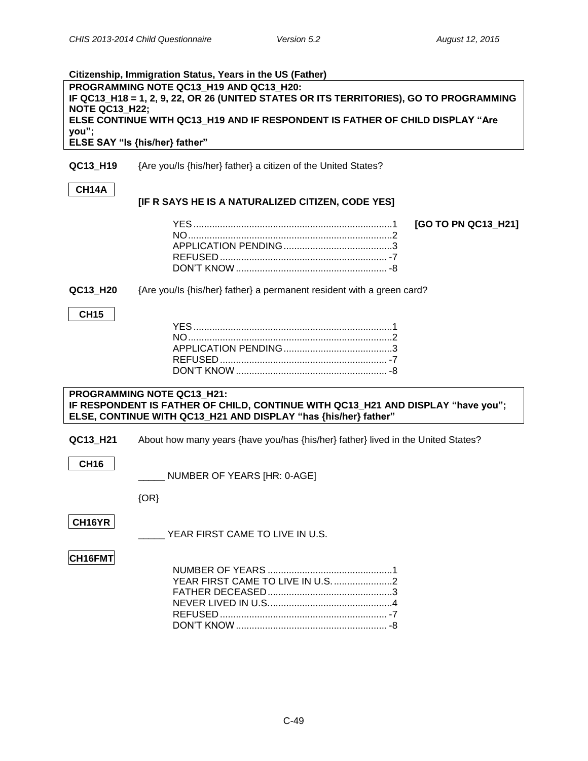**Citizenship, Immigration Status, Years in the US (Father)**

**PROGRAMMING NOTE QC13_H19 AND QC13_H20:**
**IF QC13_H18 = 1, 2, 9, 22, OR 26 (UNITED STATES OR ITS TERRITORIES), GO TO PROGRAMMING NOTE QC13_H22;**
**ELSE CONTINUE WITH QC13_H19 AND IF RESPONDENT IS FATHER OF CHILD DISPLAY "Are you";**
**ELSE SAY "Is {his/her} father"**

**QC13_H19** {Are you/Is {his/her} father} a citizen of the United States?

**CH14A**

**[IF R SAYS HE IS A NATURALIZED CITIZEN, CODE YES]**

YES....................................................1 **[GO TO PN QC13_H21]**
NO.....................................................2
APPLICATION PENDING........................3
REFUSED.............................................-7
DON'T KNOW.......................................-8

**QC13_H20** {Are you/Is {his/her} father} a permanent resident with a green card?

**CH15**

YES....................................................1
NO.....................................................2
APPLICATION PENDING........................3
REFUSED.............................................-7
DON'T KNOW.......................................-8

**PROGRAMMING NOTE QC13_H21:**
**IF RESPONDENT IS FATHER OF CHILD, CONTINUE WITH QC13_H21 AND DISPLAY "have you";**
**ELSE, CONTINUE WITH QC13_H21 AND DISPLAY "has {his/her} father"**

**QC13_H21** About how many years {have you/has {his/her} father} lived in the United States?

**CH16**

_____ NUMBER OF YEARS [HR: 0-AGE]

{OR}

**CH16YR**

_____ YEAR FIRST CAME TO LIVE IN U.S.

**CH16FMT**

NUMBER OF YEARS ..................................1
YEAR FIRST CAME TO LIVE IN U.S. ..........2
FATHER DECEASED..................................3
NEVER LIVED IN U.S.................................4
REFUSED.............................................-7
DON'T KNOW.......................................-8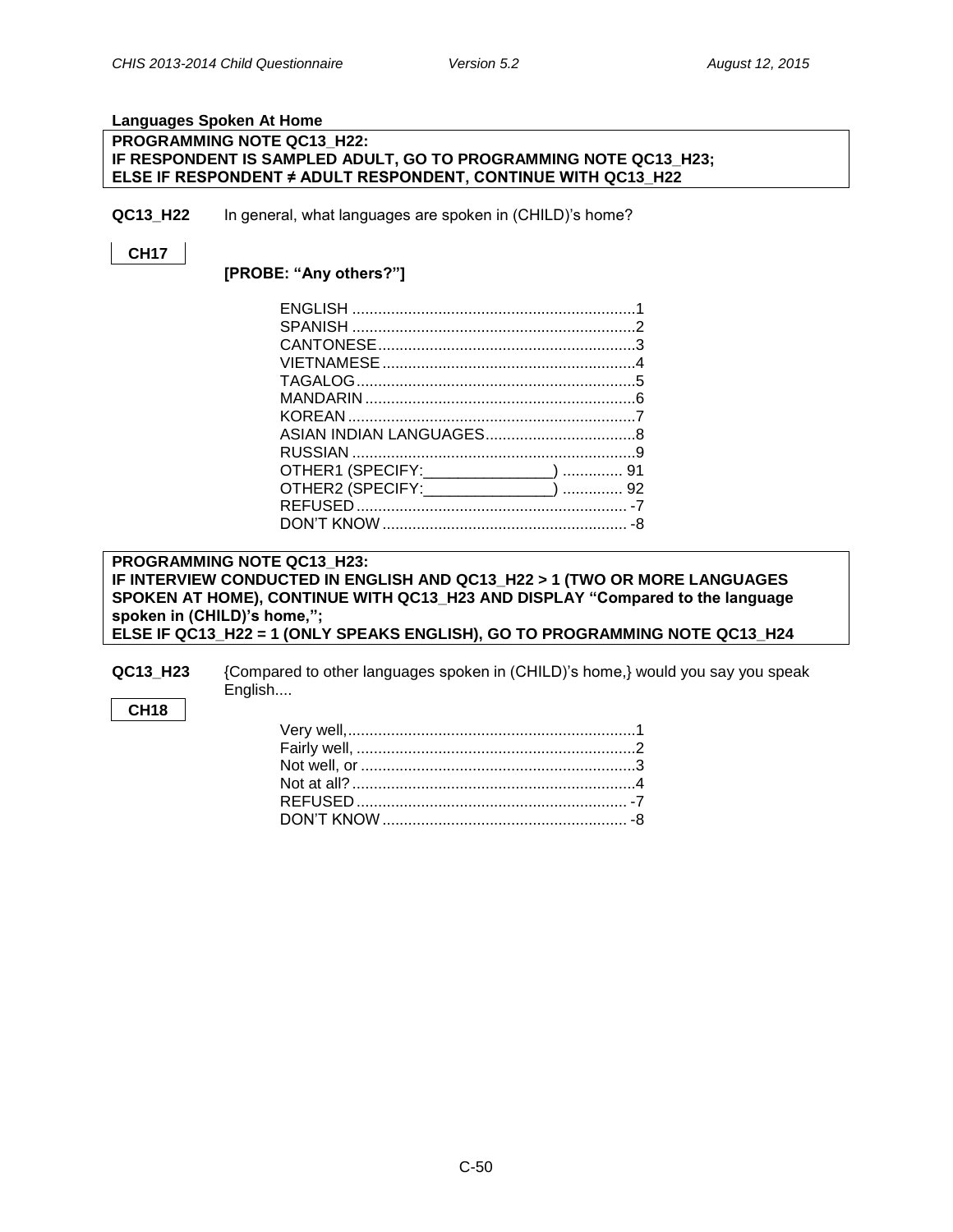**Languages Spoken At Home**

**PROGRAMMING NOTE QC13_H22:**
**IF RESPONDENT IS SAMPLED ADULT, GO TO PROGRAMMING NOTE QC13_H23;**
**ELSE IF RESPONDENT ≠ ADULT RESPONDENT, CONTINUE WITH QC13_H22**

**QC13_H22** In general, what languages are spoken in (CHILD)'s home?

**CH17**

**[PROBE: "Any others?"]**

| | |
|---|---|
| ENGLISH | 1 |
| SPANISH | 2 |
| CANTONESE | 3 |
| VIETNAMESE | 4 |
| TAGALOG | 5 |
| MANDARIN | 6 |
| KOREAN | 7 |
| ASIAN INDIAN LANGUAGES | 8 |
| RUSSIAN | 9 |
| OTHER1 (SPECIFY:_______________) | 91 |
| OTHER2 (SPECIFY:_______________) | 92 |
| REFUSED | -7 |
| DON'T KNOW | -8 |

**PROGRAMMING NOTE QC13_H23:**
**IF INTERVIEW CONDUCTED IN ENGLISH AND QC13_H22 > 1 (TWO OR MORE LANGUAGES SPOKEN AT HOME), CONTINUE WITH QC13_H23 AND DISPLAY "Compared to the language spoken in (CHILD)'s home,";**
**ELSE IF QC13_H22 = 1 (ONLY SPEAKS ENGLISH), GO TO PROGRAMMING NOTE QC13_H24**

**QC13_H23** {Compared to other languages spoken in (CHILD)'s home,} would you say you speak English....

**CH18**

| | |
|---|---|
| Very well, | 1 |
| Fairly well, | 2 |
| Not well, or | 3 |
| Not at all? | 4 |
| REFUSED | -7 |
| DON'T KNOW | -8 |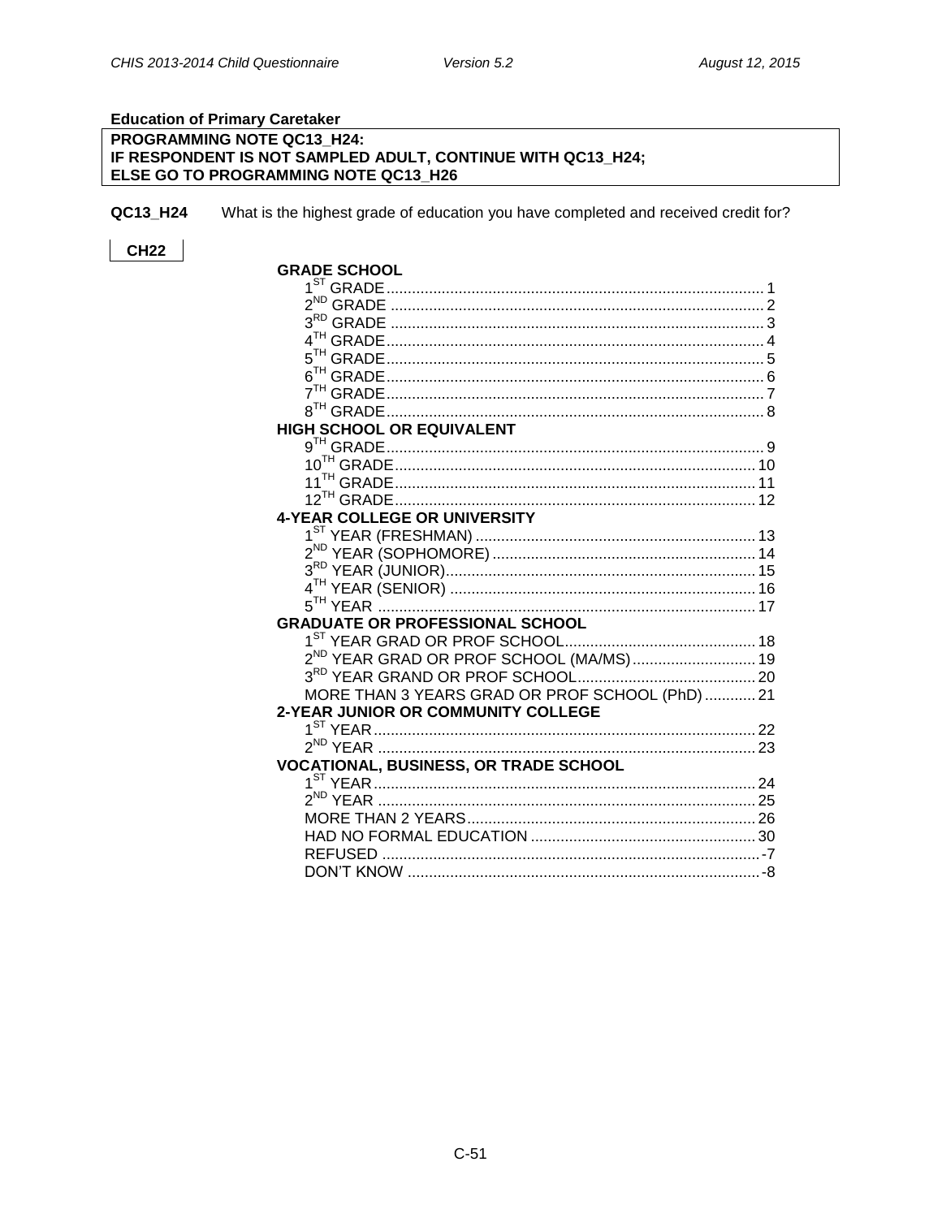**Education of Primary Caretaker**

| PROGRAMMING NOTE QC13_H24: |
|---|
| IF RESPONDENT IS NOT SAMPLED ADULT, CONTINUE WITH QC13_H24; |
| ELSE GO TO PROGRAMMING NOTE QC13_H26 |

**QC13_H24** What is the highest grade of education you have completed and received credit for?

**CH22**

| Response | Code |
|---|---|
| **GRADE SCHOOL** | |
| 1ST GRADE | 1 |
| 2ND GRADE | 2 |
| 3RD GRADE | 3 |
| 4TH GRADE | 4 |
| 5TH GRADE | 5 |
| 6TH GRADE | 6 |
| 7TH GRADE | 7 |
| 8TH GRADE | 8 |
| **HIGH SCHOOL OR EQUIVALENT** | |
| 9TH GRADE | 9 |
| 10TH GRADE | 10 |
| 11TH GRADE | 11 |
| 12TH GRADE | 12 |
| **4-YEAR COLLEGE OR UNIVERSITY** | |
| 1ST YEAR (FRESHMAN) | 13 |
| 2ND YEAR (SOPHOMORE) | 14 |
| 3RD YEAR (JUNIOR) | 15 |
| 4TH YEAR (SENIOR) | 16 |
| 5TH YEAR | 17 |
| **GRADUATE OR PROFESSIONAL SCHOOL** | |
| 1ST YEAR GRAD OR PROF SCHOOL | 18 |
| 2ND YEAR GRAD OR PROF SCHOOL (MA/MS) | 19 |
| 3RD YEAR GRAND OR PROF SCHOOL | 20 |
| MORE THAN 3 YEARS GRAD OR PROF SCHOOL (PhD) | 21 |
| **2-YEAR JUNIOR OR COMMUNITY COLLEGE** | |
| 1ST YEAR | 22 |
| 2ND YEAR | 23 |
| **VOCATIONAL, BUSINESS, OR TRADE SCHOOL** | |
| 1ST YEAR | 24 |
| 2ND YEAR | 25 |
| MORE THAN 2 YEARS | 26 |
| HAD NO FORMAL EDUCATION | 30 |
| REFUSED | -7 |
| DON'T KNOW | -8 |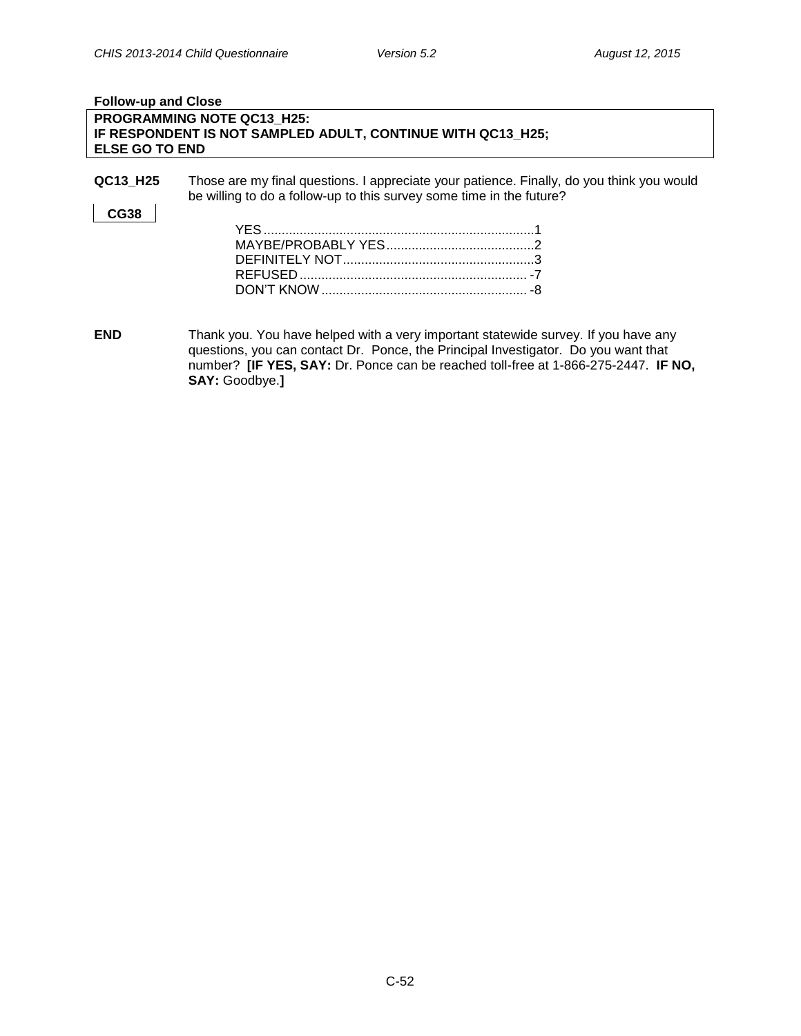**Follow-up and Close**

| PROGRAMMING NOTE QC13_H25: |
|---|
| **IF RESPONDENT IS NOT SAMPLED ADULT, CONTINUE WITH QC13_H25; ELSE GO TO END** |

**QC13_H25** Those are my final questions. I appreciate your patience. Finally, do you think you would be willing to do a follow-up to this survey some time in the future?

**CG38**

YES....................................................................1
MAYBE/PROBABLY YES..........................................2
DEFINITELY NOT.....................................................3
REFUSED............................................................... -7
DON'T KNOW......................................................... -8

**END** Thank you. You have helped with a very important statewide survey. If you have any questions, you can contact Dr. Ponce, the Principal Investigator. Do you want that number? **[IF YES, SAY:** Dr. Ponce can be reached toll-free at 1-866-275-2447. **IF NO, SAY:** Goodbye.**]**